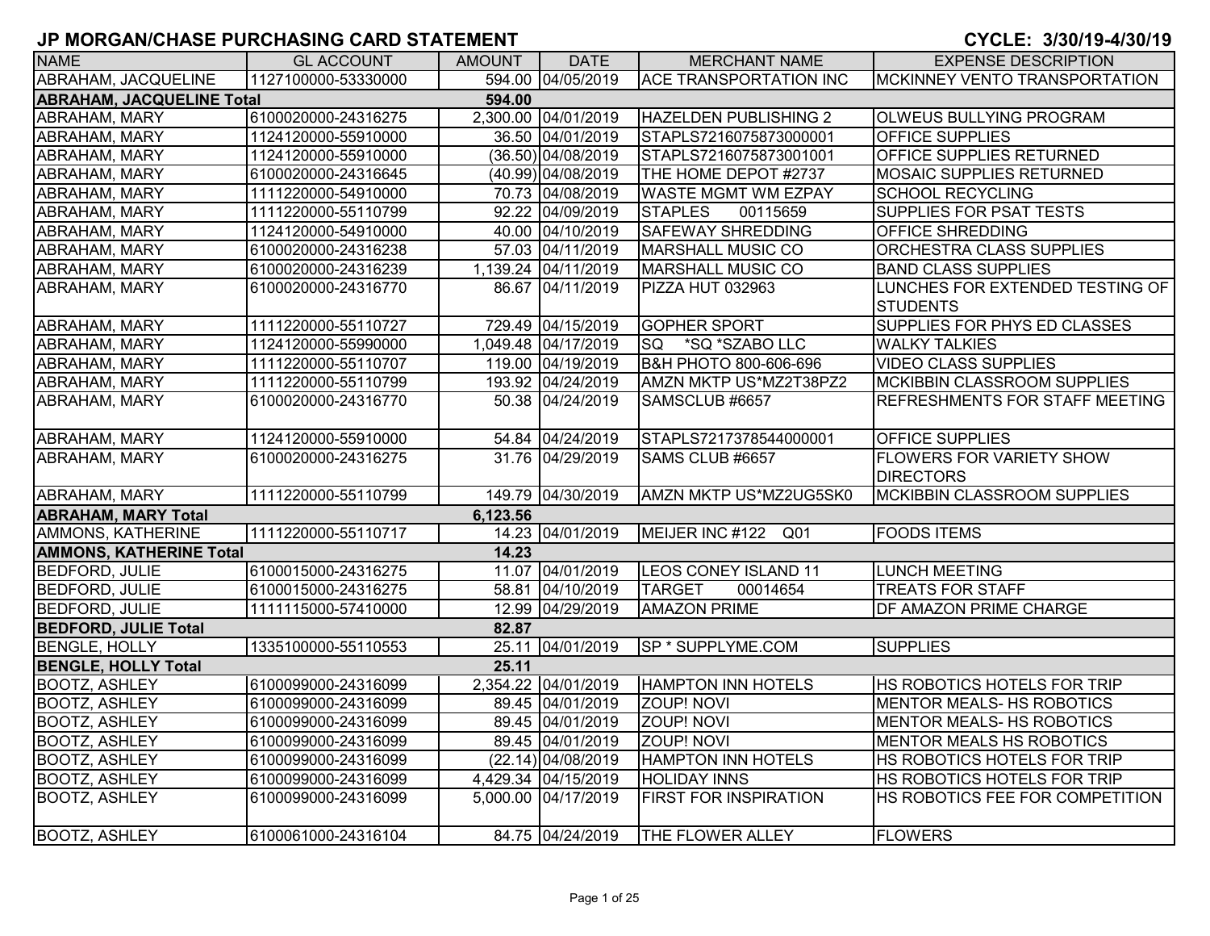# JP MORGAN/CHASE PURCHASING CARD STATEMENT

**CYCLE: 3/30/19-4/30/19**

| NAME | GL ACCOUNT | AMOUNT | DATE | MERCHANT NAME | EXPENSE DESCRIPTION |
|---|---|---|---|---|---|
| ABRAHAM, JACQUELINE | 1127100000-53330000 | 594.00 | 04/05/2019 | ACE TRANSPORTATION INC | MCKINNEY VENTO TRANSPORTATION |
| **ABRAHAM, JACQUELINE Total** | | **594.00** | | | |
| ABRAHAM, MARY | 6100020000-24316275 | 2,300.00 | 04/01/2019 | HAZELDEN PUBLISHING 2 | OLWEUS BULLYING PROGRAM |
| ABRAHAM, MARY | 1124120000-55910000 | 36.50 | 04/01/2019 | STAPLS7216075873000001 | OFFICE SUPPLIES |
| ABRAHAM, MARY | 1124120000-55910000 | (36.50) | 04/08/2019 | STAPLS7216075873001001 | OFFICE SUPPLIES RETURNED |
| ABRAHAM, MARY | 6100020000-24316645 | (40.99) | 04/08/2019 | THE HOME DEPOT #2737 | MOSAIC SUPPLIES RETURNED |
| ABRAHAM, MARY | 1111220000-54910000 | 70.73 | 04/08/2019 | WASTE MGMT WM EZPAY | SCHOOL RECYCLING |
| ABRAHAM, MARY | 1111220000-55110799 | 92.22 | 04/09/2019 | STAPLES 00115659 | SUPPLIES FOR PSAT TESTS |
| ABRAHAM, MARY | 1124120000-54910000 | 40.00 | 04/10/2019 | SAFEWAY SHREDDING | OFFICE SHREDDING |
| ABRAHAM, MARY | 6100020000-24316238 | 57.03 | 04/11/2019 | MARSHALL MUSIC CO | ORCHESTRA CLASS SUPPLIES |
| ABRAHAM, MARY | 6100020000-24316239 | 1,139.24 | 04/11/2019 | MARSHALL MUSIC CO | BAND CLASS SUPPLIES |
| ABRAHAM, MARY | 6100020000-24316770 | 86.67 | 04/11/2019 | PIZZA HUT 032963 | LUNCHES FOR EXTENDED TESTING OF STUDENTS |
| ABRAHAM, MARY | 1111220000-55110727 | 729.49 | 04/15/2019 | GOPHER SPORT | SUPPLIES FOR PHYS ED CLASSES |
| ABRAHAM, MARY | 1124120000-55990000 | 1,049.48 | 04/17/2019 | SQ *SQ *SZABO LLC | WALKY TALKIES |
| ABRAHAM, MARY | 1111220000-55110707 | 119.00 | 04/19/2019 | B&H PHOTO 800-606-696 | VIDEO CLASS SUPPLIES |
| ABRAHAM, MARY | 1111220000-55110799 | 193.92 | 04/24/2019 | AMZN MKTP US*MZ2T38PZ2 | MCKIBBIN CLASSROOM SUPPLIES |
| ABRAHAM, MARY | 6100020000-24316770 | 50.38 | 04/24/2019 | SAMSCLUB #6657 | REFRESHMENTS FOR STAFF MEETING |
| ABRAHAM, MARY | 1124120000-55910000 | 54.84 | 04/24/2019 | STAPLS7217378544000001 | OFFICE SUPPLIES |
| ABRAHAM, MARY | 6100020000-24316275 | 31.76 | 04/29/2019 | SAMS CLUB #6657 | FLOWERS FOR VARIETY SHOW DIRECTORS |
| ABRAHAM, MARY | 1111220000-55110799 | 149.79 | 04/30/2019 | AMZN MKTP US*MZ2UG5SK0 | MCKIBBIN CLASSROOM SUPPLIES |
| **ABRAHAM, MARY Total** | | **6,123.56** | | | |
| AMMONS, KATHERINE | 1111220000-55110717 | 14.23 | 04/01/2019 | MEIJER INC #122 Q01 | FOODS ITEMS |
| **AMMONS, KATHERINE Total** | | **14.23** | | | |
| BEDFORD, JULIE | 6100015000-24316275 | 11.07 | 04/01/2019 | LEOS CONEY ISLAND 11 | LUNCH MEETING |
| BEDFORD, JULIE | 6100015000-24316275 | 58.81 | 04/10/2019 | TARGET 00014654 | TREATS FOR STAFF |
| BEDFORD, JULIE | 1111115000-57410000 | 12.99 | 04/29/2019 | AMAZON PRIME | DF AMAZON PRIME CHARGE |
| **BEDFORD, JULIE Total** | | **82.87** | | | |
| BENGLE, HOLLY | 1335100000-55110553 | 25.11 | 04/01/2019 | SP * SUPPLYME.COM | SUPPLIES |
| **BENGLE, HOLLY Total** | | **25.11** | | | |
| BOOTZ, ASHLEY | 6100099000-24316099 | 2,354.22 | 04/01/2019 | HAMPTON INN HOTELS | HS ROBOTICS HOTELS FOR TRIP |
| BOOTZ, ASHLEY | 6100099000-24316099 | 89.45 | 04/01/2019 | ZOUP! NOVI | MENTOR MEALS- HS ROBOTICS |
| BOOTZ, ASHLEY | 6100099000-24316099 | 89.45 | 04/01/2019 | ZOUP! NOVI | MENTOR MEALS- HS ROBOTICS |
| BOOTZ, ASHLEY | 6100099000-24316099 | 89.45 | 04/01/2019 | ZOUP! NOVI | MENTOR MEALS HS ROBOTICS |
| BOOTZ, ASHLEY | 6100099000-24316099 | (22.14) | 04/08/2019 | HAMPTON INN HOTELS | HS ROBOTICS HOTELS FOR TRIP |
| BOOTZ, ASHLEY | 6100099000-24316099 | 4,429.34 | 04/15/2019 | HOLIDAY INNS | HS ROBOTICS HOTELS FOR TRIP |
| BOOTZ, ASHLEY | 6100099000-24316099 | 5,000.00 | 04/17/2019 | FIRST FOR INSPIRATION | HS ROBOTICS FEE FOR COMPETITION |
| BOOTZ, ASHLEY | 6100061000-24316104 | 84.75 | 04/24/2019 | THE FLOWER ALLEY | FLOWERS |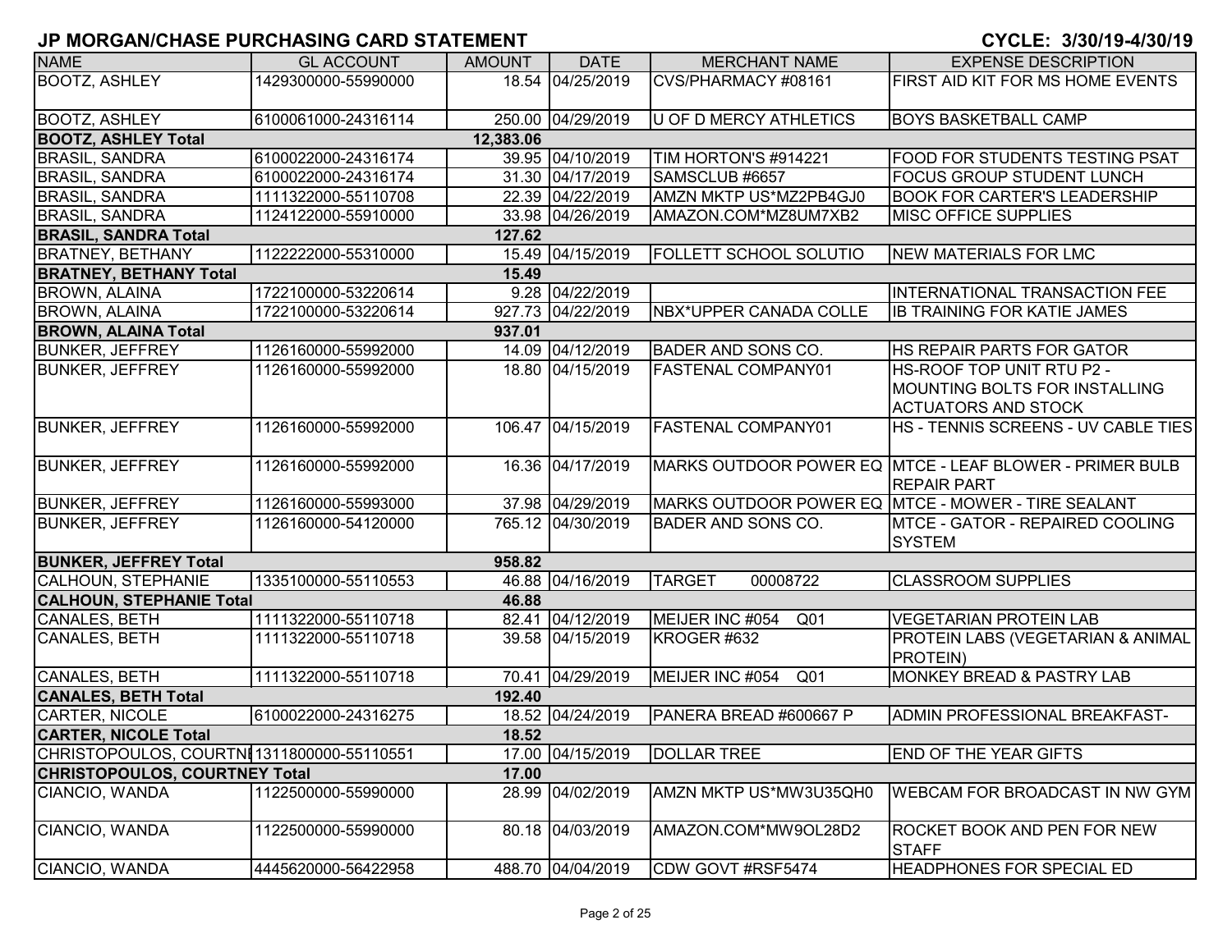# JP MORGAN/CHASE PURCHASING CARD STATEMENT

**CYCLE: 3/30/19-4/30/19**

| NAME | GL ACCOUNT | AMOUNT | DATE | MERCHANT NAME | EXPENSE DESCRIPTION |
|---|---|---|---|---|---|
| BOOTZ, ASHLEY | 1429300000-55990000 | 18.54 | 04/25/2019 | CVS/PHARMACY #08161 | FIRST AID KIT FOR MS HOME EVENTS |
| BOOTZ, ASHLEY | 6100061000-24316114 | 250.00 | 04/29/2019 | U OF D MERCY ATHLETICS | BOYS BASKETBALL CAMP |
| **BOOTZ, ASHLEY Total** | | **12,383.06** | | | |
| BRASIL, SANDRA | 6100022000-24316174 | 39.95 | 04/10/2019 | TIM HORTON'S #914221 | FOOD FOR STUDENTS TESTING PSAT |
| BRASIL, SANDRA | 6100022000-24316174 | 31.30 | 04/17/2019 | SAMSCLUB #6657 | FOCUS GROUP STUDENT LUNCH |
| BRASIL, SANDRA | 1111322000-55110708 | 22.39 | 04/22/2019 | AMZN MKTP US*MZ2PB4GJ0 | BOOK FOR CARTER'S LEADERSHIP |
| BRASIL, SANDRA | 1124122000-55910000 | 33.98 | 04/26/2019 | AMAZON.COM*MZ8UM7XB2 | MISC OFFICE SUPPLIES |
| **BRASIL, SANDRA Total** | | **127.62** | | | |
| BRATNEY, BETHANY | 1122222000-55310000 | 15.49 | 04/15/2019 | FOLLETT SCHOOL SOLUTIO | NEW MATERIALS FOR LMC |
| **BRATNEY, BETHANY Total** | | **15.49** | | | |
| BROWN, ALAINA | 1722100000-53220614 | 9.28 | 04/22/2019 | | INTERNATIONAL TRANSACTION FEE |
| BROWN, ALAINA | 1722100000-53220614 | 927.73 | 04/22/2019 | NBX*UPPER CANADA COLLE | IB TRAINING FOR KATIE JAMES |
| **BROWN, ALAINA Total** | | **937.01** | | | |
| BUNKER, JEFFREY | 1126160000-55992000 | 14.09 | 04/12/2019 | BADER AND SONS CO. | HS REPAIR PARTS FOR GATOR |
| BUNKER, JEFFREY | 1126160000-55992000 | 18.80 | 04/15/2019 | FASTENAL COMPANY01 | HS-ROOF TOP UNIT RTU P2 - MOUNTING BOLTS FOR INSTALLING ACTUATORS AND STOCK |
| BUNKER, JEFFREY | 1126160000-55992000 | 106.47 | 04/15/2019 | FASTENAL COMPANY01 | HS - TENNIS SCREENS - UV CABLE TIES |
| BUNKER, JEFFREY | 1126160000-55992000 | 16.36 | 04/17/2019 | MARKS OUTDOOR POWER EQ | MTCE - LEAF BLOWER - PRIMER BULB REPAIR PART |
| BUNKER, JEFFREY | 1126160000-55993000 | 37.98 | 04/29/2019 | MARKS OUTDOOR POWER EQ | MTCE - MOWER - TIRE SEALANT |
| BUNKER, JEFFREY | 1126160000-54120000 | 765.12 | 04/30/2019 | BADER AND SONS CO. | MTCE - GATOR - REPAIRED COOLING SYSTEM |
| **BUNKER, JEFFREY Total** | | **958.82** | | | |
| CALHOUN, STEPHANIE | 1335100000-55110553 | 46.88 | 04/16/2019 | TARGET 00008722 | CLASSROOM SUPPLIES |
| **CALHOUN, STEPHANIE Total** | | **46.88** | | | |
| CANALES, BETH | 1111322000-55110718 | 82.41 | 04/12/2019 | MEIJER INC #054 Q01 | VEGETARIAN PROTEIN LAB |
| CANALES, BETH | 1111322000-55110718 | 39.58 | 04/15/2019 | KROGER #632 | PROTEIN LABS (VEGETARIAN & ANIMAL PROTEIN) |
| CANALES, BETH | 1111322000-55110718 | 70.41 | 04/29/2019 | MEIJER INC #054 Q01 | MONKEY BREAD & PASTRY LAB |
| **CANALES, BETH Total** | | **192.40** | | | |
| CARTER, NICOLE | 6100022000-24316275 | 18.52 | 04/24/2019 | PANERA BREAD #600667 P | ADMIN PROFESSIONAL BREAKFAST- |
| **CARTER, NICOLE Total** | | **18.52** | | | |
| CHRISTOPOULOS, COURTNI | 1311800000-55110551 | 17.00 | 04/15/2019 | DOLLAR TREE | END OF THE YEAR GIFTS |
| **CHRISTOPOULOS, COURTNEY Total** | | **17.00** | | | |
| CIANCIO, WANDA | 1122500000-55990000 | 28.99 | 04/02/2019 | AMZN MKTP US*MW3U35QH0 | WEBCAM FOR BROADCAST IN NW GYM |
| CIANCIO, WANDA | 1122500000-55990000 | 80.18 | 04/03/2019 | AMAZON.COM*MW9OL28D2 | ROCKET BOOK AND PEN FOR NEW STAFF |
| CIANCIO, WANDA | 4445620000-56422958 | 488.70 | 04/04/2019 | CDW GOVT #RSF5474 | HEADPHONES FOR SPECIAL ED |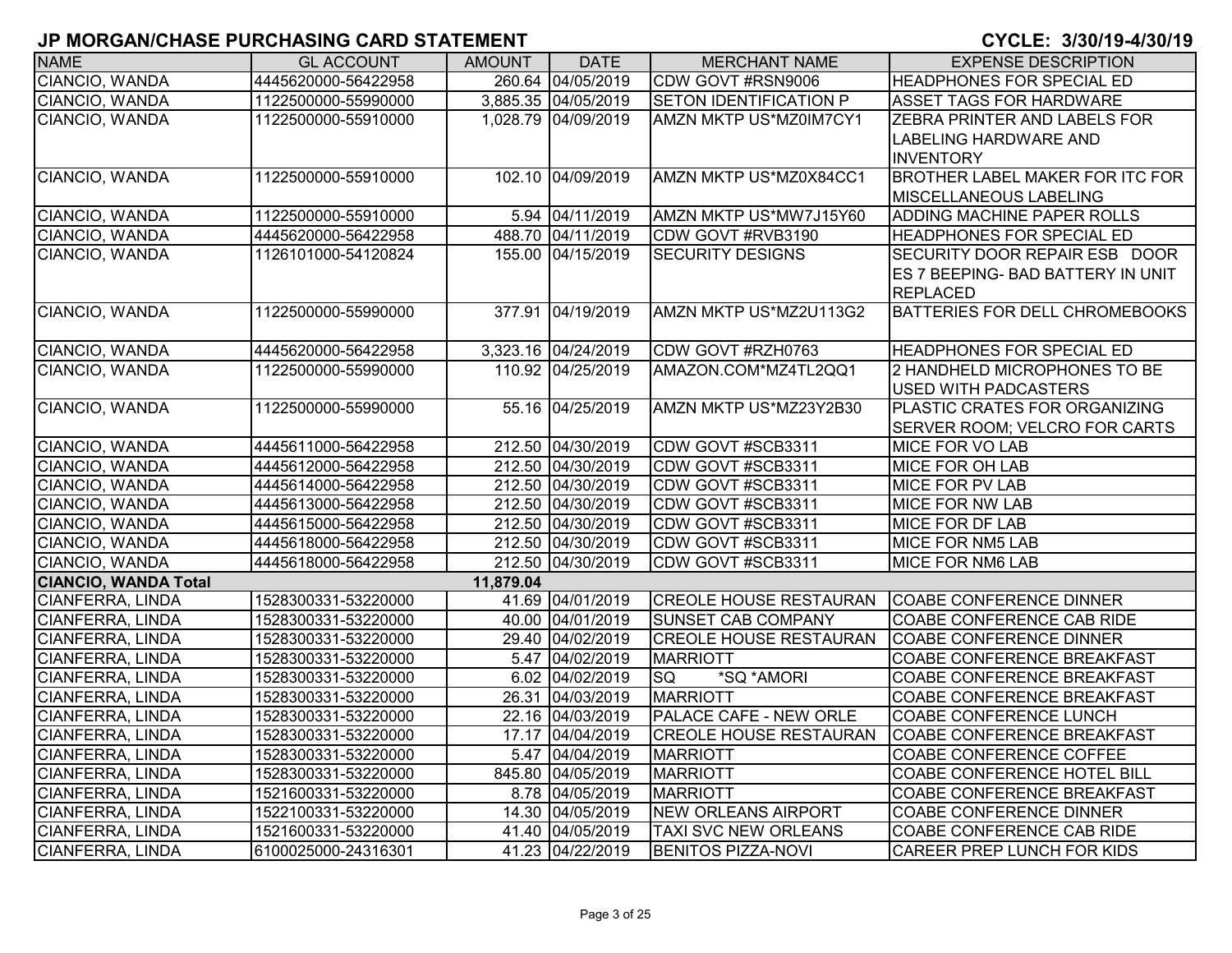# JP MORGAN/CHASE PURCHASING CARD STATEMENT

**CYCLE: 3/30/19-4/30/19**

| NAME | GL ACCOUNT | AMOUNT | DATE | MERCHANT NAME | EXPENSE DESCRIPTION |
|---|---|---|---|---|---|
| CIANCIO, WANDA | 4445620000-56422958 | 260.64 | 04/05/2019 | CDW GOVT #RSN9006 | HEADPHONES FOR SPECIAL ED |
| CIANCIO, WANDA | 1122500000-55990000 | 3,885.35 | 04/05/2019 | SETON IDENTIFICATION P | ASSET TAGS FOR HARDWARE |
| CIANCIO, WANDA | 1122500000-55910000 | 1,028.79 | 04/09/2019 | AMZN MKTP US*MZ0IM7CY1 | ZEBRA PRINTER AND LABELS FOR LABELING HARDWARE AND INVENTORY |
| CIANCIO, WANDA | 1122500000-55910000 | 102.10 | 04/09/2019 | AMZN MKTP US*MZ0X84CC1 | BROTHER LABEL MAKER FOR ITC FOR MISCELLANEOUS LABELING |
| CIANCIO, WANDA | 1122500000-55910000 | 5.94 | 04/11/2019 | AMZN MKTP US*MW7J15Y60 | ADDING MACHINE PAPER ROLLS |
| CIANCIO, WANDA | 4445620000-56422958 | 488.70 | 04/11/2019 | CDW GOVT #RVB3190 | HEADPHONES FOR SPECIAL ED |
| CIANCIO, WANDA | 1126101000-54120824 | 155.00 | 04/15/2019 | SECURITY DESIGNS | SECURITY DOOR REPAIR ESB DOOR ES 7 BEEPING- BAD BATTERY IN UNIT REPLACED |
| CIANCIO, WANDA | 1122500000-55990000 | 377.91 | 04/19/2019 | AMZN MKTP US*MZ2U113G2 | BATTERIES FOR DELL CHROMEBOOKS |
| CIANCIO, WANDA | 4445620000-56422958 | 3,323.16 | 04/24/2019 | CDW GOVT #RZH0763 | HEADPHONES FOR SPECIAL ED |
| CIANCIO, WANDA | 1122500000-55990000 | 110.92 | 04/25/2019 | AMAZON.COM*MZ4TL2QQ1 | 2 HANDHELD MICROPHONES TO BE USED WITH PADCASTERS |
| CIANCIO, WANDA | 1122500000-55990000 | 55.16 | 04/25/2019 | AMZN MKTP US*MZ23Y2B30 | PLASTIC CRATES FOR ORGANIZING SERVER ROOM; VELCRO FOR CARTS |
| CIANCIO, WANDA | 4445611000-56422958 | 212.50 | 04/30/2019 | CDW GOVT #SCB3311 | MICE FOR VO LAB |
| CIANCIO, WANDA | 4445612000-56422958 | 212.50 | 04/30/2019 | CDW GOVT #SCB3311 | MICE FOR OH LAB |
| CIANCIO, WANDA | 4445614000-56422958 | 212.50 | 04/30/2019 | CDW GOVT #SCB3311 | MICE FOR PV LAB |
| CIANCIO, WANDA | 4445613000-56422958 | 212.50 | 04/30/2019 | CDW GOVT #SCB3311 | MICE FOR NW LAB |
| CIANCIO, WANDA | 4445615000-56422958 | 212.50 | 04/30/2019 | CDW GOVT #SCB3311 | MICE FOR DF LAB |
| CIANCIO, WANDA | 4445618000-56422958 | 212.50 | 04/30/2019 | CDW GOVT #SCB3311 | MICE FOR NM5 LAB |
| CIANCIO, WANDA | 4445618000-56422958 | 212.50 | 04/30/2019 | CDW GOVT #SCB3311 | MICE FOR NM6 LAB |
| **CIANCIO, WANDA Total** | | **11,879.04** | | | |
| CIANFERRA, LINDA | 1528300331-53220000 | 41.69 | 04/01/2019 | CREOLE HOUSE RESTAURAN | COABE CONFERENCE DINNER |
| CIANFERRA, LINDA | 1528300331-53220000 | 40.00 | 04/01/2019 | SUNSET CAB COMPANY | COABE CONFERENCE CAB RIDE |
| CIANFERRA, LINDA | 1528300331-53220000 | 29.40 | 04/02/2019 | CREOLE HOUSE RESTAURAN | COABE CONFERENCE DINNER |
| CIANFERRA, LINDA | 1528300331-53220000 | 5.47 | 04/02/2019 | MARRIOTT | COABE CONFERENCE BREAKFAST |
| CIANFERRA, LINDA | 1528300331-53220000 | 6.02 | 04/02/2019 | SQ *SQ *AMORI | COABE CONFERENCE BREAKFAST |
| CIANFERRA, LINDA | 1528300331-53220000 | 26.31 | 04/03/2019 | MARRIOTT | COABE CONFERENCE BREAKFAST |
| CIANFERRA, LINDA | 1528300331-53220000 | 22.16 | 04/03/2019 | PALACE CAFE - NEW ORLE | COABE CONFERENCE LUNCH |
| CIANFERRA, LINDA | 1528300331-53220000 | 17.17 | 04/04/2019 | CREOLE HOUSE RESTAURAN | COABE CONFERENCE BREAKFAST |
| CIANFERRA, LINDA | 1528300331-53220000 | 5.47 | 04/04/2019 | MARRIOTT | COABE CONFERENCE COFFEE |
| CIANFERRA, LINDA | 1528300331-53220000 | 845.80 | 04/05/2019 | MARRIOTT | COABE CONFERENCE HOTEL BILL |
| CIANFERRA, LINDA | 1521600331-53220000 | 8.78 | 04/05/2019 | MARRIOTT | COABE CONFERENCE BREAKFAST |
| CIANFERRA, LINDA | 1522100331-53220000 | 14.30 | 04/05/2019 | NEW ORLEANS AIRPORT | COABE CONFERENCE DINNER |
| CIANFERRA, LINDA | 1521600331-53220000 | 41.40 | 04/05/2019 | TAXI SVC NEW ORLEANS | COABE CONFERENCE CAB RIDE |
| CIANFERRA, LINDA | 6100025000-24316301 | 41.23 | 04/22/2019 | BENITOS PIZZA-NOVI | CAREER PREP LUNCH FOR KIDS |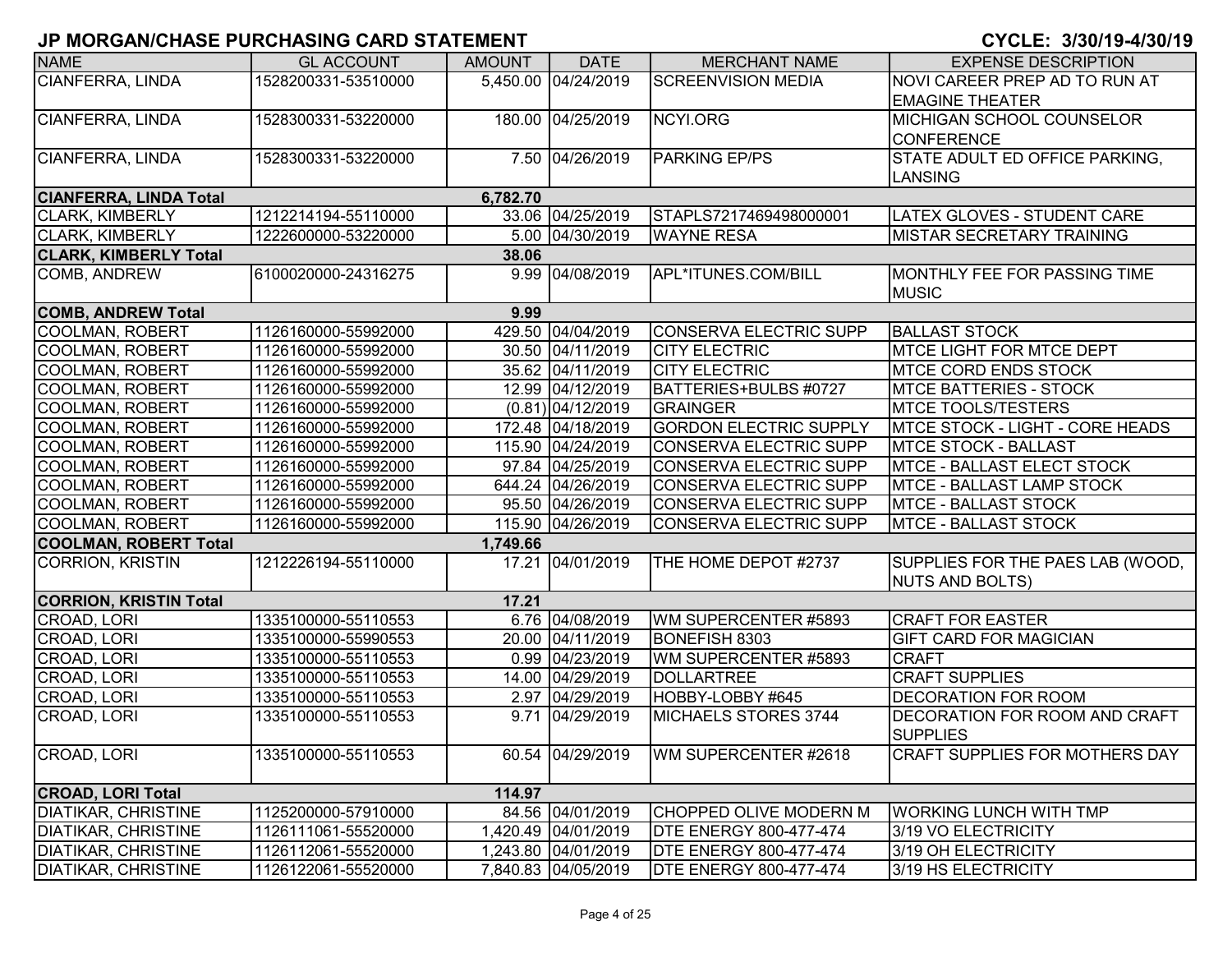# JP MORGAN/CHASE PURCHASING CARD STATEMENT

**CYCLE: 3/30/19-4/30/19**

| NAME | GL ACCOUNT | AMOUNT | DATE | MERCHANT NAME | EXPENSE DESCRIPTION |
|---|---|---|---|---|---|
| CIANFERRA, LINDA | 1528200331-53510000 | 5,450.00 | 04/24/2019 | SCREENVISION MEDIA | NOVI CAREER PREP AD TO RUN AT EMAGINE THEATER |
| CIANFERRA, LINDA | 1528300331-53220000 | 180.00 | 04/25/2019 | NCYI.ORG | MICHIGAN SCHOOL COUNSELOR CONFERENCE |
| CIANFERRA, LINDA | 1528300331-53220000 | 7.50 | 04/26/2019 | PARKING EP/PS | STATE ADULT ED OFFICE PARKING, LANSING |
| **CIANFERRA, LINDA Total** | | **6,782.70** | | | |
| CLARK, KIMBERLY | 1212214194-55110000 | 33.06 | 04/25/2019 | STAPLS7217469498000001 | LATEX GLOVES - STUDENT CARE |
| CLARK, KIMBERLY | 1222600000-53220000 | 5.00 | 04/30/2019 | WAYNE RESA | MISTAR SECRETARY TRAINING |
| **CLARK, KIMBERLY Total** | | **38.06** | | | |
| COMB, ANDREW | 6100020000-24316275 | 9.99 | 04/08/2019 | APL*ITUNES.COM/BILL | MONTHLY FEE FOR PASSING TIME MUSIC |
| **COMB, ANDREW Total** | | **9.99** | | | |
| COOLMAN, ROBERT | 1126160000-55992000 | 429.50 | 04/04/2019 | CONSERVA ELECTRIC SUPP | BALLAST STOCK |
| COOLMAN, ROBERT | 1126160000-55992000 | 30.50 | 04/11/2019 | CITY ELECTRIC | MTCE LIGHT FOR MTCE DEPT |
| COOLMAN, ROBERT | 1126160000-55992000 | 35.62 | 04/11/2019 | CITY ELECTRIC | MTCE CORD ENDS STOCK |
| COOLMAN, ROBERT | 1126160000-55992000 | 12.99 | 04/12/2019 | BATTERIES+BULBS #0727 | MTCE BATTERIES - STOCK |
| COOLMAN, ROBERT | 1126160000-55992000 | (0.81) | 04/12/2019 | GRAINGER | MTCE TOOLS/TESTERS |
| COOLMAN, ROBERT | 1126160000-55992000 | 172.48 | 04/18/2019 | GORDON ELECTRIC SUPPLY | MTCE STOCK - LIGHT - CORE HEADS |
| COOLMAN, ROBERT | 1126160000-55992000 | 115.90 | 04/24/2019 | CONSERVA ELECTRIC SUPP | MTCE STOCK - BALLAST |
| COOLMAN, ROBERT | 1126160000-55992000 | 97.84 | 04/25/2019 | CONSERVA ELECTRIC SUPP | MTCE - BALLAST ELECT STOCK |
| COOLMAN, ROBERT | 1126160000-55992000 | 644.24 | 04/26/2019 | CONSERVA ELECTRIC SUPP | MTCE - BALLAST LAMP STOCK |
| COOLMAN, ROBERT | 1126160000-55992000 | 95.50 | 04/26/2019 | CONSERVA ELECTRIC SUPP | MTCE - BALLAST STOCK |
| COOLMAN, ROBERT | 1126160000-55992000 | 115.90 | 04/26/2019 | CONSERVA ELECTRIC SUPP | MTCE - BALLAST STOCK |
| **COOLMAN, ROBERT Total** | | **1,749.66** | | | |
| CORRION, KRISTIN | 1212226194-55110000 | 17.21 | 04/01/2019 | THE HOME DEPOT #2737 | SUPPLIES FOR THE PAES LAB (WOOD, NUTS AND BOLTS) |
| **CORRION, KRISTIN Total** | | **17.21** | | | |
| CROAD, LORI | 1335100000-55110553 | 6.76 | 04/08/2019 | WM SUPERCENTER #5893 | CRAFT FOR EASTER |
| CROAD, LORI | 1335100000-55990553 | 20.00 | 04/11/2019 | BONEFISH 8303 | GIFT CARD FOR MAGICIAN |
| CROAD, LORI | 1335100000-55110553 | 0.99 | 04/23/2019 | WM SUPERCENTER #5893 | CRAFT |
| CROAD, LORI | 1335100000-55110553 | 14.00 | 04/29/2019 | DOLLARTREE | CRAFT SUPPLIES |
| CROAD, LORI | 1335100000-55110553 | 2.97 | 04/29/2019 | HOBBY-LOBBY #645 | DECORATION FOR ROOM |
| CROAD, LORI | 1335100000-55110553 | 9.71 | 04/29/2019 | MICHAELS STORES 3744 | DECORATION FOR ROOM AND CRAFT SUPPLIES |
| CROAD, LORI | 1335100000-55110553 | 60.54 | 04/29/2019 | WM SUPERCENTER #2618 | CRAFT SUPPLIES FOR MOTHERS DAY |
| **CROAD, LORI Total** | | **114.97** | | | |
| DIATIKAR, CHRISTINE | 1125200000-57910000 | 84.56 | 04/01/2019 | CHOPPED OLIVE MODERN M | WORKING LUNCH WITH TMP |
| DIATIKAR, CHRISTINE | 1126111061-55520000 | 1,420.49 | 04/01/2019 | DTE ENERGY 800-477-474 | 3/19 VO ELECTRICITY |
| DIATIKAR, CHRISTINE | 1126112061-55520000 | 1,243.80 | 04/01/2019 | DTE ENERGY 800-477-474 | 3/19 OH ELECTRICITY |
| DIATIKAR, CHRISTINE | 1126122061-55520000 | 7,840.83 | 04/05/2019 | DTE ENERGY 800-477-474 | 3/19 HS ELECTRICITY |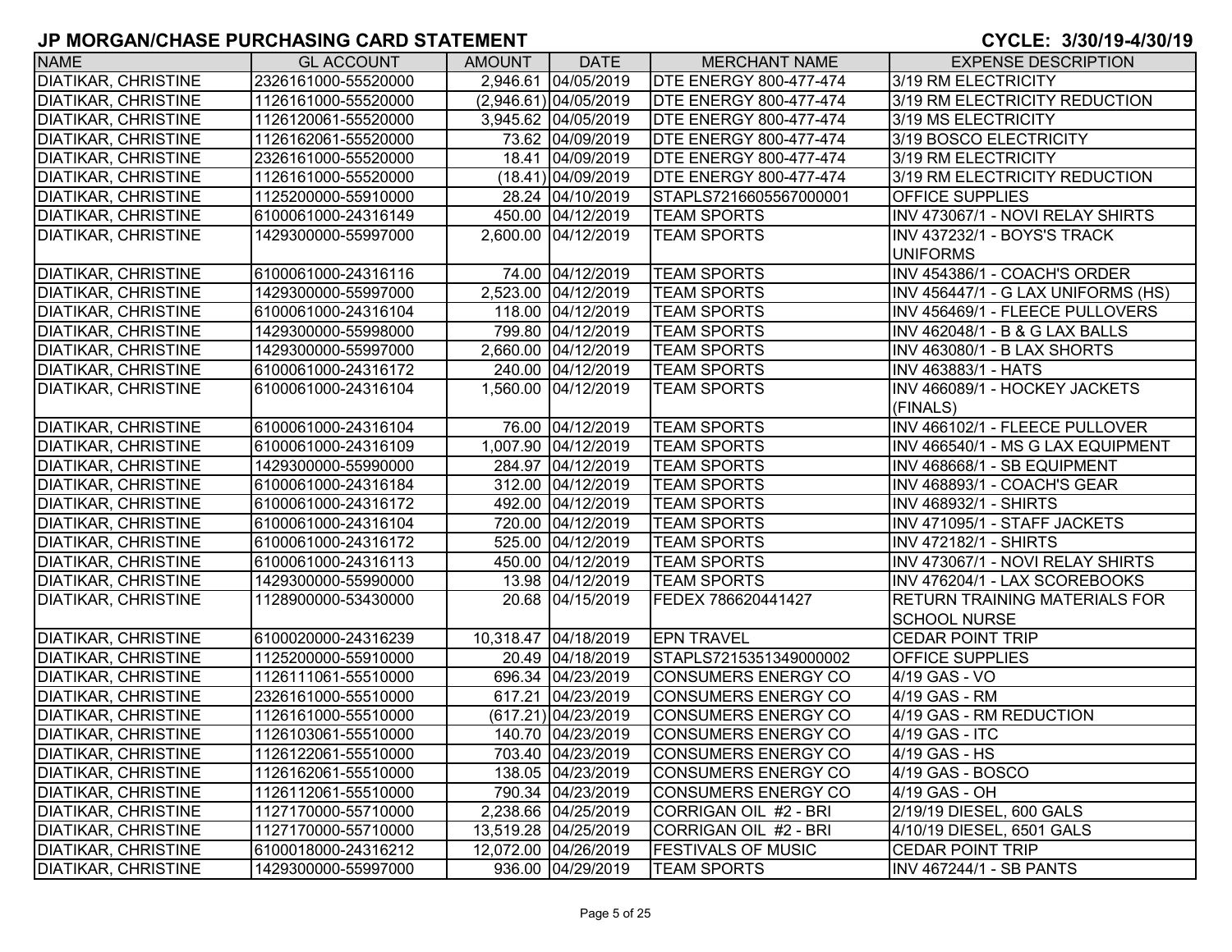# JP MORGAN/CHASE PURCHASING CARD STATEMENT

**CYCLE: 3/30/19-4/30/19**

| NAME | GL ACCOUNT | AMOUNT | DATE | MERCHANT NAME | EXPENSE DESCRIPTION |
|---|---|---|---|---|---|
| DIATIKAR, CHRISTINE | 2326161000-55520000 | 2,946.61 | 04/05/2019 | DTE ENERGY 800-477-474 | 3/19 RM ELECTRICITY |
| DIATIKAR, CHRISTINE | 1126161000-55520000 | (2,946.61) | 04/05/2019 | DTE ENERGY 800-477-474 | 3/19 RM ELECTRICITY REDUCTION |
| DIATIKAR, CHRISTINE | 1126120061-55520000 | 3,945.62 | 04/05/2019 | DTE ENERGY 800-477-474 | 3/19 MS ELECTRICITY |
| DIATIKAR, CHRISTINE | 1126162061-55520000 | 73.62 | 04/09/2019 | DTE ENERGY 800-477-474 | 3/19 BOSCO ELECTRICITY |
| DIATIKAR, CHRISTINE | 2326161000-55520000 | 18.41 | 04/09/2019 | DTE ENERGY 800-477-474 | 3/19 RM ELECTRICITY |
| DIATIKAR, CHRISTINE | 1126161000-55520000 | (18.41) | 04/09/2019 | DTE ENERGY 800-477-474 | 3/19 RM ELECTRICITY REDUCTION |
| DIATIKAR, CHRISTINE | 1125200000-55910000 | 28.24 | 04/10/2019 | STAPLS7216605567000001 | OFFICE SUPPLIES |
| DIATIKAR, CHRISTINE | 6100061000-24316149 | 450.00 | 04/12/2019 | TEAM SPORTS | INV 473067/1 - NOVI RELAY SHIRTS |
| DIATIKAR, CHRISTINE | 1429300000-55997000 | 2,600.00 | 04/12/2019 | TEAM SPORTS | INV 437232/1 - BOYS'S TRACK UNIFORMS |
| DIATIKAR, CHRISTINE | 6100061000-24316116 | 74.00 | 04/12/2019 | TEAM SPORTS | INV 454386/1 - COACH'S ORDER |
| DIATIKAR, CHRISTINE | 1429300000-55997000 | 2,523.00 | 04/12/2019 | TEAM SPORTS | INV 456447/1 - G LAX UNIFORMS (HS) |
| DIATIKAR, CHRISTINE | 6100061000-24316104 | 118.00 | 04/12/2019 | TEAM SPORTS | INV 456469/1 - FLEECE PULLOVERS |
| DIATIKAR, CHRISTINE | 1429300000-55998000 | 799.80 | 04/12/2019 | TEAM SPORTS | INV 462048/1 - B & G LAX BALLS |
| DIATIKAR, CHRISTINE | 1429300000-55997000 | 2,660.00 | 04/12/2019 | TEAM SPORTS | INV 463080/1 - B LAX SHORTS |
| DIATIKAR, CHRISTINE | 6100061000-24316172 | 240.00 | 04/12/2019 | TEAM SPORTS | INV 463883/1 - HATS |
| DIATIKAR, CHRISTINE | 6100061000-24316104 | 1,560.00 | 04/12/2019 | TEAM SPORTS | INV 466089/1 - HOCKEY JACKETS (FINALS) |
| DIATIKAR, CHRISTINE | 6100061000-24316104 | 76.00 | 04/12/2019 | TEAM SPORTS | INV 466102/1 - FLEECE PULLOVER |
| DIATIKAR, CHRISTINE | 6100061000-24316109 | 1,007.90 | 04/12/2019 | TEAM SPORTS | INV 466540/1 - MS G LAX EQUIPMENT |
| DIATIKAR, CHRISTINE | 1429300000-55990000 | 284.97 | 04/12/2019 | TEAM SPORTS | INV 468668/1 - SB EQUIPMENT |
| DIATIKAR, CHRISTINE | 6100061000-24316184 | 312.00 | 04/12/2019 | TEAM SPORTS | INV 468893/1 - COACH'S GEAR |
| DIATIKAR, CHRISTINE | 6100061000-24316172 | 492.00 | 04/12/2019 | TEAM SPORTS | INV 468932/1 - SHIRTS |
| DIATIKAR, CHRISTINE | 6100061000-24316104 | 720.00 | 04/12/2019 | TEAM SPORTS | INV 471095/1 - STAFF JACKETS |
| DIATIKAR, CHRISTINE | 6100061000-24316172 | 525.00 | 04/12/2019 | TEAM SPORTS | INV 472182/1 - SHIRTS |
| DIATIKAR, CHRISTINE | 6100061000-24316113 | 450.00 | 04/12/2019 | TEAM SPORTS | INV 473067/1 - NOVI RELAY SHIRTS |
| DIATIKAR, CHRISTINE | 1429300000-55990000 | 13.98 | 04/12/2019 | TEAM SPORTS | INV 476204/1 - LAX SCOREBOOKS |
| DIATIKAR, CHRISTINE | 1128900000-53430000 | 20.68 | 04/15/2019 | FEDEX 786620441427 | RETURN TRAINING MATERIALS FOR SCHOOL NURSE |
| DIATIKAR, CHRISTINE | 6100020000-24316239 | 10,318.47 | 04/18/2019 | EPN TRAVEL | CEDAR POINT TRIP |
| DIATIKAR, CHRISTINE | 1125200000-55910000 | 20.49 | 04/18/2019 | STAPLS7215351349000002 | OFFICE SUPPLIES |
| DIATIKAR, CHRISTINE | 1126111061-55510000 | 696.34 | 04/23/2019 | CONSUMERS ENERGY CO | 4/19 GAS - VO |
| DIATIKAR, CHRISTINE | 2326161000-55510000 | 617.21 | 04/23/2019 | CONSUMERS ENERGY CO | 4/19 GAS - RM |
| DIATIKAR, CHRISTINE | 1126161000-55510000 | (617.21) | 04/23/2019 | CONSUMERS ENERGY CO | 4/19 GAS - RM REDUCTION |
| DIATIKAR, CHRISTINE | 1126103061-55510000 | 140.70 | 04/23/2019 | CONSUMERS ENERGY CO | 4/19 GAS - ITC |
| DIATIKAR, CHRISTINE | 1126122061-55510000 | 703.40 | 04/23/2019 | CONSUMERS ENERGY CO | 4/19 GAS - HS |
| DIATIKAR, CHRISTINE | 1126162061-55510000 | 138.05 | 04/23/2019 | CONSUMERS ENERGY CO | 4/19 GAS - BOSCO |
| DIATIKAR, CHRISTINE | 1126112061-55510000 | 790.34 | 04/23/2019 | CONSUMERS ENERGY CO | 4/19 GAS - OH |
| DIATIKAR, CHRISTINE | 1127170000-55710000 | 2,238.66 | 04/25/2019 | CORRIGAN OIL #2 - BRI | 2/19/19 DIESEL, 600 GALS |
| DIATIKAR, CHRISTINE | 1127170000-55710000 | 13,519.28 | 04/25/2019 | CORRIGAN OIL #2 - BRI | 4/10/19 DIESEL, 6501 GALS |
| DIATIKAR, CHRISTINE | 6100018000-24316212 | 12,072.00 | 04/26/2019 | FESTIVALS OF MUSIC | CEDAR POINT TRIP |
| DIATIKAR, CHRISTINE | 1429300000-55997000 | 936.00 | 04/29/2019 | TEAM SPORTS | INV 467244/1 - SB PANTS |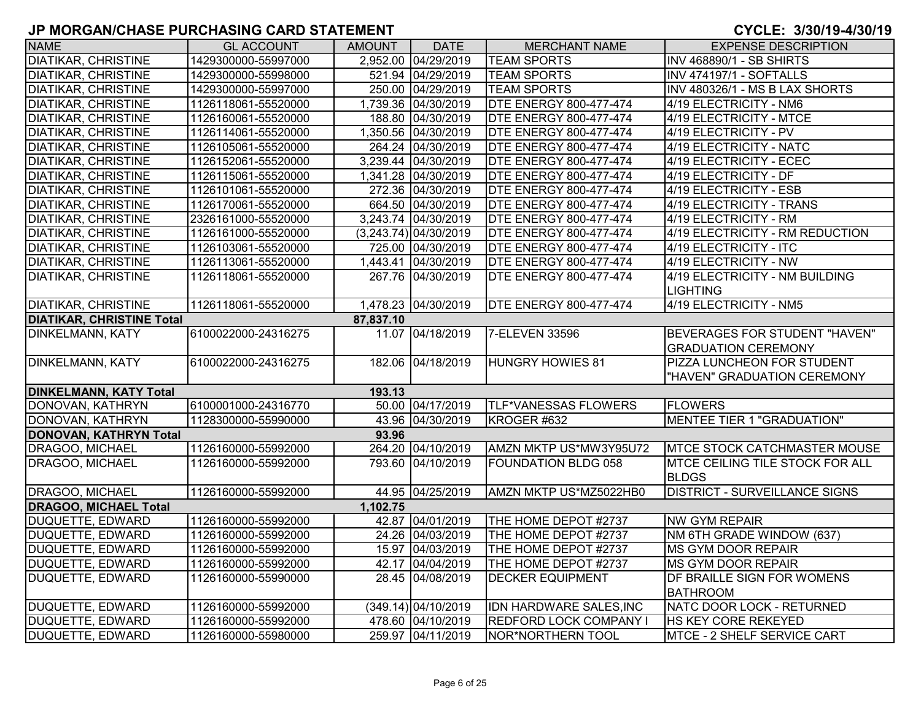## JP MORGAN/CHASE PURCHASING CARD STATEMENT

**CYCLE: 3/30/19-4/30/19**

| NAME | GL ACCOUNT | AMOUNT | DATE | MERCHANT NAME | EXPENSE DESCRIPTION |
|---|---|---|---|---|---|
| DIATIKAR, CHRISTINE | 1429300000-55997000 | 2,952.00 | 04/29/2019 | TEAM SPORTS | INV 468890/1 - SB SHIRTS |
| DIATIKAR, CHRISTINE | 1429300000-55998000 | 521.94 | 04/29/2019 | TEAM SPORTS | INV 474197/1 - SOFTALLS |
| DIATIKAR, CHRISTINE | 1429300000-55997000 | 250.00 | 04/29/2019 | TEAM SPORTS | INV 480326/1 - MS B LAX SHORTS |
| DIATIKAR, CHRISTINE | 1126118061-55520000 | 1,739.36 | 04/30/2019 | DTE ENERGY 800-477-474 | 4/19 ELECTRICITY - NM6 |
| DIATIKAR, CHRISTINE | 1126160061-55520000 | 188.80 | 04/30/2019 | DTE ENERGY 800-477-474 | 4/19 ELECTRICITY - MTCE |
| DIATIKAR, CHRISTINE | 1126114061-55520000 | 1,350.56 | 04/30/2019 | DTE ENERGY 800-477-474 | 4/19 ELECTRICITY - PV |
| DIATIKAR, CHRISTINE | 1126105061-55520000 | 264.24 | 04/30/2019 | DTE ENERGY 800-477-474 | 4/19 ELECTRICITY - NATC |
| DIATIKAR, CHRISTINE | 1126152061-55520000 | 3,239.44 | 04/30/2019 | DTE ENERGY 800-477-474 | 4/19 ELECTRICITY - ECEC |
| DIATIKAR, CHRISTINE | 1126115061-55520000 | 1,341.28 | 04/30/2019 | DTE ENERGY 800-477-474 | 4/19 ELECTRICITY - DF |
| DIATIKAR, CHRISTINE | 1126101061-55520000 | 272.36 | 04/30/2019 | DTE ENERGY 800-477-474 | 4/19 ELECTRICITY - ESB |
| DIATIKAR, CHRISTINE | 1126170061-55520000 | 664.50 | 04/30/2019 | DTE ENERGY 800-477-474 | 4/19 ELECTRICITY - TRANS |
| DIATIKAR, CHRISTINE | 2326161000-55520000 | 3,243.74 | 04/30/2019 | DTE ENERGY 800-477-474 | 4/19 ELECTRICITY - RM |
| DIATIKAR, CHRISTINE | 1126161000-55520000 | (3,243.74) | 04/30/2019 | DTE ENERGY 800-477-474 | 4/19 ELECTRICITY - RM REDUCTION |
| DIATIKAR, CHRISTINE | 1126103061-55520000 | 725.00 | 04/30/2019 | DTE ENERGY 800-477-474 | 4/19 ELECTRICITY - ITC |
| DIATIKAR, CHRISTINE | 1126113061-55520000 | 1,443.41 | 04/30/2019 | DTE ENERGY 800-477-474 | 4/19 ELECTRICITY - NW |
| DIATIKAR, CHRISTINE | 1126118061-55520000 | 267.76 | 04/30/2019 | DTE ENERGY 800-477-474 | 4/19 ELECTRICITY - NM BUILDING LIGHTING |
| DIATIKAR, CHRISTINE | 1126118061-55520000 | 1,478.23 | 04/30/2019 | DTE ENERGY 800-477-474 | 4/19 ELECTRICITY - NM5 |
| **DIATIKAR, CHRISTINE Total** | | **87,837.10** | | | |
| DINKELMANN, KATY | 6100022000-24316275 | 11.07 | 04/18/2019 | 7-ELEVEN 33596 | BEVERAGES FOR STUDENT "HAVEN" GRADUATION CEREMONY |
| DINKELMANN, KATY | 6100022000-24316275 | 182.06 | 04/18/2019 | HUNGRY HOWIES 81 | PIZZA LUNCHEON FOR STUDENT "HAVEN" GRADUATION CEREMONY |
| **DINKELMANN, KATY Total** | | **193.13** | | | |
| DONOVAN, KATHRYN | 6100001000-24316770 | 50.00 | 04/17/2019 | TLF*VANESSAS FLOWERS | FLOWERS |
| DONOVAN, KATHRYN | 1128300000-55990000 | 43.96 | 04/30/2019 | KROGER #632 | MENTEE TIER 1 "GRADUATION" |
| **DONOVAN, KATHRYN Total** | | **93.96** | | | |
| DRAGOO, MICHAEL | 1126160000-55992000 | 264.20 | 04/10/2019 | AMZN MKTP US*MW3Y95U72 | MTCE STOCK CATCHMASTER MOUSE |
| DRAGOO, MICHAEL | 1126160000-55992000 | 793.60 | 04/10/2019 | FOUNDATION BLDG 058 | MTCE CEILING TILE STOCK FOR ALL BLDGS |
| DRAGOO, MICHAEL | 1126160000-55992000 | 44.95 | 04/25/2019 | AMZN MKTP US*MZ5022HB0 | DISTRICT - SURVEILLANCE SIGNS |
| **DRAGOO, MICHAEL Total** | | **1,102.75** | | | |
| DUQUETTE, EDWARD | 1126160000-55992000 | 42.87 | 04/01/2019 | THE HOME DEPOT #2737 | NW GYM REPAIR |
| DUQUETTE, EDWARD | 1126160000-55992000 | 24.26 | 04/03/2019 | THE HOME DEPOT #2737 | NM 6TH GRADE WINDOW (637) |
| DUQUETTE, EDWARD | 1126160000-55992000 | 15.97 | 04/03/2019 | THE HOME DEPOT #2737 | MS GYM DOOR REPAIR |
| DUQUETTE, EDWARD | 1126160000-55992000 | 42.17 | 04/04/2019 | THE HOME DEPOT #2737 | MS GYM DOOR REPAIR |
| DUQUETTE, EDWARD | 1126160000-55990000 | 28.45 | 04/08/2019 | DECKER EQUIPMENT | DF BRAILLE SIGN FOR WOMENS BATHROOM |
| DUQUETTE, EDWARD | 1126160000-55992000 | (349.14) | 04/10/2019 | IDN HARDWARE SALES,INC | NATC DOOR LOCK - RETURNED |
| DUQUETTE, EDWARD | 1126160000-55992000 | 478.60 | 04/10/2019 | REDFORD LOCK COMPANY I | HS KEY CORE REKEYED |
| DUQUETTE, EDWARD | 1126160000-55980000 | 259.97 | 04/11/2019 | NOR*NORTHERN TOOL | MTCE - 2 SHELF SERVICE CART |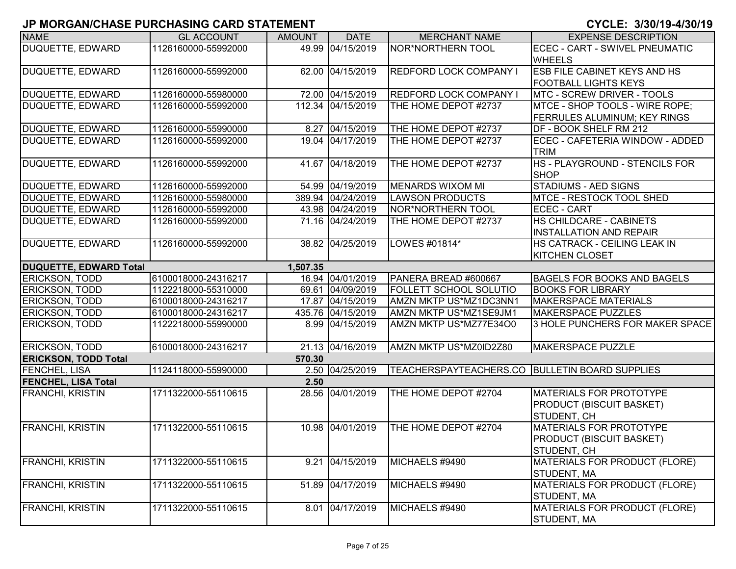# JP MORGAN/CHASE PURCHASING CARD STATEMENT

CYCLE: 3/30/19-4/30/19

| NAME | GL ACCOUNT | AMOUNT | DATE | MERCHANT NAME | EXPENSE DESCRIPTION |
|---|---|---|---|---|---|
| DUQUETTE, EDWARD | 1126160000-55992000 | 49.99 | 04/15/2019 | NOR*NORTHERN TOOL | ECEC - CART - SWIVEL PNEUMATIC WHEELS |
| DUQUETTE, EDWARD | 1126160000-55992000 | 62.00 | 04/15/2019 | REDFORD LOCK COMPANY I | ESB FILE CABINET KEYS AND HS FOOTBALL LIGHTS KEYS |
| DUQUETTE, EDWARD | 1126160000-55980000 | 72.00 | 04/15/2019 | REDFORD LOCK COMPANY I | MTC - SCREW DRIVER - TOOLS |
| DUQUETTE, EDWARD | 1126160000-55992000 | 112.34 | 04/15/2019 | THE HOME DEPOT #2737 | MTCE - SHOP TOOLS - WIRE ROPE; FERRULES ALUMINUM; KEY RINGS |
| DUQUETTE, EDWARD | 1126160000-55990000 | 8.27 | 04/15/2019 | THE HOME DEPOT #2737 | DF - BOOK SHELF RM 212 |
| DUQUETTE, EDWARD | 1126160000-55992000 | 19.04 | 04/17/2019 | THE HOME DEPOT #2737 | ECEC - CAFETERIA WINDOW - ADDED TRIM |
| DUQUETTE, EDWARD | 1126160000-55992000 | 41.67 | 04/18/2019 | THE HOME DEPOT #2737 | HS - PLAYGROUND - STENCILS FOR SHOP |
| DUQUETTE, EDWARD | 1126160000-55992000 | 54.99 | 04/19/2019 | MENARDS WIXOM MI | STADIUMS - AED SIGNS |
| DUQUETTE, EDWARD | 1126160000-55980000 | 389.94 | 04/24/2019 | LAWSON PRODUCTS | MTCE - RESTOCK TOOL SHED |
| DUQUETTE, EDWARD | 1126160000-55992000 | 43.98 | 04/24/2019 | NOR*NORTHERN TOOL | ECEC - CART |
| DUQUETTE, EDWARD | 1126160000-55992000 | 71.16 | 04/24/2019 | THE HOME DEPOT #2737 | HS CHILDCARE - CABINETS INSTALLATION AND REPAIR |
| DUQUETTE, EDWARD | 1126160000-55992000 | 38.82 | 04/25/2019 | LOWES #01814* | HS CATRACK - CEILING LEAK IN KITCHEN CLOSET |
| **DUQUETTE, EDWARD Total** | | **1,507.35** | | | |
| ERICKSON, TODD | 6100018000-24316217 | 16.94 | 04/01/2019 | PANERA BREAD #600667 | BAGELS FOR BOOKS AND BAGELS |
| ERICKSON, TODD | 1122218000-55310000 | 69.61 | 04/09/2019 | FOLLETT SCHOOL SOLUTIO | BOOKS FOR LIBRARY |
| ERICKSON, TODD | 6100018000-24316217 | 17.87 | 04/15/2019 | AMZN MKTP US*MZ1DC3NN1 | MAKERSPACE MATERIALS |
| ERICKSON, TODD | 6100018000-24316217 | 435.76 | 04/15/2019 | AMZN MKTP US*MZ1SE9JM1 | MAKERSPACE PUZZLES |
| ERICKSON, TODD | 1122218000-55990000 | 8.99 | 04/15/2019 | AMZN MKTP US*MZ77E34O0 | 3 HOLE PUNCHERS FOR MAKER SPACE |
| ERICKSON, TODD | 6100018000-24316217 | 21.13 | 04/16/2019 | AMZN MKTP US*MZ0ID2Z80 | MAKERSPACE PUZZLE |
| **ERICKSON, TODD Total** | | **570.30** | | | |
| FENCHEL, LISA | 1124118000-55990000 | 2.50 | 04/25/2019 | TEACHERSPAYTEACHERS.CO | BULLETIN BOARD SUPPLIES |
| **FENCHEL, LISA Total** | | **2.50** | | | |
| FRANCHI, KRISTIN | 1711322000-55110615 | 28.56 | 04/01/2019 | THE HOME DEPOT #2704 | MATERIALS FOR PROTOTYPE PRODUCT (BISCUIT BASKET) STUDENT, CH |
| FRANCHI, KRISTIN | 1711322000-55110615 | 10.98 | 04/01/2019 | THE HOME DEPOT #2704 | MATERIALS FOR PROTOTYPE PRODUCT (BISCUIT BASKET) STUDENT, CH |
| FRANCHI, KRISTIN | 1711322000-55110615 | 9.21 | 04/15/2019 | MICHAELS #9490 | MATERIALS FOR PRODUCT (FLORE) STUDENT, MA |
| FRANCHI, KRISTIN | 1711322000-55110615 | 51.89 | 04/17/2019 | MICHAELS #9490 | MATERIALS FOR PRODUCT (FLORE) STUDENT, MA |
| FRANCHI, KRISTIN | 1711322000-55110615 | 8.01 | 04/17/2019 | MICHAELS #9490 | MATERIALS FOR PRODUCT (FLORE) STUDENT, MA |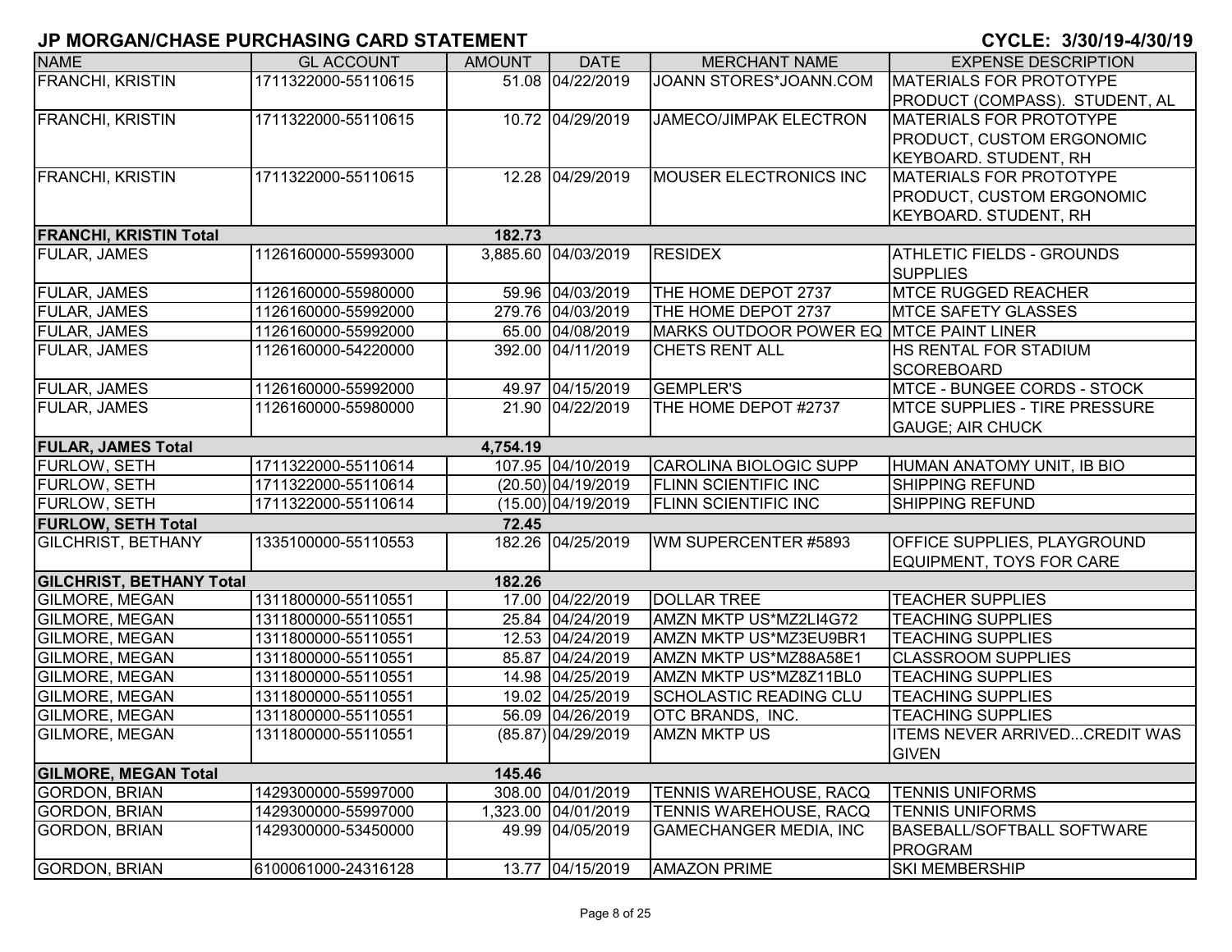# JP MORGAN/CHASE PURCHASING CARD STATEMENT

**CYCLE: 3/30/19-4/30/19**

| NAME | GL ACCOUNT | AMOUNT | DATE | MERCHANT NAME | EXPENSE DESCRIPTION |
|---|---|---|---|---|---|
| FRANCHI, KRISTIN | 1711322000-55110615 | 51.08 | 04/22/2019 | JOANN STORES*JOANN.COM | MATERIALS FOR PROTOTYPE PRODUCT (COMPASS). STUDENT, AL |
| FRANCHI, KRISTIN | 1711322000-55110615 | 10.72 | 04/29/2019 | JAMECO/JIMPAK ELECTRON | MATERIALS FOR PROTOTYPE PRODUCT, CUSTOM ERGONOMIC KEYBOARD. STUDENT, RH |
| FRANCHI, KRISTIN | 1711322000-55110615 | 12.28 | 04/29/2019 | MOUSER ELECTRONICS INC | MATERIALS FOR PROTOTYPE PRODUCT, CUSTOM ERGONOMIC KEYBOARD. STUDENT, RH |
| **FRANCHI, KRISTIN Total** | | **182.73** | | | |
| FULAR, JAMES | 1126160000-55993000 | 3,885.60 | 04/03/2019 | RESIDEX | ATHLETIC FIELDS - GROUNDS SUPPLIES |
| FULAR, JAMES | 1126160000-55980000 | 59.96 | 04/03/2019 | THE HOME DEPOT 2737 | MTCE RUGGED REACHER |
| FULAR, JAMES | 1126160000-55992000 | 279.76 | 04/03/2019 | THE HOME DEPOT 2737 | MTCE SAFETY GLASSES |
| FULAR, JAMES | 1126160000-55992000 | 65.00 | 04/08/2019 | MARKS OUTDOOR POWER EQ | MTCE PAINT LINER |
| FULAR, JAMES | 1126160000-54220000 | 392.00 | 04/11/2019 | CHETS RENT ALL | HS RENTAL FOR STADIUM SCOREBOARD |
| FULAR, JAMES | 1126160000-55992000 | 49.97 | 04/15/2019 | GEMPLER'S | MTCE - BUNGEE CORDS - STOCK |
| FULAR, JAMES | 1126160000-55980000 | 21.90 | 04/22/2019 | THE HOME DEPOT #2737 | MTCE SUPPLIES - TIRE PRESSURE GAUGE; AIR CHUCK |
| **FULAR, JAMES Total** | | **4,754.19** | | | |
| FURLOW, SETH | 1711322000-55110614 | 107.95 | 04/10/2019 | CAROLINA BIOLOGIC SUPP | HUMAN ANATOMY UNIT, IB BIO |
| FURLOW, SETH | 1711322000-55110614 | (20.50) | 04/19/2019 | FLINN SCIENTIFIC INC | SHIPPING REFUND |
| FURLOW, SETH | 1711322000-55110614 | (15.00) | 04/19/2019 | FLINN SCIENTIFIC INC | SHIPPING REFUND |
| **FURLOW, SETH Total** | | **72.45** | | | |
| GILCHRIST, BETHANY | 1335100000-55110553 | 182.26 | 04/25/2019 | WM SUPERCENTER #5893 | OFFICE SUPPLIES, PLAYGROUND EQUIPMENT, TOYS FOR CARE |
| **GILCHRIST, BETHANY Total** | | **182.26** | | | |
| GILMORE, MEGAN | 1311800000-55110551 | 17.00 | 04/22/2019 | DOLLAR TREE | TEACHER SUPPLIES |
| GILMORE, MEGAN | 1311800000-55110551 | 25.84 | 04/24/2019 | AMZN MKTP US*MZ2LI4G72 | TEACHING SUPPLIES |
| GILMORE, MEGAN | 1311800000-55110551 | 12.53 | 04/24/2019 | AMZN MKTP US*MZ3EU9BR1 | TEACHING SUPPLIES |
| GILMORE, MEGAN | 1311800000-55110551 | 85.87 | 04/24/2019 | AMZN MKTP US*MZ88A58E1 | CLASSROOM SUPPLIES |
| GILMORE, MEGAN | 1311800000-55110551 | 14.98 | 04/25/2019 | AMZN MKTP US*MZ8Z11BL0 | TEACHING SUPPLIES |
| GILMORE, MEGAN | 1311800000-55110551 | 19.02 | 04/25/2019 | SCHOLASTIC READING CLU | TEACHING SUPPLIES |
| GILMORE, MEGAN | 1311800000-55110551 | 56.09 | 04/26/2019 | OTC BRANDS, INC. | TEACHING SUPPLIES |
| GILMORE, MEGAN | 1311800000-55110551 | (85.87) | 04/29/2019 | AMZN MKTP US | ITEMS NEVER ARRIVED...CREDIT WAS GIVEN |
| **GILMORE, MEGAN Total** | | **145.46** | | | |
| GORDON, BRIAN | 1429300000-55997000 | 308.00 | 04/01/2019 | TENNIS WAREHOUSE, RACQ | TENNIS UNIFORMS |
| GORDON, BRIAN | 1429300000-55997000 | 1,323.00 | 04/01/2019 | TENNIS WAREHOUSE, RACQ | TENNIS UNIFORMS |
| GORDON, BRIAN | 1429300000-53450000 | 49.99 | 04/05/2019 | GAMECHANGER MEDIA, INC | BASEBALL/SOFTBALL SOFTWARE PROGRAM |
| GORDON, BRIAN | 6100061000-24316128 | 13.77 | 04/15/2019 | AMAZON PRIME | SKI MEMBERSHIP |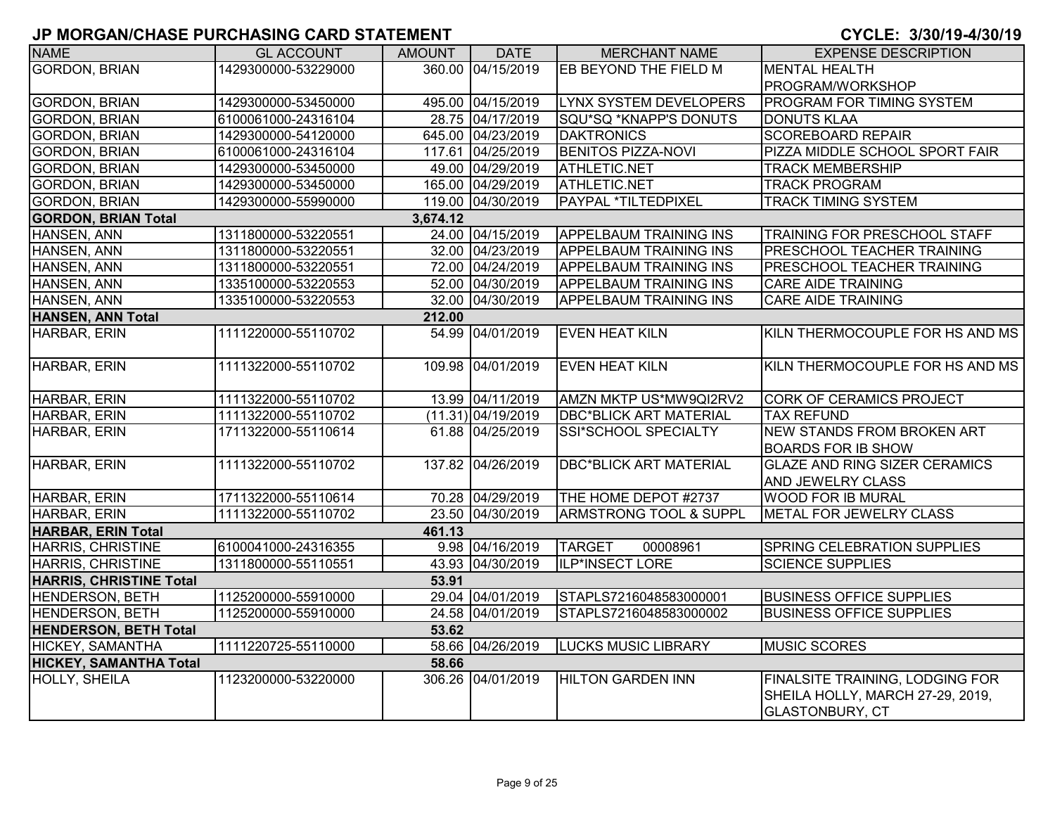# JP MORGAN/CHASE PURCHASING CARD STATEMENT

**CYCLE: 3/30/19-4/30/19**

| NAME | GL ACCOUNT | AMOUNT | DATE | MERCHANT NAME | EXPENSE DESCRIPTION |
|---|---|---|---|---|---|
| GORDON, BRIAN | 1429300000-53229000 | 360.00 | 04/15/2019 | EB BEYOND THE FIELD M | MENTAL HEALTH PROGRAM/WORKSHOP |
| GORDON, BRIAN | 1429300000-53450000 | 495.00 | 04/15/2019 | LYNX SYSTEM DEVELOPERS | PROGRAM FOR TIMING SYSTEM |
| GORDON, BRIAN | 6100061000-24316104 | 28.75 | 04/17/2019 | SQU*SQ *KNAPP'S DONUTS | DONUTS KLAA |
| GORDON, BRIAN | 1429300000-54120000 | 645.00 | 04/23/2019 | DAKTRONICS | SCOREBOARD REPAIR |
| GORDON, BRIAN | 6100061000-24316104 | 117.61 | 04/25/2019 | BENITOS PIZZA-NOVI | PIZZA MIDDLE SCHOOL SPORT FAIR |
| GORDON, BRIAN | 1429300000-53450000 | 49.00 | 04/29/2019 | ATHLETIC.NET | TRACK MEMBERSHIP |
| GORDON, BRIAN | 1429300000-53450000 | 165.00 | 04/29/2019 | ATHLETIC.NET | TRACK PROGRAM |
| GORDON, BRIAN | 1429300000-55990000 | 119.00 | 04/30/2019 | PAYPAL *TILTEDPIXEL | TRACK TIMING SYSTEM |
| **GORDON, BRIAN Total** | | **3,674.12** | | | |
| HANSEN, ANN | 1311800000-53220551 | 24.00 | 04/15/2019 | APPELBAUM TRAINING INS | TRAINING FOR PRESCHOOL STAFF |
| HANSEN, ANN | 1311800000-53220551 | 32.00 | 04/23/2019 | APPELBAUM TRAINING INS | PRESCHOOL TEACHER TRAINING |
| HANSEN, ANN | 1311800000-53220551 | 72.00 | 04/24/2019 | APPELBAUM TRAINING INS | PRESCHOOL TEACHER TRAINING |
| HANSEN, ANN | 1335100000-53220553 | 52.00 | 04/30/2019 | APPELBAUM TRAINING INS | CARE AIDE TRAINING |
| HANSEN, ANN | 1335100000-53220553 | 32.00 | 04/30/2019 | APPELBAUM TRAINING INS | CARE AIDE TRAINING |
| **HANSEN, ANN Total** | | **212.00** | | | |
| HARBAR, ERIN | 1111220000-55110702 | 54.99 | 04/01/2019 | EVEN HEAT KILN | KILN THERMOCOUPLE FOR HS AND MS |
| HARBAR, ERIN | 1111322000-55110702 | 109.98 | 04/01/2019 | EVEN HEAT KILN | KILN THERMOCOUPLE FOR HS AND MS |
| HARBAR, ERIN | 1111322000-55110702 | 13.99 | 04/11/2019 | AMZN MKTP US*MW9QI2RV2 | CORK OF CERAMICS PROJECT |
| HARBAR, ERIN | 1111322000-55110702 | (11.31) | 04/19/2019 | DBC*BLICK ART MATERIAL | TAX REFUND |
| HARBAR, ERIN | 1711322000-55110614 | 61.88 | 04/25/2019 | SSI*SCHOOL SPECIALTY | NEW STANDS FROM BROKEN ART BOARDS FOR IB SHOW |
| HARBAR, ERIN | 1111322000-55110702 | 137.82 | 04/26/2019 | DBC*BLICK ART MATERIAL | GLAZE AND RING SIZER CERAMICS AND JEWELRY CLASS |
| HARBAR, ERIN | 1711322000-55110614 | 70.28 | 04/29/2019 | THE HOME DEPOT #2737 | WOOD FOR IB MURAL |
| HARBAR, ERIN | 1111322000-55110702 | 23.50 | 04/30/2019 | ARMSTRONG TOOL & SUPPL | METAL FOR JEWELRY CLASS |
| **HARBAR, ERIN Total** | | **461.13** | | | |
| HARRIS, CHRISTINE | 6100041000-24316355 | 9.98 | 04/16/2019 | TARGET 00008961 | SPRING CELEBRATION SUPPLIES |
| HARRIS, CHRISTINE | 1311800000-55110551 | 43.93 | 04/30/2019 | ILP*INSECT LORE | SCIENCE SUPPLIES |
| **HARRIS, CHRISTINE Total** | | **53.91** | | | |
| HENDERSON, BETH | 1125200000-55910000 | 29.04 | 04/01/2019 | STAPLS7216048583000001 | BUSINESS OFFICE SUPPLIES |
| HENDERSON, BETH | 1125200000-55910000 | 24.58 | 04/01/2019 | STAPLS7216048583000002 | BUSINESS OFFICE SUPPLIES |
| **HENDERSON, BETH Total** | | **53.62** | | | |
| HICKEY, SAMANTHA | 1111220725-55110000 | 58.66 | 04/26/2019 | LUCKS MUSIC LIBRARY | MUSIC SCORES |
| **HICKEY, SAMANTHA Total** | | **58.66** | | | |
| HOLLY, SHEILA | 1123200000-53220000 | 306.26 | 04/01/2019 | HILTON GARDEN INN | FINALSITE TRAINING, LODGING FOR SHEILA HOLLY, MARCH 27-29, 2019, GLASTONBURY, CT |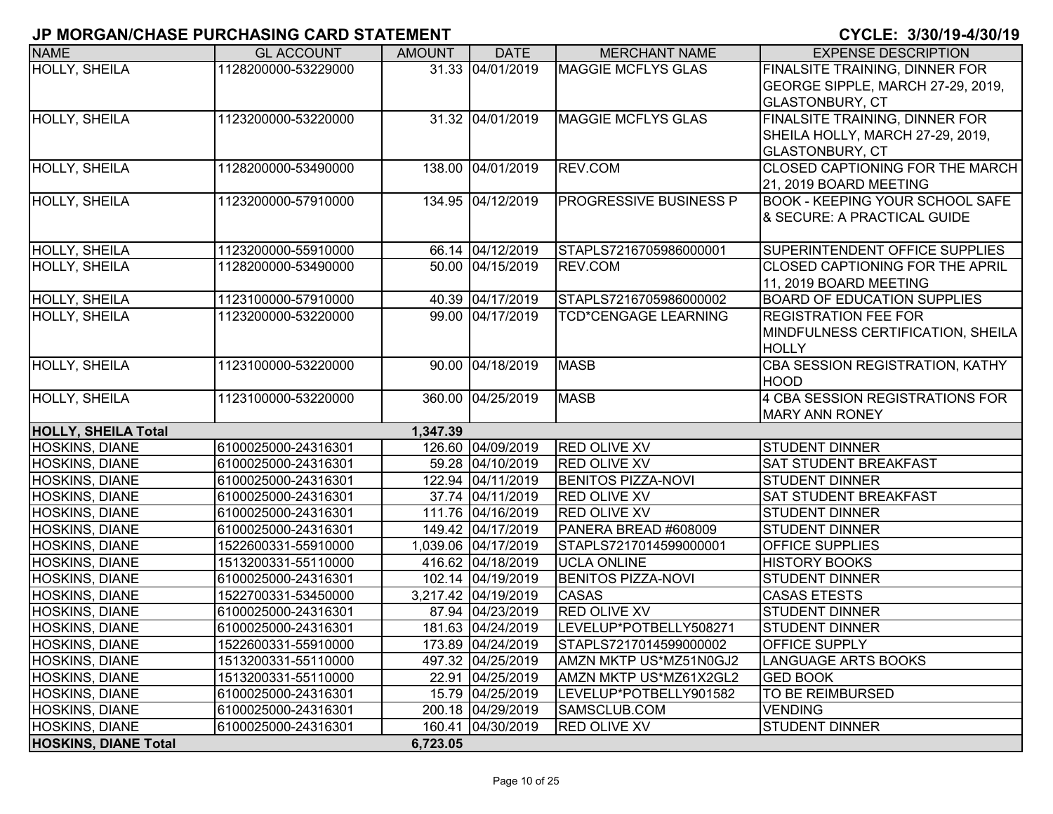# JP MORGAN/CHASE PURCHASING CARD STATEMENT

**CYCLE: 3/30/19-4/30/19**

| NAME | GL ACCOUNT | AMOUNT | DATE | MERCHANT NAME | EXPENSE DESCRIPTION |
|---|---|---|---|---|---|
| HOLLY, SHEILA | 1128200000-53229000 | 31.33 | 04/01/2019 | MAGGIE MCFLYS GLAS | FINALSITE TRAINING, DINNER FOR GEORGE SIPPLE, MARCH 27-29, 2019, GLASTONBURY, CT |
| HOLLY, SHEILA | 1123200000-53220000 | 31.32 | 04/01/2019 | MAGGIE MCFLYS GLAS | FINALSITE TRAINING, DINNER FOR SHEILA HOLLY, MARCH 27-29, 2019, GLASTONBURY, CT |
| HOLLY, SHEILA | 1128200000-53490000 | 138.00 | 04/01/2019 | REV.COM | CLOSED CAPTIONING FOR THE MARCH 21, 2019 BOARD MEETING |
| HOLLY, SHEILA | 1123200000-57910000 | 134.95 | 04/12/2019 | PROGRESSIVE BUSINESS P | BOOK - KEEPING YOUR SCHOOL SAFE & SECURE: A PRACTICAL GUIDE |
| HOLLY, SHEILA | 1123200000-55910000 | 66.14 | 04/12/2019 | STAPLS7216705986000001 | SUPERINTENDENT OFFICE SUPPLIES |
| HOLLY, SHEILA | 1128200000-53490000 | 50.00 | 04/15/2019 | REV.COM | CLOSED CAPTIONING FOR THE APRIL 11, 2019 BOARD MEETING |
| HOLLY, SHEILA | 1123100000-57910000 | 40.39 | 04/17/2019 | STAPLS7216705986000002 | BOARD OF EDUCATION SUPPLIES |
| HOLLY, SHEILA | 1123200000-53220000 | 99.00 | 04/17/2019 | TCD*CENGAGE LEARNING | REGISTRATION FEE FOR MINDFULNESS CERTIFICATION, SHEILA HOLLY |
| HOLLY, SHEILA | 1123100000-53220000 | 90.00 | 04/18/2019 | MASB | CBA SESSION REGISTRATION, KATHY HOOD |
| HOLLY, SHEILA | 1123100000-53220000 | 360.00 | 04/25/2019 | MASB | 4 CBA SESSION REGISTRATIONS FOR MARY ANN RONEY |
| **HOLLY, SHEILA Total** | | **1,347.39** | | | |
| HOSKINS, DIANE | 6100025000-24316301 | 126.60 | 04/09/2019 | RED OLIVE XV | STUDENT DINNER |
| HOSKINS, DIANE | 6100025000-24316301 | 59.28 | 04/10/2019 | RED OLIVE XV | SAT STUDENT BREAKFAST |
| HOSKINS, DIANE | 6100025000-24316301 | 122.94 | 04/11/2019 | BENITOS PIZZA-NOVI | STUDENT DINNER |
| HOSKINS, DIANE | 6100025000-24316301 | 37.74 | 04/11/2019 | RED OLIVE XV | SAT STUDENT BREAKFAST |
| HOSKINS, DIANE | 6100025000-24316301 | 111.76 | 04/16/2019 | RED OLIVE XV | STUDENT DINNER |
| HOSKINS, DIANE | 6100025000-24316301 | 149.42 | 04/17/2019 | PANERA BREAD #608009 | STUDENT DINNER |
| HOSKINS, DIANE | 1522600331-55910000 | 1,039.06 | 04/17/2019 | STAPLS7217014599000001 | OFFICE SUPPLIES |
| HOSKINS, DIANE | 1513200331-55110000 | 416.62 | 04/18/2019 | UCLA ONLINE | HISTORY BOOKS |
| HOSKINS, DIANE | 6100025000-24316301 | 102.14 | 04/19/2019 | BENITOS PIZZA-NOVI | STUDENT DINNER |
| HOSKINS, DIANE | 1522700331-53450000 | 3,217.42 | 04/19/2019 | CASAS | CASAS ETESTS |
| HOSKINS, DIANE | 6100025000-24316301 | 87.94 | 04/23/2019 | RED OLIVE XV | STUDENT DINNER |
| HOSKINS, DIANE | 6100025000-24316301 | 181.63 | 04/24/2019 | LEVELUP*POTBELLY508271 | STUDENT DINNER |
| HOSKINS, DIANE | 1522600331-55910000 | 173.89 | 04/24/2019 | STAPLS7217014599000002 | OFFICE SUPPLY |
| HOSKINS, DIANE | 1513200331-55110000 | 497.32 | 04/25/2019 | AMZN MKTP US*MZ51N0GJ2 | LANGUAGE ARTS BOOKS |
| HOSKINS, DIANE | 1513200331-55110000 | 22.91 | 04/25/2019 | AMZN MKTP US*MZ61X2GL2 | GED BOOK |
| HOSKINS, DIANE | 6100025000-24316301 | 15.79 | 04/25/2019 | LEVELUP*POTBELLY901582 | TO BE REIMBURSED |
| HOSKINS, DIANE | 6100025000-24316301 | 200.18 | 04/29/2019 | SAMSCLUB.COM | VENDING |
| HOSKINS, DIANE | 6100025000-24316301 | 160.41 | 04/30/2019 | RED OLIVE XV | STUDENT DINNER |
| **HOSKINS, DIANE Total** | | **6,723.05** | | | |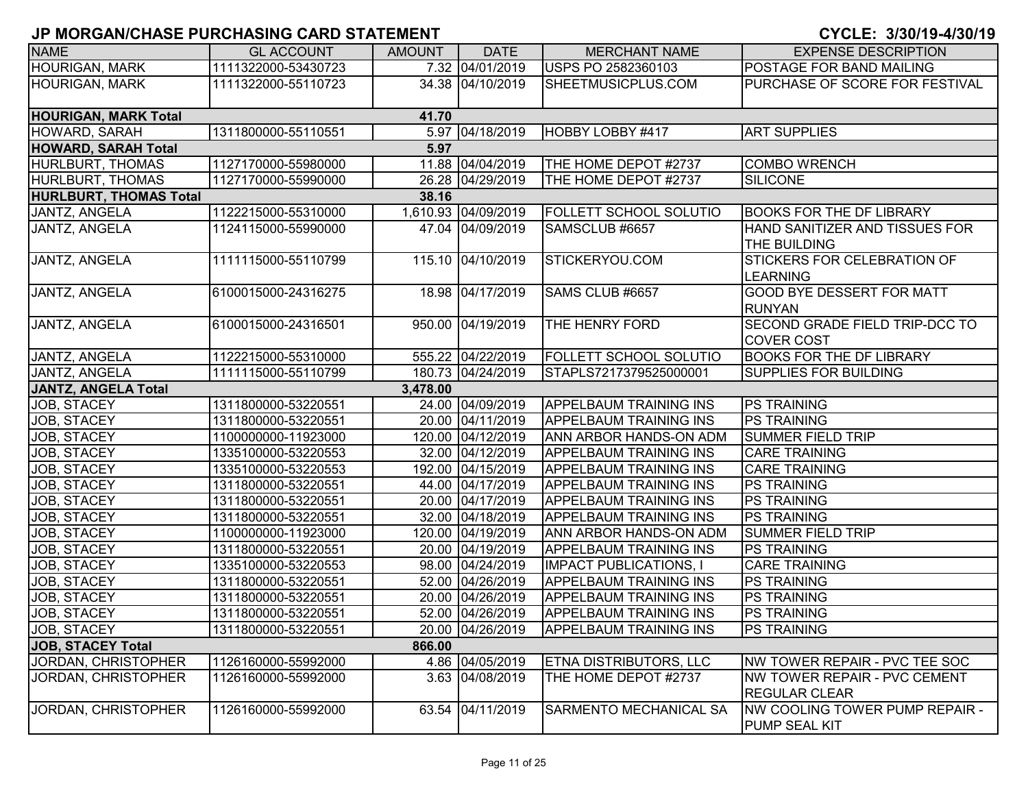## JP MORGAN/CHASE PURCHASING CARD STATEMENT

**CYCLE: 3/30/19-4/30/19**

| NAME | GL ACCOUNT | AMOUNT | DATE | MERCHANT NAME | EXPENSE DESCRIPTION |
|---|---|---|---|---|---|
| HOURIGAN, MARK | 1111322000-53430723 | 7.32 | 04/01/2019 | USPS PO 2582360103 | POSTAGE FOR BAND MAILING |
| HOURIGAN, MARK | 1111322000-55110723 | 34.38 | 04/10/2019 | SHEETMUSICPLUS.COM | PURCHASE OF SCORE FOR FESTIVAL |
| **HOURIGAN, MARK Total** | | **41.70** | | | |
| HOWARD, SARAH | 1311800000-55110551 | 5.97 | 04/18/2019 | HOBBY LOBBY #417 | ART SUPPLIES |
| **HOWARD, SARAH Total** | | **5.97** | | | |
| HURLBURT, THOMAS | 1127170000-55980000 | 11.88 | 04/04/2019 | THE HOME DEPOT #2737 | COMBO WRENCH |
| HURLBURT, THOMAS | 1127170000-55990000 | 26.28 | 04/29/2019 | THE HOME DEPOT #2737 | SILICONE |
| **HURLBURT, THOMAS Total** | | **38.16** | | | |
| JANTZ, ANGELA | 1122215000-55310000 | 1,610.93 | 04/09/2019 | FOLLETT SCHOOL SOLUTIO | BOOKS FOR THE DF LIBRARY |
| JANTZ, ANGELA | 1124115000-55990000 | 47.04 | 04/09/2019 | SAMSCLUB #6657 | HAND SANITIZER AND TISSUES FOR THE BUILDING |
| JANTZ, ANGELA | 1111115000-55110799 | 115.10 | 04/10/2019 | STICKERYOU.COM | STICKERS FOR CELEBRATION OF LEARNING |
| JANTZ, ANGELA | 6100015000-24316275 | 18.98 | 04/17/2019 | SAMS CLUB #6657 | GOOD BYE DESSERT FOR MATT RUNYAN |
| JANTZ, ANGELA | 6100015000-24316501 | 950.00 | 04/19/2019 | THE HENRY FORD | SECOND GRADE FIELD TRIP-DCC TO COVER COST |
| JANTZ, ANGELA | 1122215000-55310000 | 555.22 | 04/22/2019 | FOLLETT SCHOOL SOLUTIO | BOOKS FOR THE DF LIBRARY |
| JANTZ, ANGELA | 1111115000-55110799 | 180.73 | 04/24/2019 | STAPLS7217379525000001 | SUPPLIES FOR BUILDING |
| **JANTZ, ANGELA Total** | | **3,478.00** | | | |
| JOB, STACEY | 1311800000-53220551 | 24.00 | 04/09/2019 | APPELBAUM TRAINING INS | PS TRAINING |
| JOB, STACEY | 1311800000-53220551 | 20.00 | 04/11/2019 | APPELBAUM TRAINING INS | PS TRAINING |
| JOB, STACEY | 1100000000-11923000 | 120.00 | 04/12/2019 | ANN ARBOR HANDS-ON ADM | SUMMER FIELD TRIP |
| JOB, STACEY | 1335100000-53220553 | 32.00 | 04/12/2019 | APPELBAUM TRAINING INS | CARE TRAINING |
| JOB, STACEY | 1335100000-53220553 | 192.00 | 04/15/2019 | APPELBAUM TRAINING INS | CARE TRAINING |
| JOB, STACEY | 1311800000-53220551 | 44.00 | 04/17/2019 | APPELBAUM TRAINING INS | PS TRAINING |
| JOB, STACEY | 1311800000-53220551 | 20.00 | 04/17/2019 | APPELBAUM TRAINING INS | PS TRAINING |
| JOB, STACEY | 1311800000-53220551 | 32.00 | 04/18/2019 | APPELBAUM TRAINING INS | PS TRAINING |
| JOB, STACEY | 1100000000-11923000 | 120.00 | 04/19/2019 | ANN ARBOR HANDS-ON ADM | SUMMER FIELD TRIP |
| JOB, STACEY | 1311800000-53220551 | 20.00 | 04/19/2019 | APPELBAUM TRAINING INS | PS TRAINING |
| JOB, STACEY | 1335100000-53220553 | 98.00 | 04/24/2019 | IMPACT PUBLICATIONS, I | CARE TRAINING |
| JOB, STACEY | 1311800000-53220551 | 52.00 | 04/26/2019 | APPELBAUM TRAINING INS | PS TRAINING |
| JOB, STACEY | 1311800000-53220551 | 20.00 | 04/26/2019 | APPELBAUM TRAINING INS | PS TRAINING |
| JOB, STACEY | 1311800000-53220551 | 52.00 | 04/26/2019 | APPELBAUM TRAINING INS | PS TRAINING |
| JOB, STACEY | 1311800000-53220551 | 20.00 | 04/26/2019 | APPELBAUM TRAINING INS | PS TRAINING |
| **JOB, STACEY Total** | | **866.00** | | | |
| JORDAN, CHRISTOPHER | 1126160000-55992000 | 4.86 | 04/05/2019 | ETNA DISTRIBUTORS, LLC | NW TOWER REPAIR - PVC TEE SOC |
| JORDAN, CHRISTOPHER | 1126160000-55992000 | 3.63 | 04/08/2019 | THE HOME DEPOT #2737 | NW TOWER REPAIR - PVC CEMENT REGULAR CLEAR |
| JORDAN, CHRISTOPHER | 1126160000-55992000 | 63.54 | 04/11/2019 | SARMENTO MECHANICAL SA | NW COOLING TOWER PUMP REPAIR - PUMP SEAL KIT |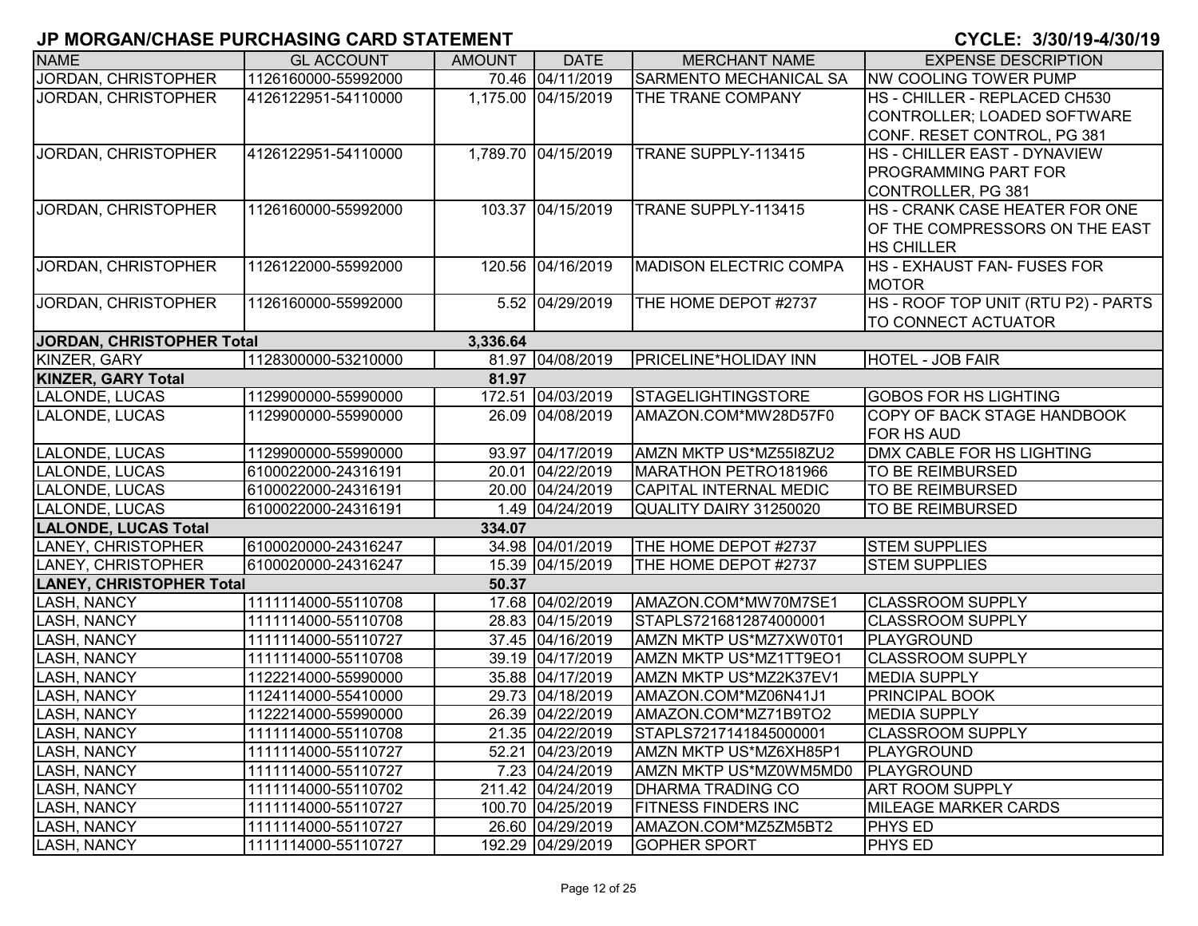# JP MORGAN/CHASE PURCHASING CARD STATEMENT

**CYCLE: 3/30/19-4/30/19**

| NAME | GL ACCOUNT | AMOUNT | DATE | MERCHANT NAME | EXPENSE DESCRIPTION |
|---|---|---|---|---|---|
| JORDAN, CHRISTOPHER | 1126160000-55992000 | 70.46 | 04/11/2019 | SARMENTO MECHANICAL SA | NW COOLING TOWER PUMP |
| JORDAN, CHRISTOPHER | 4126122951-54110000 | 1,175.00 | 04/15/2019 | THE TRANE COMPANY | HS - CHILLER - REPLACED CH530 CONTROLLER; LOADED SOFTWARE CONF. RESET CONTROL, PG 381 |
| JORDAN, CHRISTOPHER | 4126122951-54110000 | 1,789.70 | 04/15/2019 | TRANE SUPPLY-113415 | HS - CHILLER EAST - DYNAVIEW PROGRAMMING PART FOR CONTROLLER, PG 381 |
| JORDAN, CHRISTOPHER | 1126160000-55992000 | 103.37 | 04/15/2019 | TRANE SUPPLY-113415 | HS - CRANK CASE HEATER FOR ONE OF THE COMPRESSORS ON THE EAST HS CHILLER |
| JORDAN, CHRISTOPHER | 1126122000-55992000 | 120.56 | 04/16/2019 | MADISON ELECTRIC COMPA | HS - EXHAUST FAN- FUSES FOR MOTOR |
| JORDAN, CHRISTOPHER | 1126160000-55992000 | 5.52 | 04/29/2019 | THE HOME DEPOT #2737 | HS - ROOF TOP UNIT (RTU P2) - PARTS TO CONNECT ACTUATOR |
| **JORDAN, CHRISTOPHER Total** | | **3,336.64** | | | |
| KINZER, GARY | 1128300000-53210000 | 81.97 | 04/08/2019 | PRICELINE*HOLIDAY INN | HOTEL - JOB FAIR |
| **KINZER, GARY Total** | | **81.97** | | | |
| LALONDE, LUCAS | 1129900000-55990000 | 172.51 | 04/03/2019 | STAGELIGHTINGSTORE | GOBOS FOR HS LIGHTING |
| LALONDE, LUCAS | 1129900000-55990000 | 26.09 | 04/08/2019 | AMAZON.COM*MW28D57F0 | COPY OF BACK STAGE HANDBOOK FOR HS AUD |
| LALONDE, LUCAS | 1129900000-55990000 | 93.97 | 04/17/2019 | AMZN MKTP US*MZ55I8ZU2 | DMX CABLE FOR HS LIGHTING |
| LALONDE, LUCAS | 6100022000-24316191 | 20.01 | 04/22/2019 | MARATHON PETRO181966 | TO BE REIMBURSED |
| LALONDE, LUCAS | 6100022000-24316191 | 20.00 | 04/24/2019 | CAPITAL INTERNAL MEDIC | TO BE REIMBURSED |
| LALONDE, LUCAS | 6100022000-24316191 | 1.49 | 04/24/2019 | QUALITY DAIRY 31250020 | TO BE REIMBURSED |
| **LALONDE, LUCAS Total** | | **334.07** | | | |
| LANEY, CHRISTOPHER | 6100020000-24316247 | 34.98 | 04/01/2019 | THE HOME DEPOT #2737 | STEM SUPPLIES |
| LANEY, CHRISTOPHER | 6100020000-24316247 | 15.39 | 04/15/2019 | THE HOME DEPOT #2737 | STEM SUPPLIES |
| **LANEY, CHRISTOPHER Total** | | **50.37** | | | |
| LASH, NANCY | 1111114000-55110708 | 17.68 | 04/02/2019 | AMAZON.COM*MW70M7SE1 | CLASSROOM SUPPLY |
| LASH, NANCY | 1111114000-55110708 | 28.83 | 04/15/2019 | STAPLS7216812874000001 | CLASSROOM SUPPLY |
| LASH, NANCY | 1111114000-55110727 | 37.45 | 04/16/2019 | AMZN MKTP US*MZ7XW0T01 | PLAYGROUND |
| LASH, NANCY | 1111114000-55110708 | 39.19 | 04/17/2019 | AMZN MKTP US*MZ1TT9EO1 | CLASSROOM SUPPLY |
| LASH, NANCY | 1122214000-55990000 | 35.88 | 04/17/2019 | AMZN MKTP US*MZ2K37EV1 | MEDIA SUPPLY |
| LASH, NANCY | 1124114000-55410000 | 29.73 | 04/18/2019 | AMAZON.COM*MZ06N41J1 | PRINCIPAL BOOK |
| LASH, NANCY | 1122214000-55990000 | 26.39 | 04/22/2019 | AMAZON.COM*MZ71B9TO2 | MEDIA SUPPLY |
| LASH, NANCY | 1111114000-55110708 | 21.35 | 04/22/2019 | STAPLS7217141845000001 | CLASSROOM SUPPLY |
| LASH, NANCY | 1111114000-55110727 | 52.21 | 04/23/2019 | AMZN MKTP US*MZ6XH85P1 | PLAYGROUND |
| LASH, NANCY | 1111114000-55110727 | 7.23 | 04/24/2019 | AMZN MKTP US*MZ0WM5MD0 | PLAYGROUND |
| LASH, NANCY | 1111114000-55110702 | 211.42 | 04/24/2019 | DHARMA TRADING CO | ART ROOM SUPPLY |
| LASH, NANCY | 1111114000-55110727 | 100.70 | 04/25/2019 | FITNESS FINDERS INC | MILEAGE MARKER CARDS |
| LASH, NANCY | 1111114000-55110727 | 26.60 | 04/29/2019 | AMAZON.COM*MZ5ZM5BT2 | PHYS ED |
| LASH, NANCY | 1111114000-55110727 | 192.29 | 04/29/2019 | GOPHER SPORT | PHYS ED |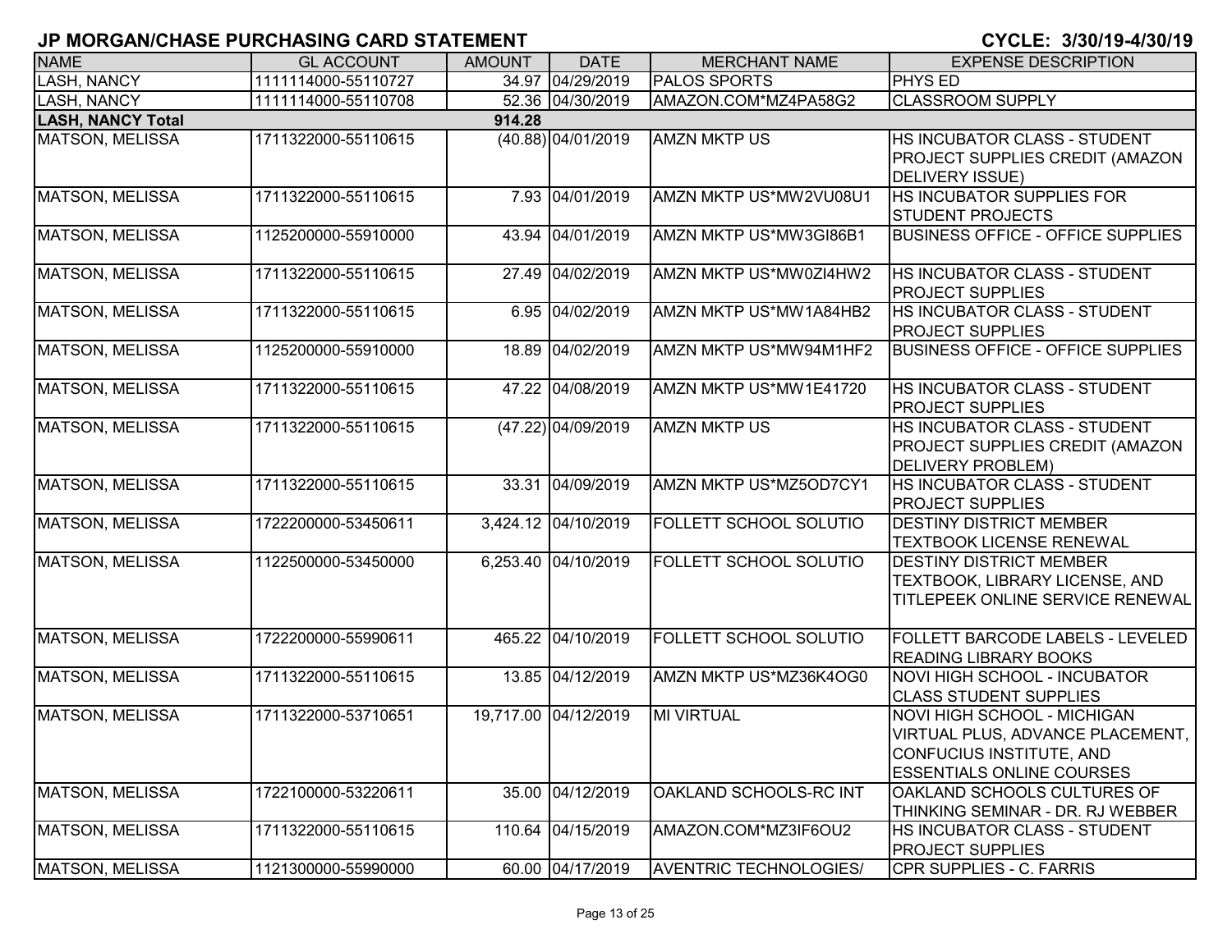# JP MORGAN/CHASE PURCHASING CARD STATEMENT

CYCLE: 3/30/19-4/30/19

| NAME | GL ACCOUNT | AMOUNT | DATE | MERCHANT NAME | EXPENSE DESCRIPTION |
|---|---|---|---|---|---|
| LASH, NANCY | 1111114000-55110727 | 34.97 | 04/29/2019 | PALOS SPORTS | PHYS ED |
| LASH, NANCY | 1111114000-55110708 | 52.36 | 04/30/2019 | AMAZON.COM*MZ4PA58G2 | CLASSROOM SUPPLY |
| **LASH, NANCY Total** | | **914.28** | | | |
| MATSON, MELISSA | 1711322000-55110615 | (40.88) | 04/01/2019 | AMZN MKTP US | HS INCUBATOR CLASS - STUDENT PROJECT SUPPLIES CREDIT (AMAZON DELIVERY ISSUE) |
| MATSON, MELISSA | 1711322000-55110615 | 7.93 | 04/01/2019 | AMZN MKTP US*MW2VU08U1 | HS INCUBATOR SUPPLIES FOR STUDENT PROJECTS |
| MATSON, MELISSA | 1125200000-55910000 | 43.94 | 04/01/2019 | AMZN MKTP US*MW3GI86B1 | BUSINESS OFFICE - OFFICE SUPPLIES |
| MATSON, MELISSA | 1711322000-55110615 | 27.49 | 04/02/2019 | AMZN MKTP US*MW0ZI4HW2 | HS INCUBATOR CLASS - STUDENT PROJECT SUPPLIES |
| MATSON, MELISSA | 1711322000-55110615 | 6.95 | 04/02/2019 | AMZN MKTP US*MW1A84HB2 | HS INCUBATOR CLASS - STUDENT PROJECT SUPPLIES |
| MATSON, MELISSA | 1125200000-55910000 | 18.89 | 04/02/2019 | AMZN MKTP US*MW94M1HF2 | BUSINESS OFFICE - OFFICE SUPPLIES |
| MATSON, MELISSA | 1711322000-55110615 | 47.22 | 04/08/2019 | AMZN MKTP US*MW1E41720 | HS INCUBATOR CLASS - STUDENT PROJECT SUPPLIES |
| MATSON, MELISSA | 1711322000-55110615 | (47.22) | 04/09/2019 | AMZN MKTP US | HS INCUBATOR CLASS - STUDENT PROJECT SUPPLIES CREDIT (AMAZON DELIVERY PROBLEM) |
| MATSON, MELISSA | 1711322000-55110615 | 33.31 | 04/09/2019 | AMZN MKTP US*MZ5OD7CY1 | HS INCUBATOR CLASS - STUDENT PROJECT SUPPLIES |
| MATSON, MELISSA | 1722200000-53450611 | 3,424.12 | 04/10/2019 | FOLLETT SCHOOL SOLUTIO | DESTINY DISTRICT MEMBER TEXTBOOK LICENSE RENEWAL |
| MATSON, MELISSA | 1122500000-53450000 | 6,253.40 | 04/10/2019 | FOLLETT SCHOOL SOLUTIO | DESTINY DISTRICT MEMBER TEXTBOOK, LIBRARY LICENSE, AND TITLEPEEK ONLINE SERVICE RENEWAL |
| MATSON, MELISSA | 1722200000-55990611 | 465.22 | 04/10/2019 | FOLLETT SCHOOL SOLUTIO | FOLLETT BARCODE LABELS - LEVELED READING LIBRARY BOOKS |
| MATSON, MELISSA | 1711322000-55110615 | 13.85 | 04/12/2019 | AMZN MKTP US*MZ36K4OG0 | NOVI HIGH SCHOOL - INCUBATOR CLASS STUDENT SUPPLIES |
| MATSON, MELISSA | 1711322000-53710651 | 19,717.00 | 04/12/2019 | MI VIRTUAL | NOVI HIGH SCHOOL - MICHIGAN VIRTUAL PLUS, ADVANCE PLACEMENT, CONFUCIUS INSTITUTE, AND ESSENTIALS ONLINE COURSES |
| MATSON, MELISSA | 1722100000-53220611 | 35.00 | 04/12/2019 | OAKLAND SCHOOLS-RC INT | OAKLAND SCHOOLS CULTURES OF THINKING SEMINAR - DR. RJ WEBBER |
| MATSON, MELISSA | 1711322000-55110615 | 110.64 | 04/15/2019 | AMAZON.COM*MZ3IF6OU2 | HS INCUBATOR CLASS - STUDENT PROJECT SUPPLIES |
| MATSON, MELISSA | 1121300000-55990000 | 60.00 | 04/17/2019 | AVENTRIC TECHNOLOGIES/ | CPR SUPPLIES - C. FARRIS |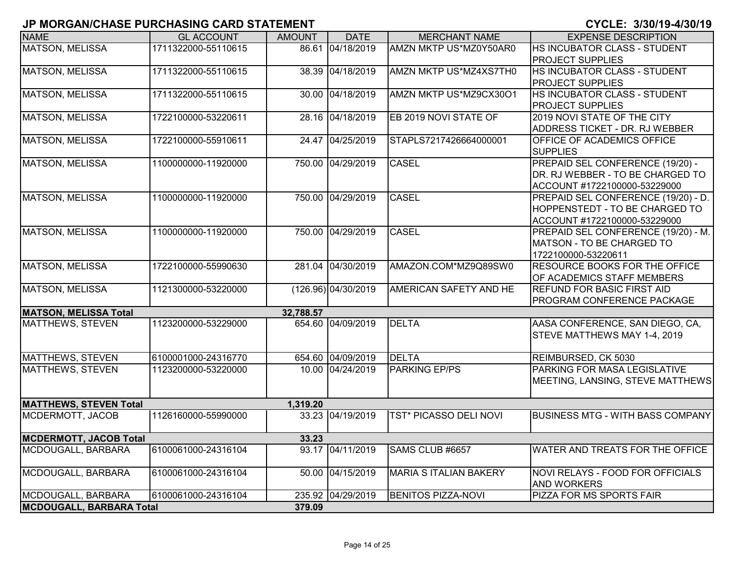## JP MORGAN/CHASE PURCHASING CARD STATEMENT

**CYCLE: 3/30/19-4/30/19**

| NAME | GL ACCOUNT | AMOUNT | DATE | MERCHANT NAME | EXPENSE DESCRIPTION |
|---|---|---|---|---|---|
| MATSON, MELISSA | 1711322000-55110615 | 86.61 | 04/18/2019 | AMZN MKTP US*MZ0Y50AR0 | HS INCUBATOR CLASS - STUDENT PROJECT SUPPLIES |
| MATSON, MELISSA | 1711322000-55110615 | 38.39 | 04/18/2019 | AMZN MKTP US*MZ4XS7TH0 | HS INCUBATOR CLASS - STUDENT PROJECT SUPPLIES |
| MATSON, MELISSA | 1711322000-55110615 | 30.00 | 04/18/2019 | AMZN MKTP US*MZ9CX30O1 | HS INCUBATOR CLASS - STUDENT PROJECT SUPPLIES |
| MATSON, MELISSA | 1722100000-53220611 | 28.16 | 04/18/2019 | EB 2019 NOVI STATE OF | 2019 NOVI STATE OF THE CITY ADDRESS TICKET - DR. RJ WEBBER |
| MATSON, MELISSA | 1722100000-55910611 | 24.47 | 04/25/2019 | STAPLS7217426664000001 | OFFICE OF ACADEMICS OFFICE SUPPLIES |
| MATSON, MELISSA | 1100000000-11920000 | 750.00 | 04/29/2019 | CASEL | PREPAID SEL CONFERENCE (19/20) - DR. RJ WEBBER - TO BE CHARGED TO ACCOUNT #1722100000-53229000 |
| MATSON, MELISSA | 1100000000-11920000 | 750.00 | 04/29/2019 | CASEL | PREPAID SEL CONFERENCE (19/20) - D. HOPPENSTEDT - TO BE CHARGED TO ACCOUNT #1722100000-53229000 |
| MATSON, MELISSA | 1100000000-11920000 | 750.00 | 04/29/2019 | CASEL | PREPAID SEL CONFERENCE (19/20) - M. MATSON - TO BE CHARGED TO 1722100000-53220611 |
| MATSON, MELISSA | 1722100000-55990630 | 281.04 | 04/30/2019 | AMAZON.COM*MZ9Q89SW0 | RESOURCE BOOKS FOR THE OFFICE OF ACADEMICS STAFF MEMBERS |
| MATSON, MELISSA | 1121300000-53220000 | (126.96) | 04/30/2019 | AMERICAN SAFETY AND HE | REFUND FOR BASIC FIRST AID PROGRAM CONFERENCE PACKAGE |
| **MATSON, MELISSA Total** | | **32,788.57** | | | |
| MATTHEWS, STEVEN | 1123200000-53229000 | 654.60 | 04/09/2019 | DELTA | AASA CONFERENCE, SAN DIEGO, CA, STEVE MATTHEWS MAY 1-4, 2019 |
| MATTHEWS, STEVEN | 6100001000-24316770 | 654.60 | 04/09/2019 | DELTA | REIMBURSED, CK 5030 |
| MATTHEWS, STEVEN | 1123200000-53220000 | 10.00 | 04/24/2019 | PARKING EP/PS | PARKING FOR MASA LEGISLATIVE MEETING, LANSING, STEVE MATTHEWS |
| **MATTHEWS, STEVEN Total** | | **1,319.20** | | | |
| MCDERMOTT, JACOB | 1126160000-55990000 | 33.23 | 04/19/2019 | TST* PICASSO DELI NOVI | BUSINESS MTG - WITH BASS COMPANY |
| **MCDERMOTT, JACOB Total** | | **33.23** | | | |
| MCDOUGALL, BARBARA | 6100061000-24316104 | 93.17 | 04/11/2019 | SAMS CLUB #6657 | WATER AND TREATS FOR THE OFFICE |
| MCDOUGALL, BARBARA | 6100061000-24316104 | 50.00 | 04/15/2019 | MARIA S ITALIAN BAKERY | NOVI RELAYS - FOOD FOR OFFICIALS AND WORKERS |
| MCDOUGALL, BARBARA | 6100061000-24316104 | 235.92 | 04/29/2019 | BENITOS PIZZA-NOVI | PIZZA FOR MS SPORTS FAIR |
| **MCDOUGALL, BARBARA Total** | | **379.09** | | | |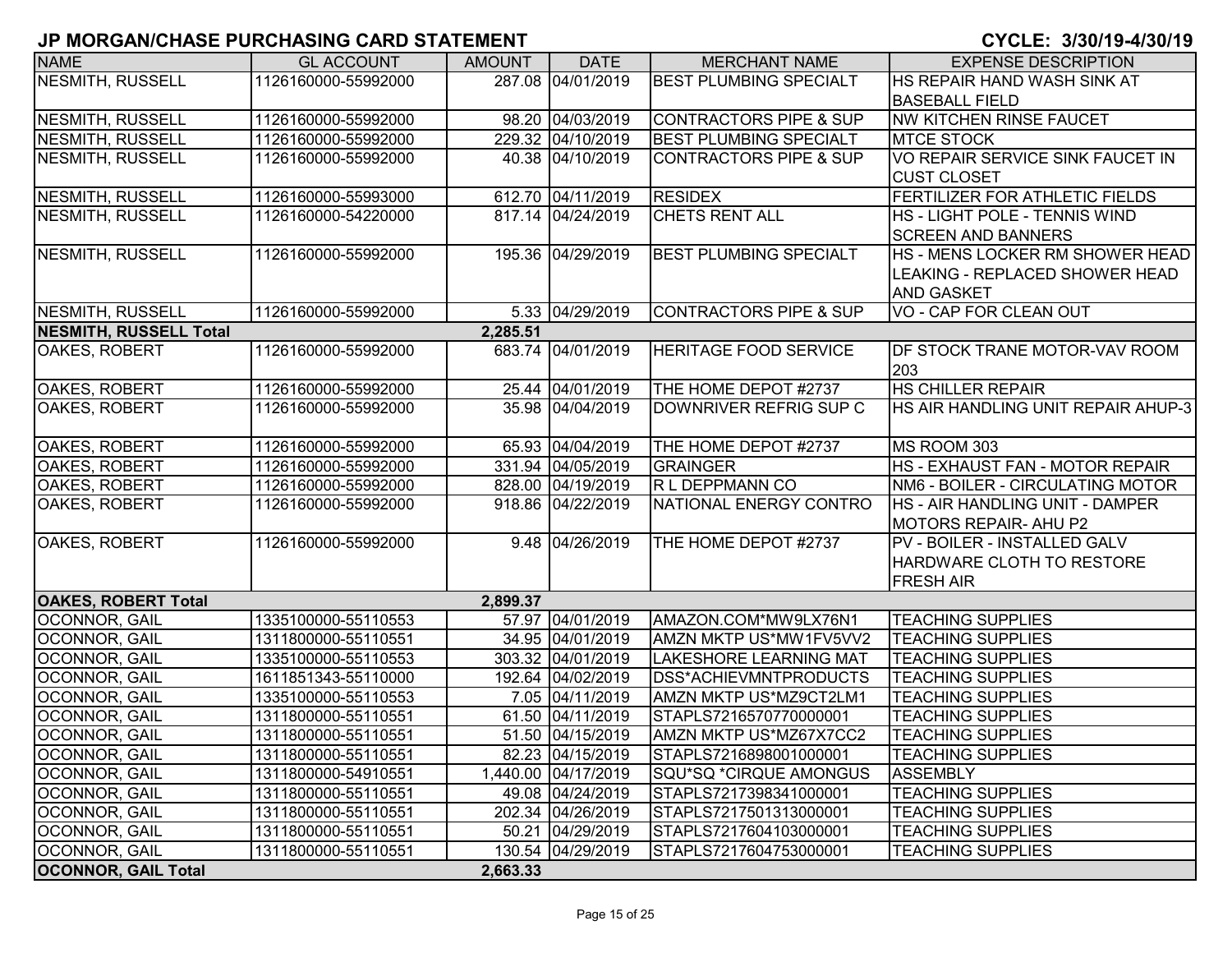# JP MORGAN/CHASE PURCHASING CARD STATEMENT

**CYCLE: 3/30/19-4/30/19**

| NAME | GL ACCOUNT | AMOUNT | DATE | MERCHANT NAME | EXPENSE DESCRIPTION |
|---|---|---|---|---|---|
| NESMITH, RUSSELL | 1126160000-55992000 | 287.08 | 04/01/2019 | BEST PLUMBING SPECIALT | HS REPAIR HAND WASH SINK AT BASEBALL FIELD |
| NESMITH, RUSSELL | 1126160000-55992000 | 98.20 | 04/03/2019 | CONTRACTORS PIPE & SUP | NW KITCHEN RINSE FAUCET |
| NESMITH, RUSSELL | 1126160000-55992000 | 229.32 | 04/10/2019 | BEST PLUMBING SPECIALT | MTCE STOCK |
| NESMITH, RUSSELL | 1126160000-55992000 | 40.38 | 04/10/2019 | CONTRACTORS PIPE & SUP | VO REPAIR SERVICE SINK FAUCET IN CUST CLOSET |
| NESMITH, RUSSELL | 1126160000-55993000 | 612.70 | 04/11/2019 | RESIDEX | FERTILIZER FOR ATHLETIC FIELDS |
| NESMITH, RUSSELL | 1126160000-54220000 | 817.14 | 04/24/2019 | CHETS RENT ALL | HS - LIGHT POLE - TENNIS WIND SCREEN AND BANNERS |
| NESMITH, RUSSELL | 1126160000-55992000 | 195.36 | 04/29/2019 | BEST PLUMBING SPECIALT | HS - MENS LOCKER RM SHOWER HEAD LEAKING - REPLACED SHOWER HEAD AND GASKET |
| NESMITH, RUSSELL | 1126160000-55992000 | 5.33 | 04/29/2019 | CONTRACTORS PIPE & SUP | VO - CAP FOR CLEAN OUT |
| **NESMITH, RUSSELL Total** | | **2,285.51** | | | |
| OAKES, ROBERT | 1126160000-55992000 | 683.74 | 04/01/2019 | HERITAGE FOOD SERVICE | DF STOCK TRANE MOTOR-VAV ROOM 203 |
| OAKES, ROBERT | 1126160000-55992000 | 25.44 | 04/01/2019 | THE HOME DEPOT #2737 | HS CHILLER REPAIR |
| OAKES, ROBERT | 1126160000-55992000 | 35.98 | 04/04/2019 | DOWNRIVER REFRIG SUP C | HS AIR HANDLING UNIT REPAIR AHUP-3 |
| OAKES, ROBERT | 1126160000-55992000 | 65.93 | 04/04/2019 | THE HOME DEPOT #2737 | MS ROOM 303 |
| OAKES, ROBERT | 1126160000-55992000 | 331.94 | 04/05/2019 | GRAINGER | HS - EXHAUST FAN - MOTOR REPAIR |
| OAKES, ROBERT | 1126160000-55992000 | 828.00 | 04/19/2019 | R L DEPPMANN CO | NM6 - BOILER - CIRCULATING MOTOR |
| OAKES, ROBERT | 1126160000-55992000 | 918.86 | 04/22/2019 | NATIONAL ENERGY CONTRO | HS - AIR HANDLING UNIT - DAMPER MOTORS REPAIR- AHU P2 |
| OAKES, ROBERT | 1126160000-55992000 | 9.48 | 04/26/2019 | THE HOME DEPOT #2737 | PV - BOILER - INSTALLED GALV HARDWARE CLOTH TO RESTORE FRESH AIR |
| **OAKES, ROBERT Total** | | **2,899.37** | | | |
| OCONNOR, GAIL | 1335100000-55110553 | 57.97 | 04/01/2019 | AMAZON.COM*MW9LX76N1 | TEACHING SUPPLIES |
| OCONNOR, GAIL | 1311800000-55110551 | 34.95 | 04/01/2019 | AMZN MKTP US*MW1FV5VV2 | TEACHING SUPPLIES |
| OCONNOR, GAIL | 1335100000-55110553 | 303.32 | 04/01/2019 | LAKESHORE LEARNING MAT | TEACHING SUPPLIES |
| OCONNOR, GAIL | 1611851343-55110000 | 192.64 | 04/02/2019 | DSS*ACHIEVMNTPRODUCTS | TEACHING SUPPLIES |
| OCONNOR, GAIL | 1335100000-55110553 | 7.05 | 04/11/2019 | AMZN MKTP US*MZ9CT2LM1 | TEACHING SUPPLIES |
| OCONNOR, GAIL | 1311800000-55110551 | 61.50 | 04/11/2019 | STAPLS7216570770000001 | TEACHING SUPPLIES |
| OCONNOR, GAIL | 1311800000-55110551 | 51.50 | 04/15/2019 | AMZN MKTP US*MZ67X7CC2 | TEACHING SUPPLIES |
| OCONNOR, GAIL | 1311800000-55110551 | 82.23 | 04/15/2019 | STAPLS7216898001000001 | TEACHING SUPPLIES |
| OCONNOR, GAIL | 1311800000-54910551 | 1,440.00 | 04/17/2019 | SQU*SQ *CIRQUE AMONGUS | ASSEMBLY |
| OCONNOR, GAIL | 1311800000-55110551 | 49.08 | 04/24/2019 | STAPLS7217398341000001 | TEACHING SUPPLIES |
| OCONNOR, GAIL | 1311800000-55110551 | 202.34 | 04/26/2019 | STAPLS7217501313000001 | TEACHING SUPPLIES |
| OCONNOR, GAIL | 1311800000-55110551 | 50.21 | 04/29/2019 | STAPLS7217604103000001 | TEACHING SUPPLIES |
| OCONNOR, GAIL | 1311800000-55110551 | 130.54 | 04/29/2019 | STAPLS7217604753000001 | TEACHING SUPPLIES |
| **OCONNOR, GAIL Total** | | **2,663.33** | | | |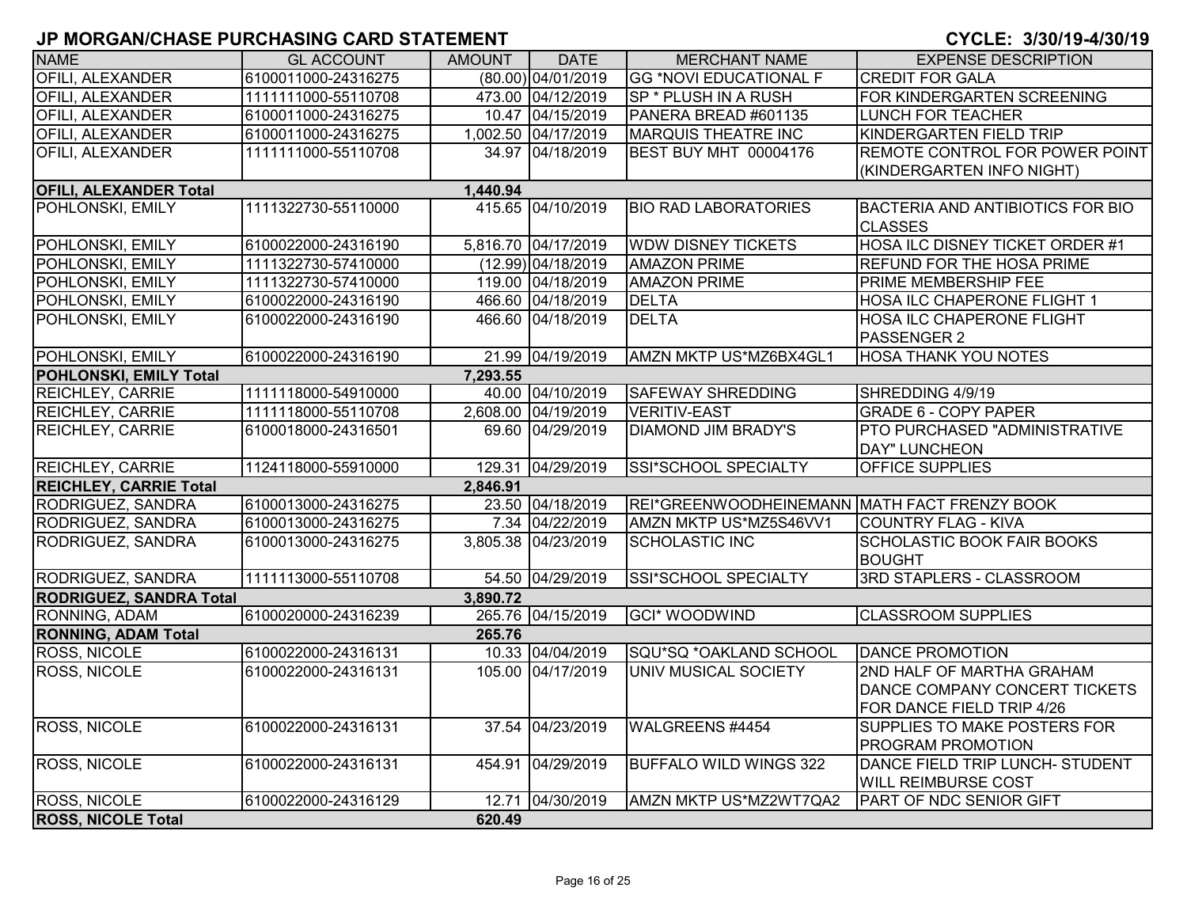# JP MORGAN/CHASE PURCHASING CARD STATEMENT

**CYCLE: 3/30/19-4/30/19**

| NAME | GL ACCOUNT | AMOUNT | DATE | MERCHANT NAME | EXPENSE DESCRIPTION |
|---|---|---|---|---|---|
| OFILI, ALEXANDER | 6100011000-24316275 | (80.00) | 04/01/2019 | GG *NOVI EDUCATIONAL F | CREDIT FOR GALA |
| OFILI, ALEXANDER | 1111111000-55110708 | 473.00 | 04/12/2019 | SP * PLUSH IN A RUSH | FOR KINDERGARTEN SCREENING |
| OFILI, ALEXANDER | 6100011000-24316275 | 10.47 | 04/15/2019 | PANERA BREAD #601135 | LUNCH FOR TEACHER |
| OFILI, ALEXANDER | 6100011000-24316275 | 1,002.50 | 04/17/2019 | MARQUIS THEATRE INC | KINDERGARTEN FIELD TRIP |
| OFILI, ALEXANDER | 1111111000-55110708 | 34.97 | 04/18/2019 | BEST BUY MHT 00004176 | REMOTE CONTROL FOR POWER POINT (KINDERGARTEN INFO NIGHT) |
| **OFILI, ALEXANDER Total** | | **1,440.94** | | | |
| POHLONSKI, EMILY | 1111322730-55110000 | 415.65 | 04/10/2019 | BIO RAD LABORATORIES | BACTERIA AND ANTIBIOTICS FOR BIO CLASSES |
| POHLONSKI, EMILY | 6100022000-24316190 | 5,816.70 | 04/17/2019 | WDW DISNEY TICKETS | HOSA ILC DISNEY TICKET ORDER #1 |
| POHLONSKI, EMILY | 1111322730-57410000 | (12.99) | 04/18/2019 | AMAZON PRIME | REFUND FOR THE HOSA PRIME |
| POHLONSKI, EMILY | 1111322730-57410000 | 119.00 | 04/18/2019 | AMAZON PRIME | PRIME MEMBERSHIP FEE |
| POHLONSKI, EMILY | 6100022000-24316190 | 466.60 | 04/18/2019 | DELTA | HOSA ILC CHAPERONE FLIGHT 1 |
| POHLONSKI, EMILY | 6100022000-24316190 | 466.60 | 04/18/2019 | DELTA | HOSA ILC CHAPERONE FLIGHT PASSENGER 2 |
| POHLONSKI, EMILY | 6100022000-24316190 | 21.99 | 04/19/2019 | AMZN MKTP US*MZ6BX4GL1 | HOSA THANK YOU NOTES |
| **POHLONSKI, EMILY Total** | | **7,293.55** | | | |
| REICHLEY, CARRIE | 1111118000-54910000 | 40.00 | 04/10/2019 | SAFEWAY SHREDDING | SHREDDING 4/9/19 |
| REICHLEY, CARRIE | 1111118000-55110708 | 2,608.00 | 04/19/2019 | VERITIV-EAST | GRADE 6 - COPY PAPER |
| REICHLEY, CARRIE | 6100018000-24316501 | 69.60 | 04/29/2019 | DIAMOND JIM BRADY'S | PTO PURCHASED "ADMINISTRATIVE DAY" LUNCHEON |
| REICHLEY, CARRIE | 1124118000-55910000 | 129.31 | 04/29/2019 | SSI*SCHOOL SPECIALTY | OFFICE SUPPLIES |
| **REICHLEY, CARRIE Total** | | **2,846.91** | | | |
| RODRIGUEZ, SANDRA | 6100013000-24316275 | 23.50 | 04/18/2019 | REI*GREENWOODHEINEMANN | MATH FACT FRENZY BOOK |
| RODRIGUEZ, SANDRA | 6100013000-24316275 | 7.34 | 04/22/2019 | AMZN MKTP US*MZ5S46VV1 | COUNTRY FLAG - KIVA |
| RODRIGUEZ, SANDRA | 6100013000-24316275 | 3,805.38 | 04/23/2019 | SCHOLASTIC INC | SCHOLASTIC BOOK FAIR BOOKS BOUGHT |
| RODRIGUEZ, SANDRA | 1111113000-55110708 | 54.50 | 04/29/2019 | SSI*SCHOOL SPECIALTY | 3RD STAPLERS - CLASSROOM |
| **RODRIGUEZ, SANDRA Total** | | **3,890.72** | | | |
| RONNING, ADAM | 6100020000-24316239 | 265.76 | 04/15/2019 | GCI* WOODWIND | CLASSROOM SUPPLIES |
| **RONNING, ADAM Total** | | **265.76** | | | |
| ROSS, NICOLE | 6100022000-24316131 | 10.33 | 04/04/2019 | SQU*SQ *OAKLAND SCHOOL | DANCE PROMOTION |
| ROSS, NICOLE | 6100022000-24316131 | 105.00 | 04/17/2019 | UNIV MUSICAL SOCIETY | 2ND HALF OF MARTHA GRAHAM DANCE COMPANY CONCERT TICKETS FOR DANCE FIELD TRIP 4/26 |
| ROSS, NICOLE | 6100022000-24316131 | 37.54 | 04/23/2019 | WALGREENS #4454 | SUPPLIES TO MAKE POSTERS FOR PROGRAM PROMOTION |
| ROSS, NICOLE | 6100022000-24316131 | 454.91 | 04/29/2019 | BUFFALO WILD WINGS 322 | DANCE FIELD TRIP LUNCH- STUDENT WILL REIMBURSE COST |
| ROSS, NICOLE | 6100022000-24316129 | 12.71 | 04/30/2019 | AMZN MKTP US*MZ2WT7QA2 | PART OF NDC SENIOR GIFT |
| **ROSS, NICOLE Total** | | **620.49** | | | |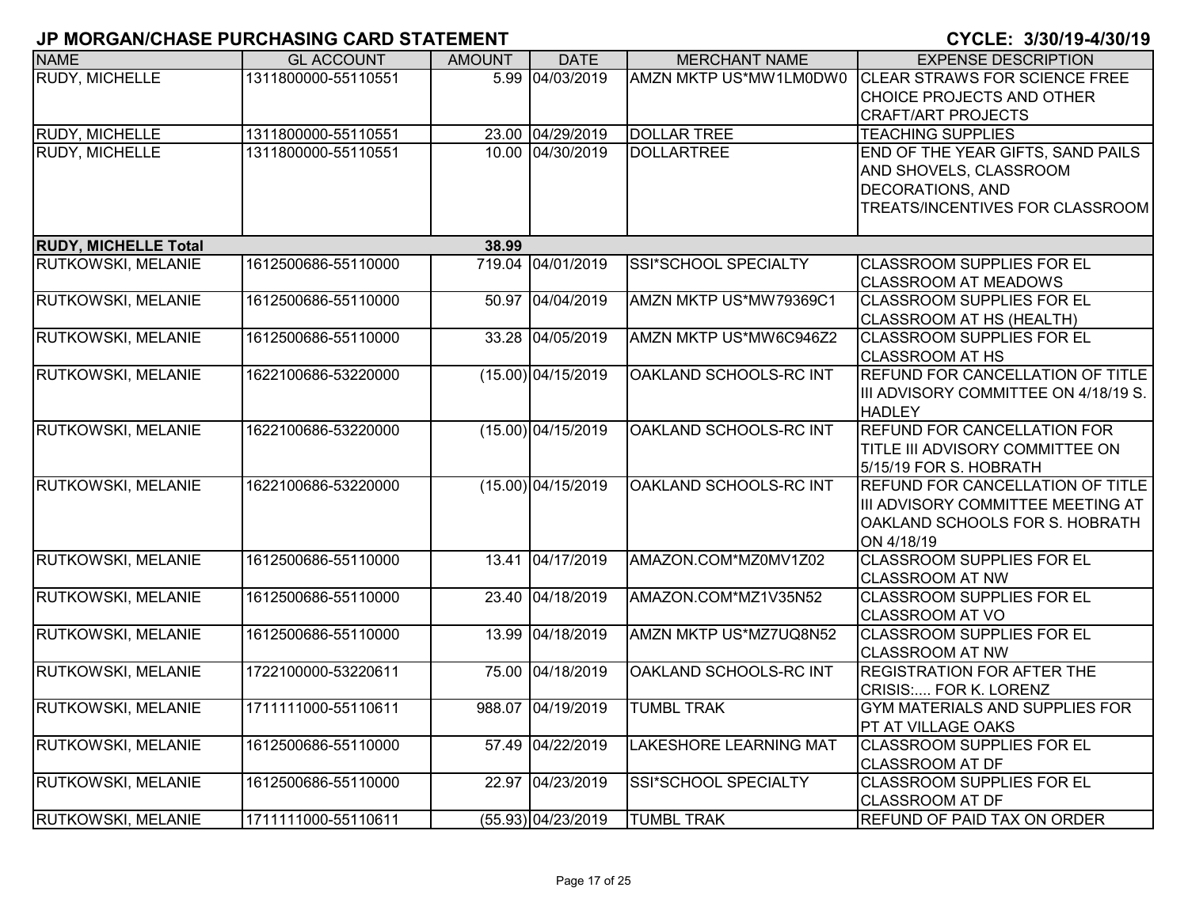# JP MORGAN/CHASE PURCHASING CARD STATEMENT

**CYCLE: 3/30/19-4/30/19**

| NAME | GL ACCOUNT | AMOUNT | DATE | MERCHANT NAME | EXPENSE DESCRIPTION |
|---|---|---|---|---|---|
| RUDY, MICHELLE | 1311800000-55110551 | 5.99 | 04/03/2019 | AMZN MKTP US*MW1LM0DW0 | CLEAR STRAWS FOR SCIENCE FREE CHOICE PROJECTS AND OTHER CRAFT/ART PROJECTS |
| RUDY, MICHELLE | 1311800000-55110551 | 23.00 | 04/29/2019 | DOLLAR TREE | TEACHING SUPPLIES |
| RUDY, MICHELLE | 1311800000-55110551 | 10.00 | 04/30/2019 | DOLLARTREE | END OF THE YEAR GIFTS, SAND PAILS AND SHOVELS, CLASSROOM DECORATIONS, AND TREATS/INCENTIVES FOR CLASSROOM |
| **RUDY, MICHELLE Total** | | **38.99** | | | |
| RUTKOWSKI, MELANIE | 1612500686-55110000 | 719.04 | 04/01/2019 | SSI*SCHOOL SPECIALTY | CLASSROOM SUPPLIES FOR EL CLASSROOM AT MEADOWS |
| RUTKOWSKI, MELANIE | 1612500686-55110000 | 50.97 | 04/04/2019 | AMZN MKTP US*MW79369C1 | CLASSROOM SUPPLIES FOR EL CLASSROOM AT HS (HEALTH) |
| RUTKOWSKI, MELANIE | 1612500686-55110000 | 33.28 | 04/05/2019 | AMZN MKTP US*MW6C946Z2 | CLASSROOM SUPPLIES FOR EL CLASSROOM AT HS |
| RUTKOWSKI, MELANIE | 1622100686-53220000 | (15.00) | 04/15/2019 | OAKLAND SCHOOLS-RC INT | REFUND FOR CANCELLATION OF TITLE III ADVISORY COMMITTEE ON 4/18/19 S. HADLEY |
| RUTKOWSKI, MELANIE | 1622100686-53220000 | (15.00) | 04/15/2019 | OAKLAND SCHOOLS-RC INT | REFUND FOR CANCELLATION FOR TITLE III ADVISORY COMMITTEE ON 5/15/19 FOR S. HOBRATH |
| RUTKOWSKI, MELANIE | 1622100686-53220000 | (15.00) | 04/15/2019 | OAKLAND SCHOOLS-RC INT | REFUND FOR CANCELLATION OF TITLE III ADVISORY COMMITTEE MEETING AT OAKLAND SCHOOLS FOR S. HOBRATH ON 4/18/19 |
| RUTKOWSKI, MELANIE | 1612500686-55110000 | 13.41 | 04/17/2019 | AMAZON.COM*MZ0MV1Z02 | CLASSROOM SUPPLIES FOR EL CLASSROOM AT NW |
| RUTKOWSKI, MELANIE | 1612500686-55110000 | 23.40 | 04/18/2019 | AMAZON.COM*MZ1V35N52 | CLASSROOM SUPPLIES FOR EL CLASSROOM AT VO |
| RUTKOWSKI, MELANIE | 1612500686-55110000 | 13.99 | 04/18/2019 | AMZN MKTP US*MZ7UQ8N52 | CLASSROOM SUPPLIES FOR EL CLASSROOM AT NW |
| RUTKOWSKI, MELANIE | 1722100000-53220611 | 75.00 | 04/18/2019 | OAKLAND SCHOOLS-RC INT | REGISTRATION FOR AFTER THE CRISIS:.... FOR K. LORENZ |
| RUTKOWSKI, MELANIE | 1711111000-55110611 | 988.07 | 04/19/2019 | TUMBL TRAK | GYM MATERIALS AND SUPPLIES FOR PT AT VILLAGE OAKS |
| RUTKOWSKI, MELANIE | 1612500686-55110000 | 57.49 | 04/22/2019 | LAKESHORE LEARNING MAT | CLASSROOM SUPPLIES FOR EL CLASSROOM AT DF |
| RUTKOWSKI, MELANIE | 1612500686-55110000 | 22.97 | 04/23/2019 | SSI*SCHOOL SPECIALTY | CLASSROOM SUPPLIES FOR EL CLASSROOM AT DF |
| RUTKOWSKI, MELANIE | 1711111000-55110611 | (55.93) | 04/23/2019 | TUMBL TRAK | REFUND OF PAID TAX ON ORDER |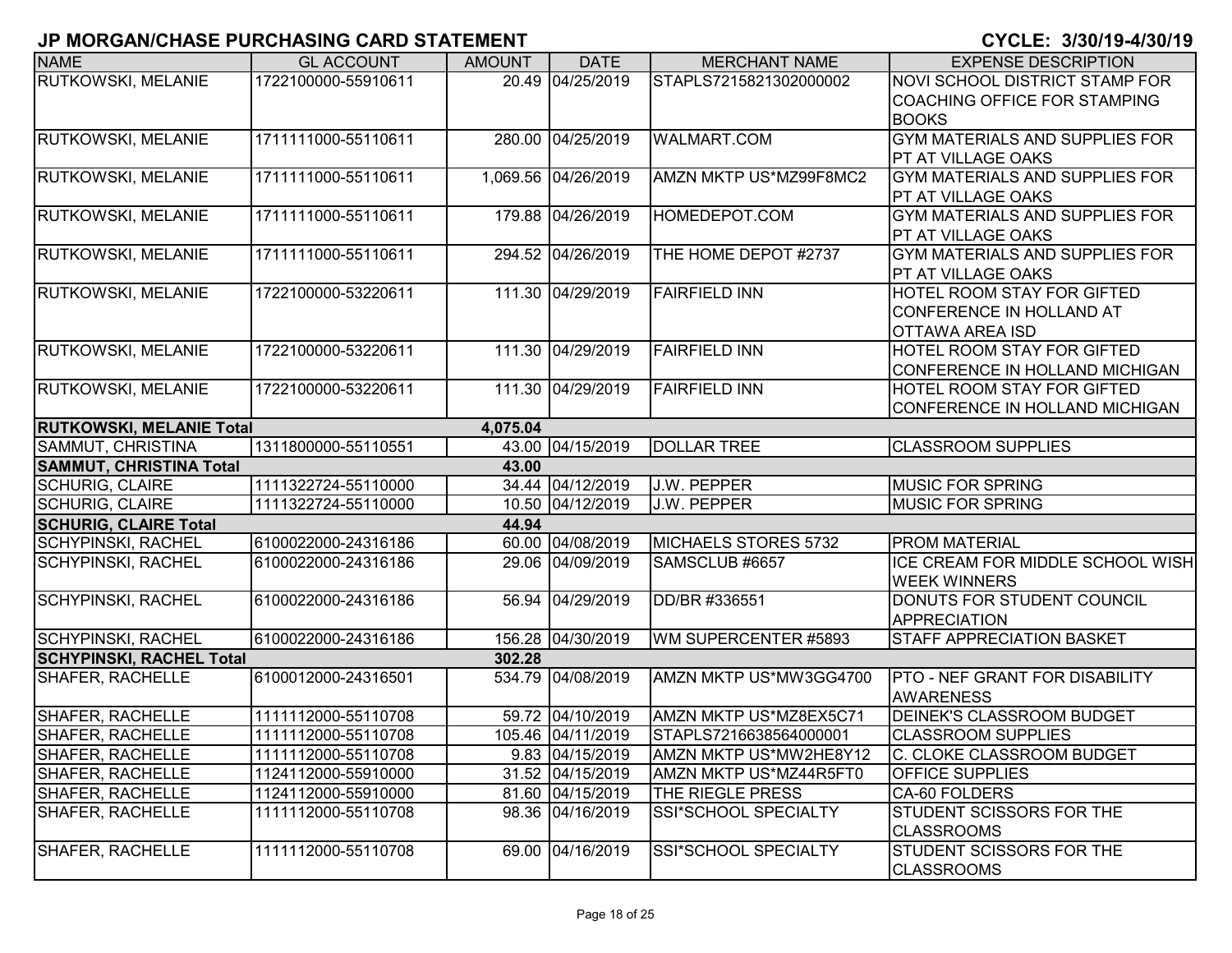# JP MORGAN/CHASE PURCHASING CARD STATEMENT

CYCLE: 3/30/19-4/30/19

| NAME | GL ACCOUNT | AMOUNT | DATE | MERCHANT NAME | EXPENSE DESCRIPTION |
|---|---|---|---|---|---|
| RUTKOWSKI, MELANIE | 1722100000-55910611 | 20.49 | 04/25/2019 | STAPLS7215821302000002 | NOVI SCHOOL DISTRICT STAMP FOR COACHING OFFICE FOR STAMPING BOOKS |
| RUTKOWSKI, MELANIE | 1711111000-55110611 | 280.00 | 04/25/2019 | WALMART.COM | GYM MATERIALS AND SUPPLIES FOR PT AT VILLAGE OAKS |
| RUTKOWSKI, MELANIE | 1711111000-55110611 | 1,069.56 | 04/26/2019 | AMZN MKTP US*MZ99F8MC2 | GYM MATERIALS AND SUPPLIES FOR PT AT VILLAGE OAKS |
| RUTKOWSKI, MELANIE | 1711111000-55110611 | 179.88 | 04/26/2019 | HOMEDEPOT.COM | GYM MATERIALS AND SUPPLIES FOR PT AT VILLAGE OAKS |
| RUTKOWSKI, MELANIE | 1711111000-55110611 | 294.52 | 04/26/2019 | THE HOME DEPOT #2737 | GYM MATERIALS AND SUPPLIES FOR PT AT VILLAGE OAKS |
| RUTKOWSKI, MELANIE | 1722100000-53220611 | 111.30 | 04/29/2019 | FAIRFIELD INN | HOTEL ROOM STAY FOR GIFTED CONFERENCE IN HOLLAND AT OTTAWA AREA ISD |
| RUTKOWSKI, MELANIE | 1722100000-53220611 | 111.30 | 04/29/2019 | FAIRFIELD INN | HOTEL ROOM STAY FOR GIFTED CONFERENCE IN HOLLAND MICHIGAN |
| RUTKOWSKI, MELANIE | 1722100000-53220611 | 111.30 | 04/29/2019 | FAIRFIELD INN | HOTEL ROOM STAY FOR GIFTED CONFERENCE IN HOLLAND MICHIGAN |
| **RUTKOWSKI, MELANIE Total** | | **4,075.04** | | | |
| SAMMUT, CHRISTINA | 1311800000-55110551 | 43.00 | 04/15/2019 | DOLLAR TREE | CLASSROOM SUPPLIES |
| **SAMMUT, CHRISTINA Total** | | **43.00** | | | |
| SCHURIG, CLAIRE | 1111322724-55110000 | 34.44 | 04/12/2019 | J.W. PEPPER | MUSIC FOR SPRING |
| SCHURIG, CLAIRE | 1111322724-55110000 | 10.50 | 04/12/2019 | J.W. PEPPER | MUSIC FOR SPRING |
| **SCHURIG, CLAIRE Total** | | **44.94** | | | |
| SCHYPINSKI, RACHEL | 6100022000-24316186 | 60.00 | 04/08/2019 | MICHAELS STORES 5732 | PROM MATERIAL |
| SCHYPINSKI, RACHEL | 6100022000-24316186 | 29.06 | 04/09/2019 | SAMSCLUB #6657 | ICE CREAM FOR MIDDLE SCHOOL WISH WEEK WINNERS |
| SCHYPINSKI, RACHEL | 6100022000-24316186 | 56.94 | 04/29/2019 | DD/BR #336551 | DONUTS FOR STUDENT COUNCIL APPRECIATION |
| SCHYPINSKI, RACHEL | 6100022000-24316186 | 156.28 | 04/30/2019 | WM SUPERCENTER #5893 | STAFF APPRECIATION BASKET |
| **SCHYPINSKI, RACHEL Total** | | **302.28** | | | |
| SHAFER, RACHELLE | 6100012000-24316501 | 534.79 | 04/08/2019 | AMZN MKTP US*MW3GG4700 | PTO - NEF GRANT FOR DISABILITY AWARENESS |
| SHAFER, RACHELLE | 1111112000-55110708 | 59.72 | 04/10/2019 | AMZN MKTP US*MZ8EX5C71 | DEINEK'S CLASSROOM BUDGET |
| SHAFER, RACHELLE | 1111112000-55110708 | 105.46 | 04/11/2019 | STAPLS7216638564000001 | CLASSROOM SUPPLIES |
| SHAFER, RACHELLE | 1111112000-55110708 | 9.83 | 04/15/2019 | AMZN MKTP US*MW2HE8Y12 | C. CLOKE CLASSROOM BUDGET |
| SHAFER, RACHELLE | 1124112000-55910000 | 31.52 | 04/15/2019 | AMZN MKTP US*MZ44R5FT0 | OFFICE SUPPLIES |
| SHAFER, RACHELLE | 1124112000-55910000 | 81.60 | 04/15/2019 | THE RIEGLE PRESS | CA-60 FOLDERS |
| SHAFER, RACHELLE | 1111112000-55110708 | 98.36 | 04/16/2019 | SSI*SCHOOL SPECIALTY | STUDENT SCISSORS FOR THE CLASSROOMS |
| SHAFER, RACHELLE | 1111112000-55110708 | 69.00 | 04/16/2019 | SSI*SCHOOL SPECIALTY | STUDENT SCISSORS FOR THE CLASSROOMS |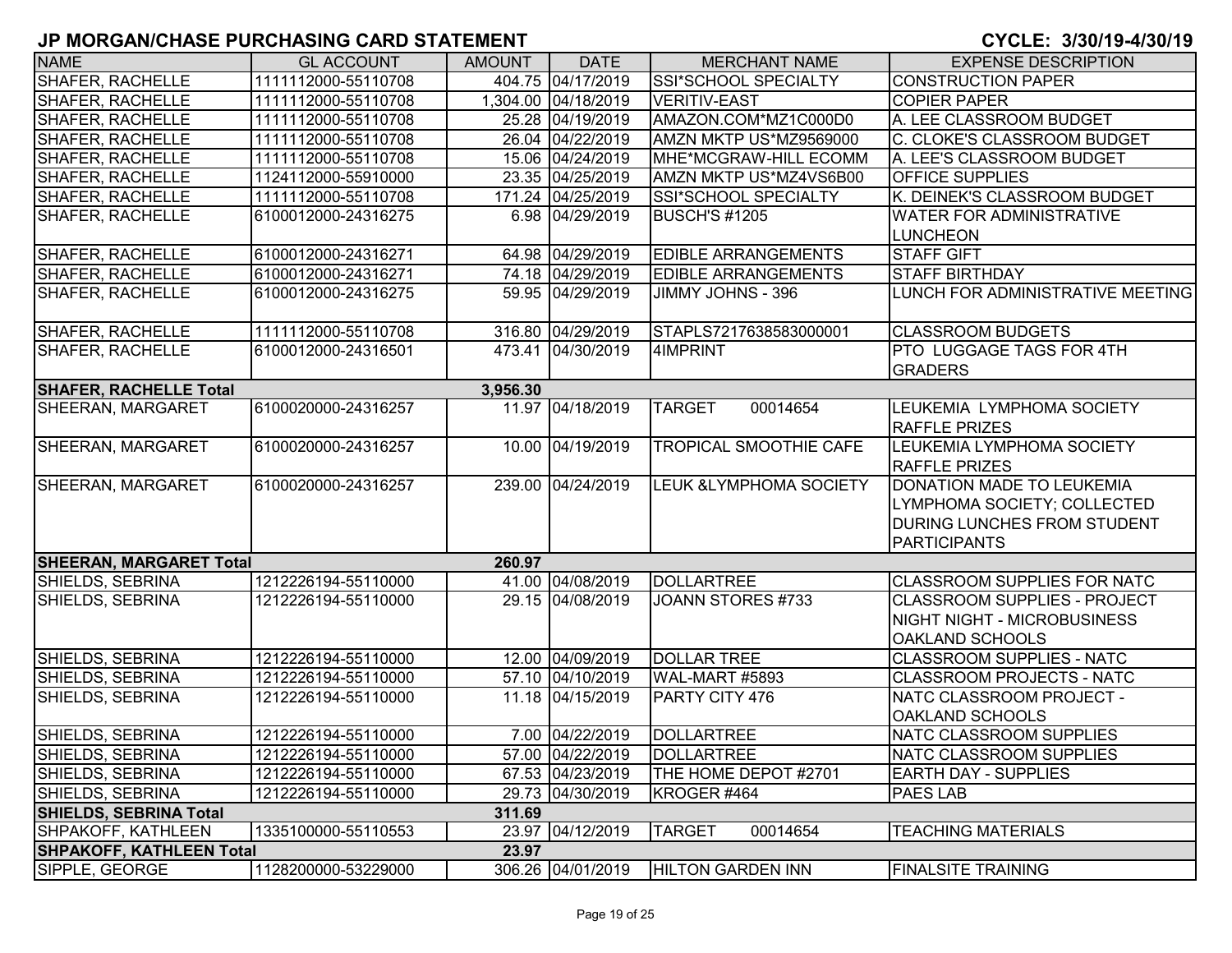## JP MORGAN/CHASE PURCHASING CARD STATEMENT

**CYCLE: 3/30/19-4/30/19**

| NAME | GL ACCOUNT | AMOUNT | DATE | MERCHANT NAME | EXPENSE DESCRIPTION |
|---|---|---|---|---|---|
| SHAFER, RACHELLE | 1111112000-55110708 | 404.75 | 04/17/2019 | SSI*SCHOOL SPECIALTY | CONSTRUCTION PAPER |
| SHAFER, RACHELLE | 1111112000-55110708 | 1,304.00 | 04/18/2019 | VERITIV-EAST | COPIER PAPER |
| SHAFER, RACHELLE | 1111112000-55110708 | 25.28 | 04/19/2019 | AMAZON.COM*MZ1C000D0 | A. LEE CLASSROOM BUDGET |
| SHAFER, RACHELLE | 1111112000-55110708 | 26.04 | 04/22/2019 | AMZN MKTP US*MZ9569000 | C. CLOKE'S CLASSROOM BUDGET |
| SHAFER, RACHELLE | 1111112000-55110708 | 15.06 | 04/24/2019 | MHE*MCGRAW-HILL ECOMM | A. LEE'S CLASSROOM BUDGET |
| SHAFER, RACHELLE | 1124112000-55910000 | 23.35 | 04/25/2019 | AMZN MKTP US*MZ4VS6B00 | OFFICE SUPPLIES |
| SHAFER, RACHELLE | 1111112000-55110708 | 171.24 | 04/25/2019 | SSI*SCHOOL SPECIALTY | K. DEINEK'S CLASSROOM BUDGET |
| SHAFER, RACHELLE | 6100012000-24316275 | 6.98 | 04/29/2019 | BUSCH'S #1205 | WATER FOR ADMINISTRATIVE LUNCHEON |
| SHAFER, RACHELLE | 6100012000-24316271 | 64.98 | 04/29/2019 | EDIBLE ARRANGEMENTS | STAFF GIFT |
| SHAFER, RACHELLE | 6100012000-24316271 | 74.18 | 04/29/2019 | EDIBLE ARRANGEMENTS | STAFF BIRTHDAY |
| SHAFER, RACHELLE | 6100012000-24316275 | 59.95 | 04/29/2019 | JIMMY JOHNS - 396 | LUNCH FOR ADMINISTRATIVE MEETING |
| SHAFER, RACHELLE | 1111112000-55110708 | 316.80 | 04/29/2019 | STAPLS7217638583000001 | CLASSROOM BUDGETS |
| SHAFER, RACHELLE | 6100012000-24316501 | 473.41 | 04/30/2019 | 4IMPRINT | PTO LUGGAGE TAGS FOR 4TH GRADERS |
| **SHAFER, RACHELLE Total** | | **3,956.30** | | | |
| SHEERAN, MARGARET | 6100020000-24316257 | 11.97 | 04/18/2019 | TARGET 00014654 | LEUKEMIA LYMPHOMA SOCIETY RAFFLE PRIZES |
| SHEERAN, MARGARET | 6100020000-24316257 | 10.00 | 04/19/2019 | TROPICAL SMOOTHIE CAFE | LEUKEMIA LYMPHOMA SOCIETY RAFFLE PRIZES |
| SHEERAN, MARGARET | 6100020000-24316257 | 239.00 | 04/24/2019 | LEUK &LYMPHOMA SOCIETY | DONATION MADE TO LEUKEMIA LYMPHOMA SOCIETY; COLLECTED DURING LUNCHES FROM STUDENT PARTICIPANTS |
| **SHEERAN, MARGARET Total** | | **260.97** | | | |
| SHIELDS, SEBRINA | 1212226194-55110000 | 41.00 | 04/08/2019 | DOLLARTREE | CLASSROOM SUPPLIES FOR NATC |
| SHIELDS, SEBRINA | 1212226194-55110000 | 29.15 | 04/08/2019 | JOANN STORES #733 | CLASSROOM SUPPLIES - PROJECT NIGHT NIGHT - MICROBUSINESS OAKLAND SCHOOLS |
| SHIELDS, SEBRINA | 1212226194-55110000 | 12.00 | 04/09/2019 | DOLLAR TREE | CLASSROOM SUPPLIES - NATC |
| SHIELDS, SEBRINA | 1212226194-55110000 | 57.10 | 04/10/2019 | WAL-MART #5893 | CLASSROOM PROJECTS - NATC |
| SHIELDS, SEBRINA | 1212226194-55110000 | 11.18 | 04/15/2019 | PARTY CITY 476 | NATC CLASSROOM PROJECT - OAKLAND SCHOOLS |
| SHIELDS, SEBRINA | 1212226194-55110000 | 7.00 | 04/22/2019 | DOLLARTREE | NATC CLASSROOM SUPPLIES |
| SHIELDS, SEBRINA | 1212226194-55110000 | 57.00 | 04/22/2019 | DOLLARTREE | NATC CLASSROOM SUPPLIES |
| SHIELDS, SEBRINA | 1212226194-55110000 | 67.53 | 04/23/2019 | THE HOME DEPOT #2701 | EARTH DAY - SUPPLIES |
| SHIELDS, SEBRINA | 1212226194-55110000 | 29.73 | 04/30/2019 | KROGER #464 | PAES LAB |
| **SHIELDS, SEBRINA Total** | | **311.69** | | | |
| SHPAKOFF, KATHLEEN | 1335100000-55110553 | 23.97 | 04/12/2019 | TARGET 00014654 | TEACHING MATERIALS |
| **SHPAKOFF, KATHLEEN Total** | | **23.97** | | | |
| SIPPLE, GEORGE | 1128200000-53229000 | 306.26 | 04/01/2019 | HILTON GARDEN INN | FINALSITE TRAINING |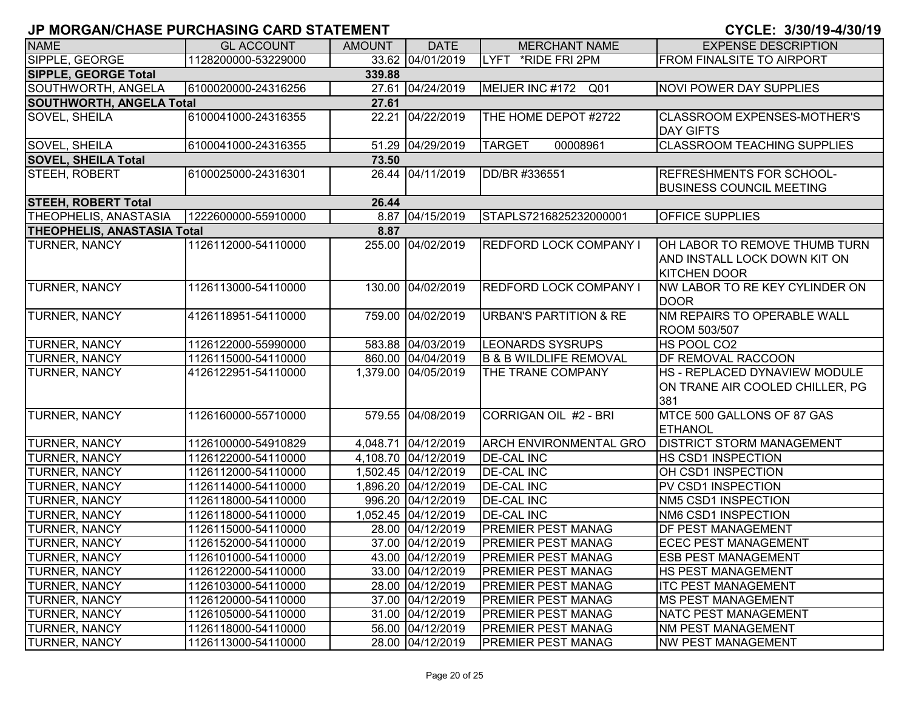# JP MORGAN/CHASE PURCHASING CARD STATEMENT

CYCLE: 3/30/19-4/30/19

| NAME | GL ACCOUNT | AMOUNT | DATE | MERCHANT NAME | EXPENSE DESCRIPTION |
|---|---|---|---|---|---|
| SIPPLE, GEORGE | 1128200000-53229000 | 33.62 | 04/01/2019 | LYFT *RIDE FRI 2PM | FROM FINALSITE TO AIRPORT |
| **SIPPLE, GEORGE Total** | | **339.88** | | | |
| SOUTHWORTH, ANGELA | 6100020000-24316256 | 27.61 | 04/24/2019 | MEIJER INC #172 Q01 | NOVI POWER DAY SUPPLIES |
| **SOUTHWORTH, ANGELA Total** | | **27.61** | | | |
| SOVEL, SHEILA | 6100041000-24316355 | 22.21 | 04/22/2019 | THE HOME DEPOT #2722 | CLASSROOM EXPENSES-MOTHER'S DAY GIFTS |
| SOVEL, SHEILA | 6100041000-24316355 | 51.29 | 04/29/2019 | TARGET 00008961 | CLASSROOM TEACHING SUPPLIES |
| **SOVEL, SHEILA Total** | | **73.50** | | | |
| STEEH, ROBERT | 6100025000-24316301 | 26.44 | 04/11/2019 | DD/BR #336551 | REFRESHMENTS FOR SCHOOL-BUSINESS COUNCIL MEETING |
| **STEEH, ROBERT Total** | | **26.44** | | | |
| THEOPHELIS, ANASTASIA | 1222600000-55910000 | 8.87 | 04/15/2019 | STAPLS7216825232000001 | OFFICE SUPPLIES |
| **THEOPHELIS, ANASTASIA Total** | | **8.87** | | | |
| TURNER, NANCY | 1126112000-54110000 | 255.00 | 04/02/2019 | REDFORD LOCK COMPANY I | OH LABOR TO REMOVE THUMB TURN AND INSTALL LOCK DOWN KIT ON KITCHEN DOOR |
| TURNER, NANCY | 1126113000-54110000 | 130.00 | 04/02/2019 | REDFORD LOCK COMPANY I | NW LABOR TO RE KEY CYLINDER ON DOOR |
| TURNER, NANCY | 4126118951-54110000 | 759.00 | 04/02/2019 | URBAN'S PARTITION & RE | NM REPAIRS TO OPERABLE WALL ROOM 503/507 |
| TURNER, NANCY | 1126122000-55990000 | 583.88 | 04/03/2019 | LEONARDS SYSRUPS | HS POOL CO2 |
| TURNER, NANCY | 1126115000-54110000 | 860.00 | 04/04/2019 | B & B WILDLIFE REMOVAL | DF REMOVAL RACCOON |
| TURNER, NANCY | 4126122951-54110000 | 1,379.00 | 04/05/2019 | THE TRANE COMPANY | HS - REPLACED DYNAVIEW MODULE ON TRANE AIR COOLED CHILLER, PG 381 |
| TURNER, NANCY | 1126160000-55710000 | 579.55 | 04/08/2019 | CORRIGAN OIL #2 - BRI | MTCE 500 GALLONS OF 87 GAS ETHANOL |
| TURNER, NANCY | 1126100000-54910829 | 4,048.71 | 04/12/2019 | ARCH ENVIRONMENTAL GRO | DISTRICT STORM MANAGEMENT |
| TURNER, NANCY | 1126122000-54110000 | 4,108.70 | 04/12/2019 | DE-CAL INC | HS CSD1 INSPECTION |
| TURNER, NANCY | 1126112000-54110000 | 1,502.45 | 04/12/2019 | DE-CAL INC | OH CSD1 INSPECTION |
| TURNER, NANCY | 1126114000-54110000 | 1,896.20 | 04/12/2019 | DE-CAL INC | PV CSD1 INSPECTION |
| TURNER, NANCY | 1126118000-54110000 | 996.20 | 04/12/2019 | DE-CAL INC | NM5 CSD1 INSPECTION |
| TURNER, NANCY | 1126118000-54110000 | 1,052.45 | 04/12/2019 | DE-CAL INC | NM6 CSD1 INSPECTION |
| TURNER, NANCY | 1126115000-54110000 | 28.00 | 04/12/2019 | PREMIER PEST MANAG | DF PEST MANAGEMENT |
| TURNER, NANCY | 1126152000-54110000 | 37.00 | 04/12/2019 | PREMIER PEST MANAG | ECEC PEST MANAGEMENT |
| TURNER, NANCY | 1126101000-54110000 | 43.00 | 04/12/2019 | PREMIER PEST MANAG | ESB PEST MANAGEMENT |
| TURNER, NANCY | 1126122000-54110000 | 33.00 | 04/12/2019 | PREMIER PEST MANAG | HS PEST MANAGEMENT |
| TURNER, NANCY | 1126103000-54110000 | 28.00 | 04/12/2019 | PREMIER PEST MANAG | ITC PEST MANAGEMENT |
| TURNER, NANCY | 1126120000-54110000 | 37.00 | 04/12/2019 | PREMIER PEST MANAG | MS PEST MANAGEMENT |
| TURNER, NANCY | 1126105000-54110000 | 31.00 | 04/12/2019 | PREMIER PEST MANAG | NATC PEST MANAGEMENT |
| TURNER, NANCY | 1126118000-54110000 | 56.00 | 04/12/2019 | PREMIER PEST MANAG | NM PEST MANAGEMENT |
| TURNER, NANCY | 1126113000-54110000 | 28.00 | 04/12/2019 | PREMIER PEST MANAG | NW PEST MANAGEMENT |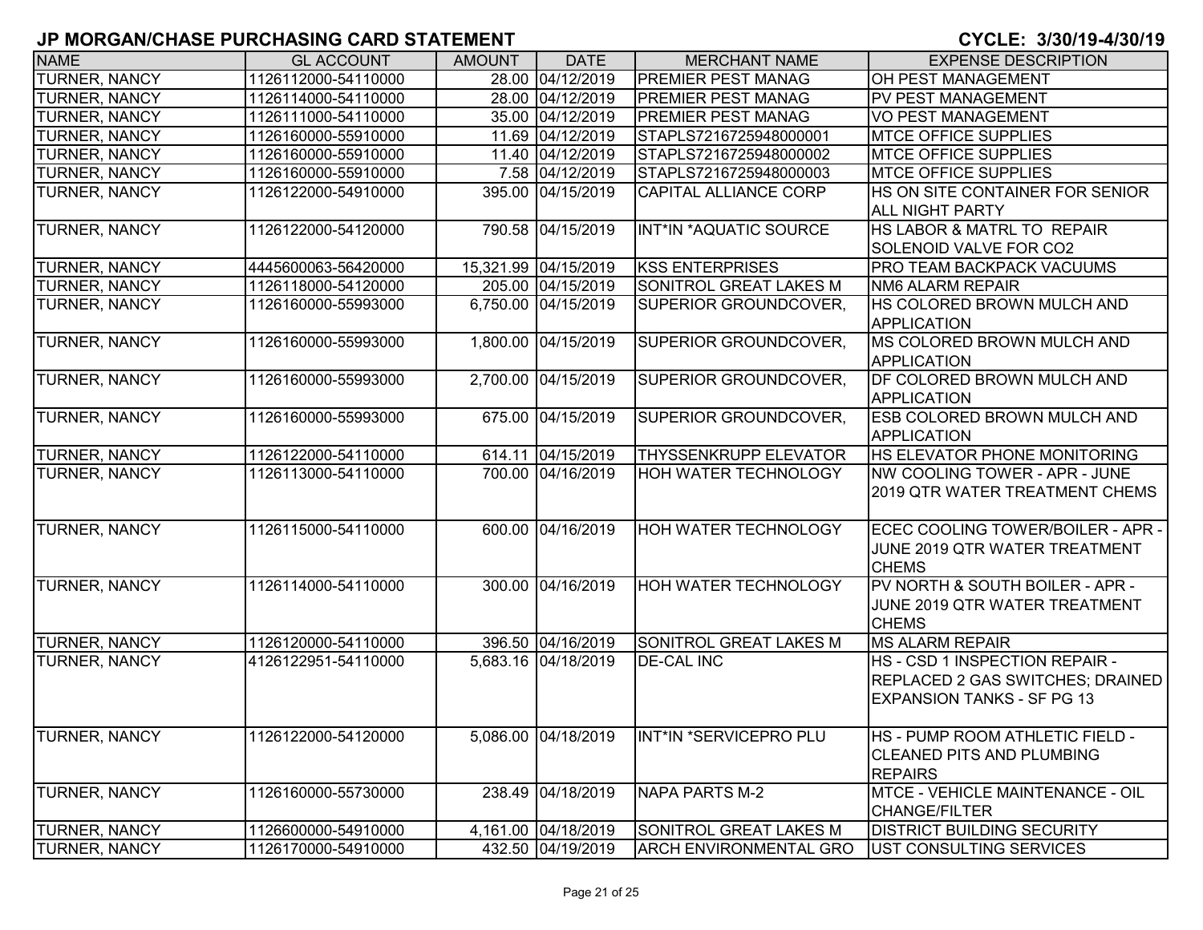# JP MORGAN/CHASE PURCHASING CARD STATEMENT

**CYCLE: 3/30/19-4/30/19**

| NAME | GL ACCOUNT | AMOUNT | DATE | MERCHANT NAME | EXPENSE DESCRIPTION |
|---|---|---|---|---|---|
| TURNER, NANCY | 1126112000-54110000 | 28.00 | 04/12/2019 | PREMIER PEST MANAG | OH PEST MANAGEMENT |
| TURNER, NANCY | 1126114000-54110000 | 28.00 | 04/12/2019 | PREMIER PEST MANAG | PV PEST MANAGEMENT |
| TURNER, NANCY | 1126111000-54110000 | 35.00 | 04/12/2019 | PREMIER PEST MANAG | VO PEST MANAGEMENT |
| TURNER, NANCY | 1126160000-55910000 | 11.69 | 04/12/2019 | STAPLS7216725948000001 | MTCE OFFICE SUPPLIES |
| TURNER, NANCY | 1126160000-55910000 | 11.40 | 04/12/2019 | STAPLS7216725948000002 | MTCE OFFICE SUPPLIES |
| TURNER, NANCY | 1126160000-55910000 | 7.58 | 04/12/2019 | STAPLS7216725948000003 | MTCE OFFICE SUPPLIES |
| TURNER, NANCY | 1126122000-54910000 | 395.00 | 04/15/2019 | CAPITAL ALLIANCE CORP | HS ON SITE CONTAINER FOR SENIOR ALL NIGHT PARTY |
| TURNER, NANCY | 1126122000-54120000 | 790.58 | 04/15/2019 | INT*IN *AQUATIC SOURCE | HS LABOR & MATRL TO REPAIR SOLENOID VALVE FOR CO2 |
| TURNER, NANCY | 4445600063-56420000 | 15,321.99 | 04/15/2019 | KSS ENTERPRISES | PRO TEAM BACKPACK VACUUMS |
| TURNER, NANCY | 1126118000-54120000 | 205.00 | 04/15/2019 | SONITROL GREAT LAKES M | NM6 ALARM REPAIR |
| TURNER, NANCY | 1126160000-55993000 | 6,750.00 | 04/15/2019 | SUPERIOR GROUNDCOVER, | HS COLORED BROWN MULCH AND APPLICATION |
| TURNER, NANCY | 1126160000-55993000 | 1,800.00 | 04/15/2019 | SUPERIOR GROUNDCOVER, | MS COLORED BROWN MULCH AND APPLICATION |
| TURNER, NANCY | 1126160000-55993000 | 2,700.00 | 04/15/2019 | SUPERIOR GROUNDCOVER, | DF COLORED BROWN MULCH AND APPLICATION |
| TURNER, NANCY | 1126160000-55993000 | 675.00 | 04/15/2019 | SUPERIOR GROUNDCOVER, | ESB COLORED BROWN MULCH AND APPLICATION |
| TURNER, NANCY | 1126122000-54110000 | 614.11 | 04/15/2019 | THYSSENKRUPP ELEVATOR | HS ELEVATOR PHONE MONITORING |
| TURNER, NANCY | 1126113000-54110000 | 700.00 | 04/16/2019 | HOH WATER TECHNOLOGY | NW COOLING TOWER - APR - JUNE 2019 QTR WATER TREATMENT CHEMS |
| TURNER, NANCY | 1126115000-54110000 | 600.00 | 04/16/2019 | HOH WATER TECHNOLOGY | ECEC COOLING TOWER/BOILER - APR - JUNE 2019 QTR WATER TREATMENT CHEMS |
| TURNER, NANCY | 1126114000-54110000 | 300.00 | 04/16/2019 | HOH WATER TECHNOLOGY | PV NORTH & SOUTH BOILER - APR - JUNE 2019 QTR WATER TREATMENT CHEMS |
| TURNER, NANCY | 1126120000-54110000 | 396.50 | 04/16/2019 | SONITROL GREAT LAKES M | MS ALARM REPAIR |
| TURNER, NANCY | 4126122951-54110000 | 5,683.16 | 04/18/2019 | DE-CAL INC | HS - CSD 1 INSPECTION REPAIR - REPLACED 2 GAS SWITCHES; DRAINED EXPANSION TANKS - SF PG 13 |
| TURNER, NANCY | 1126122000-54120000 | 5,086.00 | 04/18/2019 | INT*IN *SERVICEPRO PLU | HS - PUMP ROOM ATHLETIC FIELD - CLEANED PITS AND PLUMBING REPAIRS |
| TURNER, NANCY | 1126160000-55730000 | 238.49 | 04/18/2019 | NAPA PARTS M-2 | MTCE - VEHICLE MAINTENANCE - OIL CHANGE/FILTER |
| TURNER, NANCY | 1126600000-54910000 | 4,161.00 | 04/18/2019 | SONITROL GREAT LAKES M | DISTRICT BUILDING SECURITY |
| TURNER, NANCY | 1126170000-54910000 | 432.50 | 04/19/2019 | ARCH ENVIRONMENTAL GRO | UST CONSULTING SERVICES |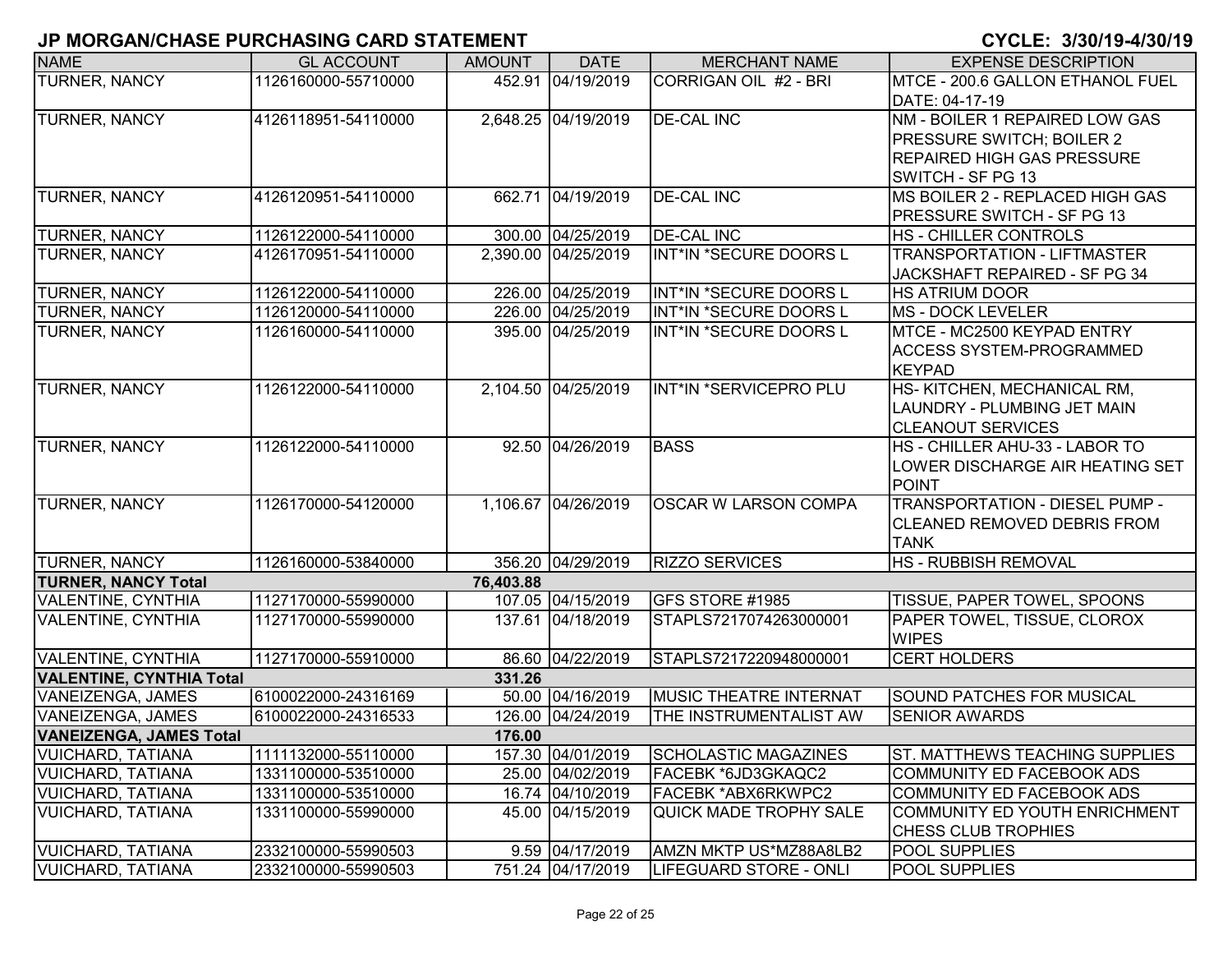## JP MORGAN/CHASE PURCHASING CARD STATEMENT

**CYCLE: 3/30/19-4/30/19**

| NAME | GL ACCOUNT | AMOUNT | DATE | MERCHANT NAME | EXPENSE DESCRIPTION |
|---|---|---|---|---|---|
| TURNER, NANCY | 1126160000-55710000 | 452.91 | 04/19/2019 | CORRIGAN OIL #2 - BRI | MTCE - 200.6 GALLON ETHANOL FUEL DATE: 04-17-19 |
| TURNER, NANCY | 4126118951-54110000 | 2,648.25 | 04/19/2019 | DE-CAL INC | NM - BOILER 1 REPAIRED LOW GAS PRESSURE SWITCH; BOILER 2 REPAIRED HIGH GAS PRESSURE SWITCH - SF PG 13 |
| TURNER, NANCY | 4126120951-54110000 | 662.71 | 04/19/2019 | DE-CAL INC | MS BOILER 2 - REPLACED HIGH GAS PRESSURE SWITCH - SF PG 13 |
| TURNER, NANCY | 1126122000-54110000 | 300.00 | 04/25/2019 | DE-CAL INC | HS - CHILLER CONTROLS |
| TURNER, NANCY | 4126170951-54110000 | 2,390.00 | 04/25/2019 | INT*IN *SECURE DOORS L | TRANSPORTATION - LIFTMASTER JACKSHAFT REPAIRED - SF PG 34 |
| TURNER, NANCY | 1126122000-54110000 | 226.00 | 04/25/2019 | INT*IN *SECURE DOORS L | HS ATRIUM DOOR |
| TURNER, NANCY | 1126120000-54110000 | 226.00 | 04/25/2019 | INT*IN *SECURE DOORS L | MS - DOCK LEVELER |
| TURNER, NANCY | 1126160000-54110000 | 395.00 | 04/25/2019 | INT*IN *SECURE DOORS L | MTCE - MC2500 KEYPAD ENTRY ACCESS SYSTEM-PROGRAMMED KEYPAD |
| TURNER, NANCY | 1126122000-54110000 | 2,104.50 | 04/25/2019 | INT*IN *SERVICEPRO PLU | HS- KITCHEN, MECHANICAL RM, LAUNDRY - PLUMBING JET MAIN CLEANOUT SERVICES |
| TURNER, NANCY | 1126122000-54110000 | 92.50 | 04/26/2019 | BASS | HS - CHILLER AHU-33 - LABOR TO LOWER DISCHARGE AIR HEATING SET POINT |
| TURNER, NANCY | 1126170000-54120000 | 1,106.67 | 04/26/2019 | OSCAR W LARSON COMPA | TRANSPORTATION - DIESEL PUMP - CLEANED REMOVED DEBRIS FROM TANK |
| TURNER, NANCY | 1126160000-53840000 | 356.20 | 04/29/2019 | RIZZO SERVICES | HS - RUBBISH REMOVAL |
| **TURNER, NANCY Total** | | **76,403.88** | | | |
| VALENTINE, CYNTHIA | 1127170000-55990000 | 107.05 | 04/15/2019 | GFS STORE #1985 | TISSUE, PAPER TOWEL, SPOONS |
| VALENTINE, CYNTHIA | 1127170000-55990000 | 137.61 | 04/18/2019 | STAPLS7217074263000001 | PAPER TOWEL, TISSUE, CLOROX WIPES |
| VALENTINE, CYNTHIA | 1127170000-55910000 | 86.60 | 04/22/2019 | STAPLS7217220948000001 | CERT HOLDERS |
| **VALENTINE, CYNTHIA Total** | | **331.26** | | | |
| VANEIZENGA, JAMES | 6100022000-24316169 | 50.00 | 04/16/2019 | MUSIC THEATRE INTERNAT | SOUND PATCHES FOR MUSICAL |
| VANEIZENGA, JAMES | 6100022000-24316533 | 126.00 | 04/24/2019 | THE INSTRUMENTALIST AW | SENIOR AWARDS |
| **VANEIZENGA, JAMES Total** | | **176.00** | | | |
| VUICHARD, TATIANA | 1111132000-55110000 | 157.30 | 04/01/2019 | SCHOLASTIC MAGAZINES | ST. MATTHEWS TEACHING SUPPLIES |
| VUICHARD, TATIANA | 1331100000-53510000 | 25.00 | 04/02/2019 | FACEBK *6JD3GKAQC2 | COMMUNITY ED FACEBOOK ADS |
| VUICHARD, TATIANA | 1331100000-53510000 | 16.74 | 04/10/2019 | FACEBK *ABX6RKWPC2 | COMMUNITY ED FACEBOOK ADS |
| VUICHARD, TATIANA | 1331100000-55990000 | 45.00 | 04/15/2019 | QUICK MADE TROPHY SALE | COMMUNITY ED YOUTH ENRICHMENT CHESS CLUB TROPHIES |
| VUICHARD, TATIANA | 2332100000-55990503 | 9.59 | 04/17/2019 | AMZN MKTP US*MZ88A8LB2 | POOL SUPPLIES |
| VUICHARD, TATIANA | 2332100000-55990503 | 751.24 | 04/17/2019 | LIFEGUARD STORE - ONLI | POOL SUPPLIES |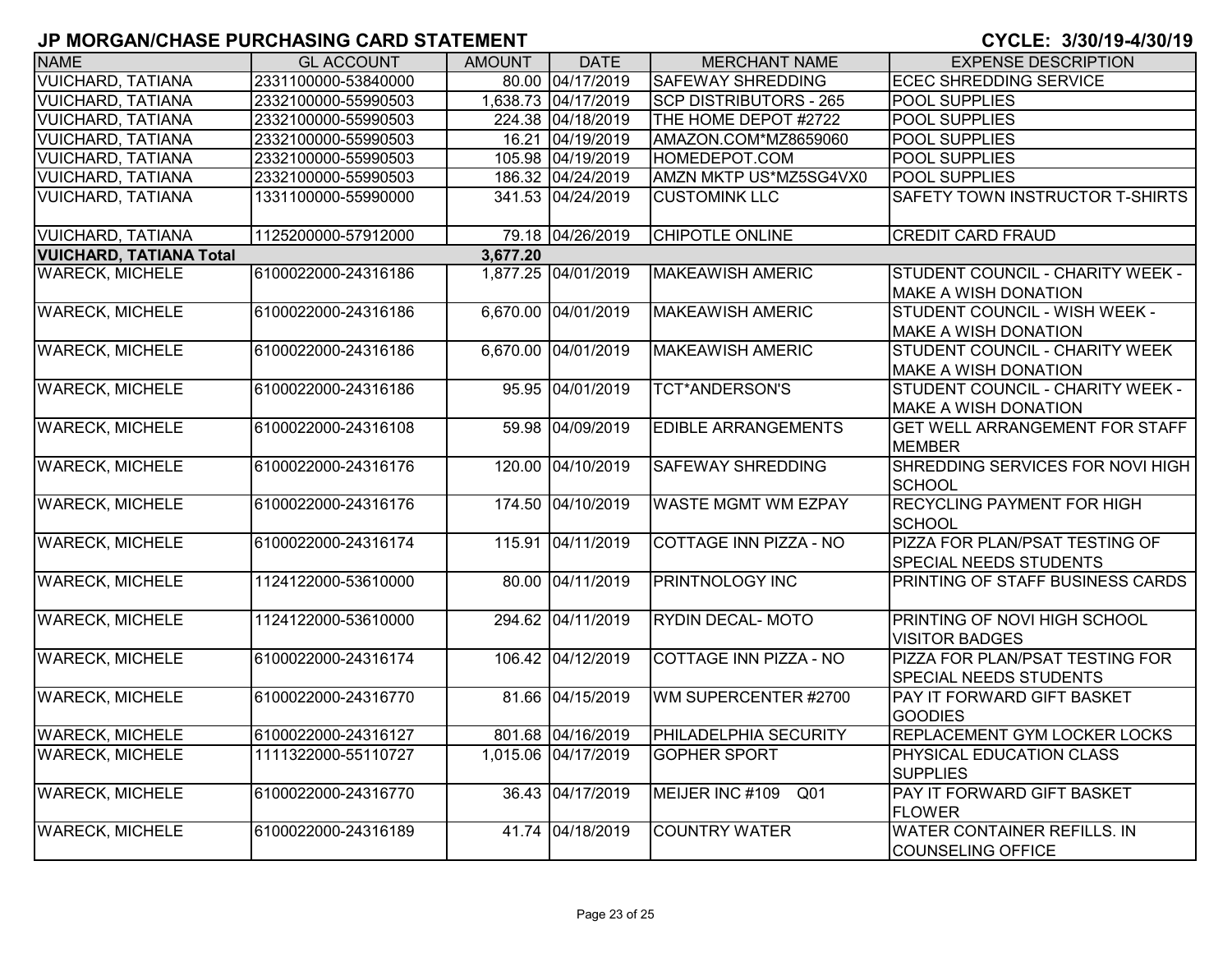# JP MORGAN/CHASE PURCHASING CARD STATEMENT

**CYCLE: 3/30/19-4/30/19**

| NAME | GL ACCOUNT | AMOUNT | DATE | MERCHANT NAME | EXPENSE DESCRIPTION |
|---|---|---|---|---|---|
| VUICHARD, TATIANA | 2331100000-53840000 | 80.00 | 04/17/2019 | SAFEWAY SHREDDING | ECEC SHREDDING SERVICE |
| VUICHARD, TATIANA | 2332100000-55990503 | 1,638.73 | 04/17/2019 | SCP DISTRIBUTORS - 265 | POOL SUPPLIES |
| VUICHARD, TATIANA | 2332100000-55990503 | 224.38 | 04/18/2019 | THE HOME DEPOT #2722 | POOL SUPPLIES |
| VUICHARD, TATIANA | 2332100000-55990503 | 16.21 | 04/19/2019 | AMAZON.COM*MZ8659060 | POOL SUPPLIES |
| VUICHARD, TATIANA | 2332100000-55990503 | 105.98 | 04/19/2019 | HOMEDEPOT.COM | POOL SUPPLIES |
| VUICHARD, TATIANA | 2332100000-55990503 | 186.32 | 04/24/2019 | AMZN MKTP US*MZ5SG4VX0 | POOL SUPPLIES |
| VUICHARD, TATIANA | 1331100000-55990000 | 341.53 | 04/24/2019 | CUSTOMINK LLC | SAFETY TOWN INSTRUCTOR T-SHIRTS |
| VUICHARD, TATIANA | 1125200000-57912000 | 79.18 | 04/26/2019 | CHIPOTLE ONLINE | CREDIT CARD FRAUD |
| **VUICHARD, TATIANA Total** | | **3,677.20** | | | |
| WARECK, MICHELE | 6100022000-24316186 | 1,877.25 | 04/01/2019 | MAKEAWISH AMERIC | STUDENT COUNCIL - CHARITY WEEK - MAKE A WISH DONATION |
| WARECK, MICHELE | 6100022000-24316186 | 6,670.00 | 04/01/2019 | MAKEAWISH AMERIC | STUDENT COUNCIL - WISH WEEK - MAKE A WISH DONATION |
| WARECK, MICHELE | 6100022000-24316186 | 6,670.00 | 04/01/2019 | MAKEAWISH AMERIC | STUDENT COUNCIL - CHARITY WEEK MAKE A WISH DONATION |
| WARECK, MICHELE | 6100022000-24316186 | 95.95 | 04/01/2019 | TCT*ANDERSON'S | STUDENT COUNCIL - CHARITY WEEK - MAKE A WISH DONATION |
| WARECK, MICHELE | 6100022000-24316108 | 59.98 | 04/09/2019 | EDIBLE ARRANGEMENTS | GET WELL ARRANGEMENT FOR STAFF MEMBER |
| WARECK, MICHELE | 6100022000-24316176 | 120.00 | 04/10/2019 | SAFEWAY SHREDDING | SHREDDING SERVICES FOR NOVI HIGH SCHOOL |
| WARECK, MICHELE | 6100022000-24316176 | 174.50 | 04/10/2019 | WASTE MGMT WM EZPAY | RECYCLING PAYMENT FOR HIGH SCHOOL |
| WARECK, MICHELE | 6100022000-24316174 | 115.91 | 04/11/2019 | COTTAGE INN PIZZA - NO | PIZZA FOR PLAN/PSAT TESTING OF SPECIAL NEEDS STUDENTS |
| WARECK, MICHELE | 1124122000-53610000 | 80.00 | 04/11/2019 | PRINTNOLOGY INC | PRINTING OF STAFF BUSINESS CARDS |
| WARECK, MICHELE | 1124122000-53610000 | 294.62 | 04/11/2019 | RYDIN DECAL- MOTO | PRINTING OF NOVI HIGH SCHOOL VISITOR BADGES |
| WARECK, MICHELE | 6100022000-24316174 | 106.42 | 04/12/2019 | COTTAGE INN PIZZA - NO | PIZZA FOR PLAN/PSAT TESTING FOR SPECIAL NEEDS STUDENTS |
| WARECK, MICHELE | 6100022000-24316770 | 81.66 | 04/15/2019 | WM SUPERCENTER #2700 | PAY IT FORWARD GIFT BASKET GOODIES |
| WARECK, MICHELE | 6100022000-24316127 | 801.68 | 04/16/2019 | PHILADELPHIA SECURITY | REPLACEMENT GYM LOCKER LOCKS |
| WARECK, MICHELE | 1111322000-55110727 | 1,015.06 | 04/17/2019 | GOPHER SPORT | PHYSICAL EDUCATION CLASS SUPPLIES |
| WARECK, MICHELE | 6100022000-24316770 | 36.43 | 04/17/2019 | MEIJER INC #109 Q01 | PAY IT FORWARD GIFT BASKET FLOWER |
| WARECK, MICHELE | 6100022000-24316189 | 41.74 | 04/18/2019 | COUNTRY WATER | WATER CONTAINER REFILLS. IN COUNSELING OFFICE |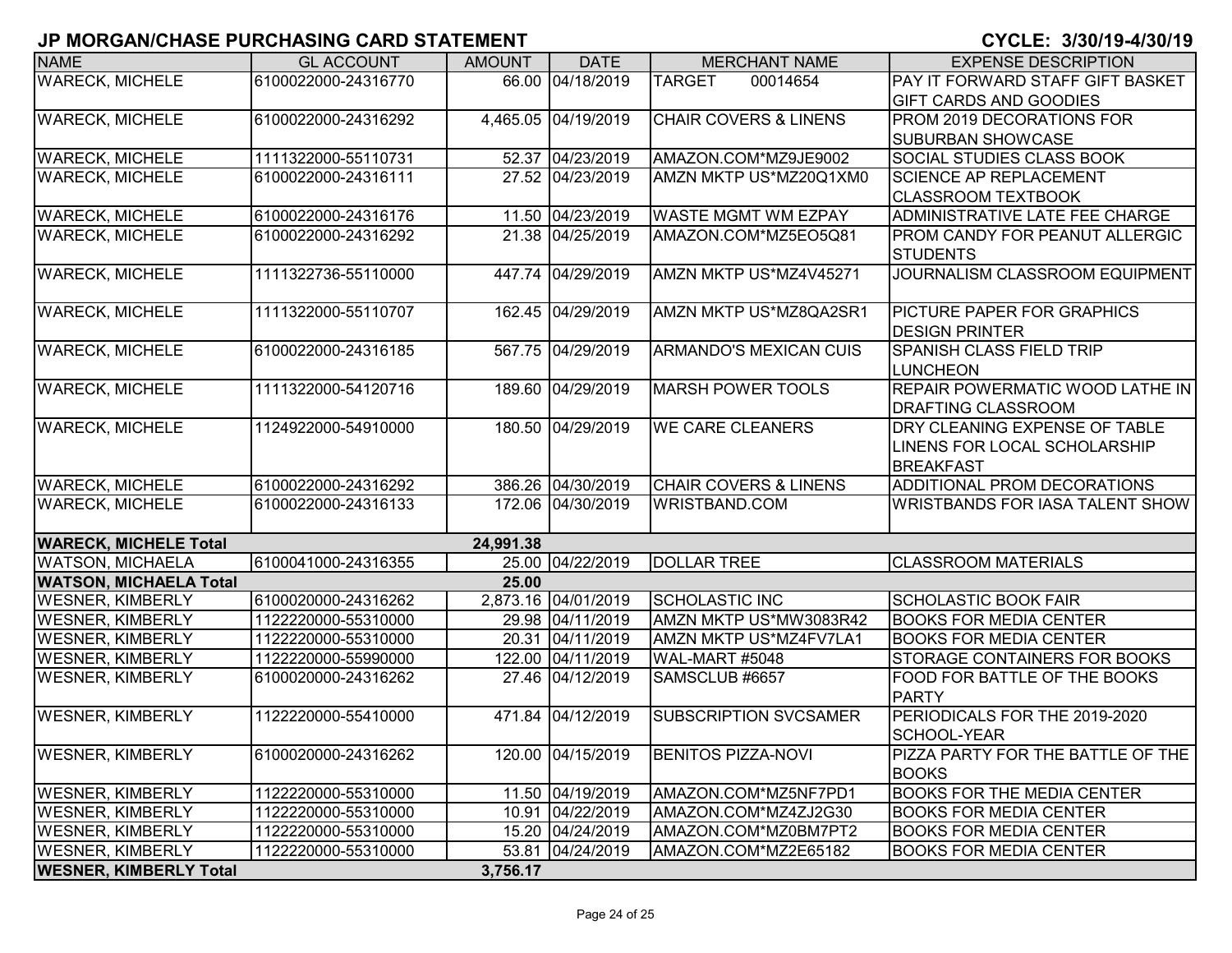# JP MORGAN/CHASE PURCHASING CARD STATEMENT

**CYCLE: 3/30/19-4/30/19**

| NAME | GL ACCOUNT | AMOUNT | DATE | MERCHANT NAME | EXPENSE DESCRIPTION |
|---|---|---|---|---|---|
| WARECK, MICHELE | 6100022000-24316770 | 66.00 | 04/18/2019 | TARGET 00014654 | PAY IT FORWARD STAFF GIFT BASKET GIFT CARDS AND GOODIES |
| WARECK, MICHELE | 6100022000-24316292 | 4,465.05 | 04/19/2019 | CHAIR COVERS & LINENS | PROM 2019 DECORATIONS FOR SUBURBAN SHOWCASE |
| WARECK, MICHELE | 1111322000-55110731 | 52.37 | 04/23/2019 | AMAZON.COM*MZ9JE9002 | SOCIAL STUDIES CLASS BOOK |
| WARECK, MICHELE | 6100022000-24316111 | 27.52 | 04/23/2019 | AMZN MKTP US*MZ20Q1XM0 | SCIENCE AP REPLACEMENT CLASSROOM TEXTBOOK |
| WARECK, MICHELE | 6100022000-24316176 | 11.50 | 04/23/2019 | WASTE MGMT WM EZPAY | ADMINISTRATIVE LATE FEE CHARGE |
| WARECK, MICHELE | 6100022000-24316292 | 21.38 | 04/25/2019 | AMAZON.COM*MZ5EO5Q81 | PROM CANDY FOR PEANUT ALLERGIC STUDENTS |
| WARECK, MICHELE | 1111322736-55110000 | 447.74 | 04/29/2019 | AMZN MKTP US*MZ4V45271 | JOURNALISM CLASSROOM EQUIPMENT |
| WARECK, MICHELE | 1111322000-55110707 | 162.45 | 04/29/2019 | AMZN MKTP US*MZ8QA2SR1 | PICTURE PAPER FOR GRAPHICS DESIGN PRINTER |
| WARECK, MICHELE | 6100022000-24316185 | 567.75 | 04/29/2019 | ARMANDO'S MEXICAN CUIS | SPANISH CLASS FIELD TRIP LUNCHEON |
| WARECK, MICHELE | 1111322000-54120716 | 189.60 | 04/29/2019 | MARSH POWER TOOLS | REPAIR POWERMATIC WOOD LATHE IN DRAFTING CLASSROOM |
| WARECK, MICHELE | 1124922000-54910000 | 180.50 | 04/29/2019 | WE CARE CLEANERS | DRY CLEANING EXPENSE OF TABLE LINENS FOR LOCAL SCHOLARSHIP BREAKFAST |
| WARECK, MICHELE | 6100022000-24316292 | 386.26 | 04/30/2019 | CHAIR COVERS & LINENS | ADDITIONAL PROM DECORATIONS |
| WARECK, MICHELE | 6100022000-24316133 | 172.06 | 04/30/2019 | WRISTBAND.COM | WRISTBANDS FOR IASA TALENT SHOW |
| **WARECK, MICHELE Total** | | **24,991.38** | | | |
| WATSON, MICHAELA | 6100041000-24316355 | 25.00 | 04/22/2019 | DOLLAR TREE | CLASSROOM MATERIALS |
| **WATSON, MICHAELA Total** | | **25.00** | | | |
| WESNER, KIMBERLY | 6100020000-24316262 | 2,873.16 | 04/01/2019 | SCHOLASTIC INC | SCHOLASTIC BOOK FAIR |
| WESNER, KIMBERLY | 1122220000-55310000 | 29.98 | 04/11/2019 | AMZN MKTP US*MW3083R42 | BOOKS FOR MEDIA CENTER |
| WESNER, KIMBERLY | 1122220000-55310000 | 20.31 | 04/11/2019 | AMZN MKTP US*MZ4FV7LA1 | BOOKS FOR MEDIA CENTER |
| WESNER, KIMBERLY | 1122220000-55990000 | 122.00 | 04/11/2019 | WAL-MART #5048 | STORAGE CONTAINERS FOR BOOKS |
| WESNER, KIMBERLY | 6100020000-24316262 | 27.46 | 04/12/2019 | SAMSCLUB #6657 | FOOD FOR BATTLE OF THE BOOKS PARTY |
| WESNER, KIMBERLY | 1122220000-55410000 | 471.84 | 04/12/2019 | SUBSCRIPTION SVCSAMER | PERIODICALS FOR THE 2019-2020 SCHOOL-YEAR |
| WESNER, KIMBERLY | 6100020000-24316262 | 120.00 | 04/15/2019 | BENITOS PIZZA-NOVI | PIZZA PARTY FOR THE BATTLE OF THE BOOKS |
| WESNER, KIMBERLY | 1122220000-55310000 | 11.50 | 04/19/2019 | AMAZON.COM*MZ5NF7PD1 | BOOKS FOR THE MEDIA CENTER |
| WESNER, KIMBERLY | 1122220000-55310000 | 10.91 | 04/22/2019 | AMAZON.COM*MZ4ZJ2G30 | BOOKS FOR MEDIA CENTER |
| WESNER, KIMBERLY | 1122220000-55310000 | 15.20 | 04/24/2019 | AMAZON.COM*MZ0BM7PT2 | BOOKS FOR MEDIA CENTER |
| WESNER, KIMBERLY | 1122220000-55310000 | 53.81 | 04/24/2019 | AMAZON.COM*MZ2E65182 | BOOKS FOR MEDIA CENTER |
| **WESNER, KIMBERLY Total** | | **3,756.17** | | | |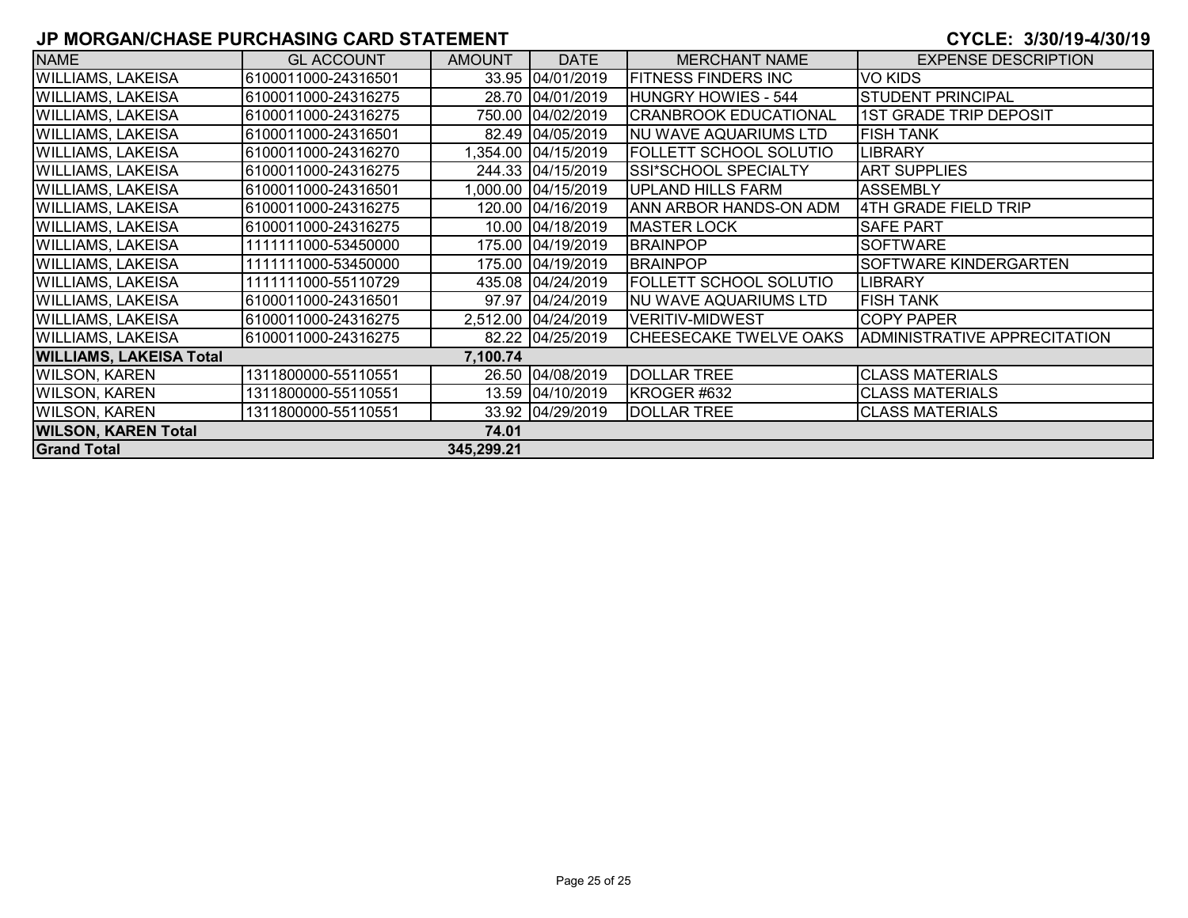## JP MORGAN/CHASE PURCHASING CARD STATEMENT

**CYCLE: 3/30/19-4/30/19**

| NAME | GL ACCOUNT | AMOUNT | DATE | MERCHANT NAME | EXPENSE DESCRIPTION |
|---|---|---|---|---|---|
| WILLIAMS, LAKEISA | 6100011000-24316501 | 33.95 | 04/01/2019 | FITNESS FINDERS INC | VO KIDS |
| WILLIAMS, LAKEISA | 6100011000-24316275 | 28.70 | 04/01/2019 | HUNGRY HOWIES - 544 | STUDENT PRINCIPAL |
| WILLIAMS, LAKEISA | 6100011000-24316275 | 750.00 | 04/02/2019 | CRANBROOK EDUCATIONAL | 1ST GRADE TRIP DEPOSIT |
| WILLIAMS, LAKEISA | 6100011000-24316501 | 82.49 | 04/05/2019 | NU WAVE AQUARIUMS LTD | FISH TANK |
| WILLIAMS, LAKEISA | 6100011000-24316270 | 1,354.00 | 04/15/2019 | FOLLETT SCHOOL SOLUTIO | LIBRARY |
| WILLIAMS, LAKEISA | 6100011000-24316275 | 244.33 | 04/15/2019 | SSI*SCHOOL SPECIALTY | ART SUPPLIES |
| WILLIAMS, LAKEISA | 6100011000-24316501 | 1,000.00 | 04/15/2019 | UPLAND HILLS FARM | ASSEMBLY |
| WILLIAMS, LAKEISA | 6100011000-24316275 | 120.00 | 04/16/2019 | ANN ARBOR HANDS-ON ADM | 4TH GRADE FIELD TRIP |
| WILLIAMS, LAKEISA | 6100011000-24316275 | 10.00 | 04/18/2019 | MASTER LOCK | SAFE PART |
| WILLIAMS, LAKEISA | 1111111000-53450000 | 175.00 | 04/19/2019 | BRAINPOP | SOFTWARE |
| WILLIAMS, LAKEISA | 1111111000-53450000 | 175.00 | 04/19/2019 | BRAINPOP | SOFTWARE KINDERGARTEN |
| WILLIAMS, LAKEISA | 1111111000-55110729 | 435.08 | 04/24/2019 | FOLLETT SCHOOL SOLUTIO | LIBRARY |
| WILLIAMS, LAKEISA | 6100011000-24316501 | 97.97 | 04/24/2019 | NU WAVE AQUARIUMS LTD | FISH TANK |
| WILLIAMS, LAKEISA | 6100011000-24316275 | 2,512.00 | 04/24/2019 | VERITIV-MIDWEST | COPY PAPER |
| WILLIAMS, LAKEISA | 6100011000-24316275 | 82.22 | 04/25/2019 | CHEESECAKE TWELVE OAKS | ADMINISTRATIVE APPRECITATION |
| **WILLIAMS, LAKEISA Total** | | **7,100.74** | | | |
| WILSON, KAREN | 1311800000-55110551 | 26.50 | 04/08/2019 | DOLLAR TREE | CLASS MATERIALS |
| WILSON, KAREN | 1311800000-55110551 | 13.59 | 04/10/2019 | KROGER #632 | CLASS MATERIALS |
| WILSON, KAREN | 1311800000-55110551 | 33.92 | 04/29/2019 | DOLLAR TREE | CLASS MATERIALS |
| **WILSON, KAREN Total** | | **74.01** | | | |
| **Grand Total** | | **345,299.21** | | | |